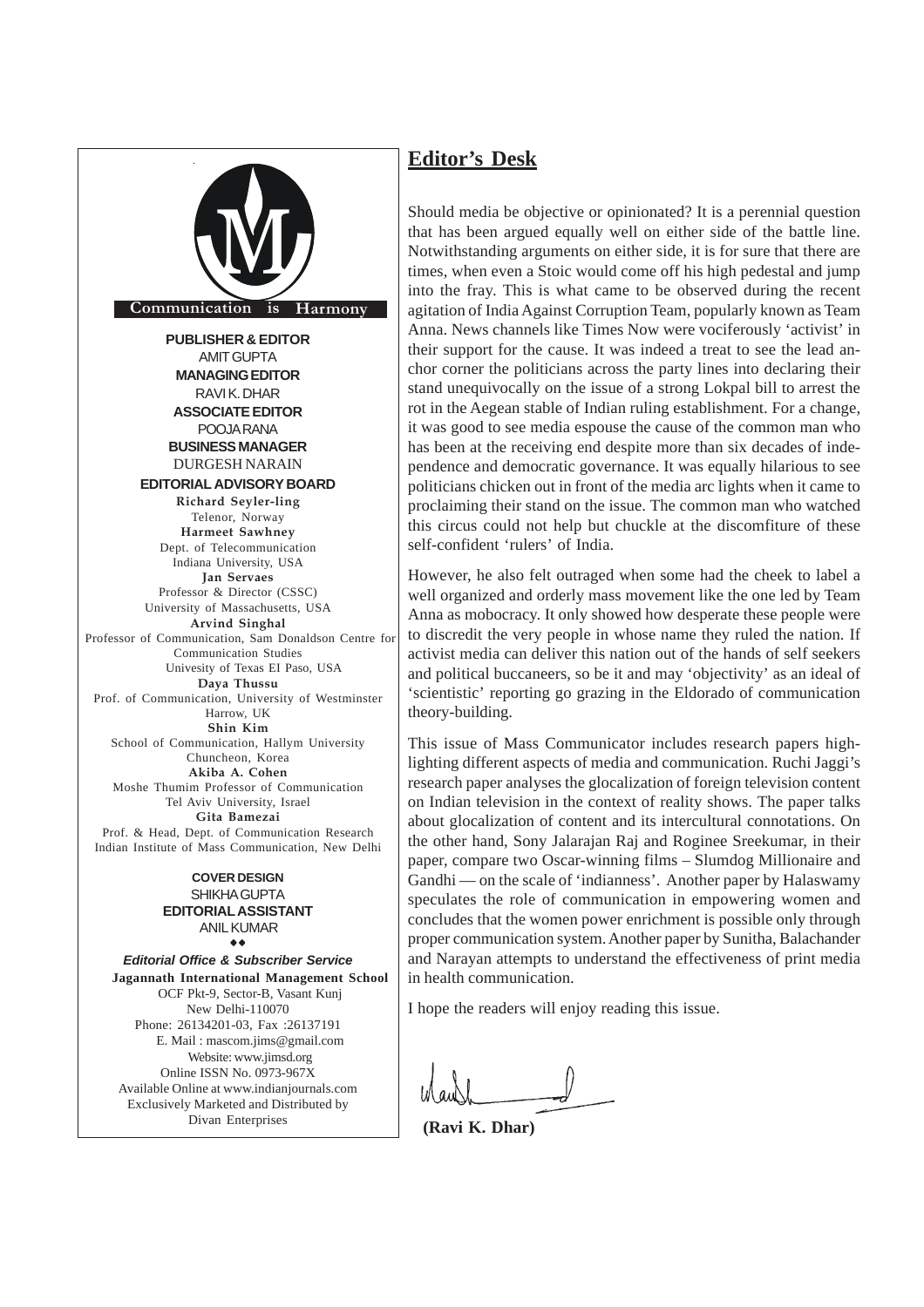Communication is Harmony

**PUBLISHER & EDITOR**
AMIT GUPTA
**MANAGING EDITOR**
RAVI K. DHAR
**ASSOCIATE EDITOR**
POOJA RANA
**BUSINESS MANAGER**
DURGESH NARAIN

**EDITORIAL ADVISORY BOARD**

**Richard Seyler-ling**
Telenor, Norway
**Harmeet Sawhney**
Dept. of Telecommunication
Indiana University, USA
**Jan Servaes**
Professor & Director (CSSC)
University of Massachusetts, USA
**Arvind Singhal**
Professor of Communication, Sam Donaldson Centre for Communication Studies
Univesity of Texas EI Paso, USA
**Daya Thussu**
Prof. of Communication, University of Westminster
Harrow, UK
**Shin Kim**
School of Communication, Hallym University
Chuncheon, Korea
**Akiba A. Cohen**
Moshe Thumim Professor of Communication
Tel Aviv University, Israel
**Gita Bamezai**
Prof. & Head, Dept. of Communication Research
Indian Institute of Mass Communication, New Delhi

**COVER DESIGN**
SHIKHA GUPTA
**EDITORIAL ASSISTANT**
ANIL KUMAR

◆◆

***Editorial Office & Subscriber Service***
**Jagannath International Management School**
OCF Pkt-9, Sector-B, Vasant Kunj
New Delhi-110070
Phone: 26134201-03, Fax :26137191
E. Mail : mascom.jims@gmail.com
Website: www.jimsd.org
Online ISSN No. 0973-967X
Available Online at www.indianjournals.com
Exclusively Marketed and Distributed by
Divan Enterprises

# Editor's Desk

Should media be objective or opinionated? It is a perennial question that has been argued equally well on either side of the battle line. Notwithstanding arguments on either side, it is for sure that there are times, when even a Stoic would come off his high pedestal and jump into the fray. This is what came to be observed during the recent agitation of India Against Corruption Team, popularly known as Team Anna. News channels like Times Now were vociferously 'activist' in their support for the cause. It was indeed a treat to see the lead anchor corner the politicians across the party lines into declaring their stand unequivocally on the issue of a strong Lokpal bill to arrest the rot in the Aegean stable of Indian ruling establishment. For a change, it was good to see media espouse the cause of the common man who has been at the receiving end despite more than six decades of independence and democratic governance. It was equally hilarious to see politicians chicken out in front of the media arc lights when it came to proclaiming their stand on the issue. The common man who watched this circus could not help but chuckle at the discomfiture of these self-confident 'rulers' of India.

However, he also felt outraged when some had the cheek to label a well organized and orderly mass movement like the one led by Team Anna as mobocracy. It only showed how desperate these people were to discredit the very people in whose name they ruled the nation. If activist media can deliver this nation out of the hands of self seekers and political buccaneers, so be it and may 'objectivity' as an ideal of 'scientistic' reporting go grazing in the Eldorado of communication theory-building.

This issue of Mass Communicator includes research papers highlighting different aspects of media and communication. Ruchi Jaggi's research paper analyses the glocalization of foreign television content on Indian television in the context of reality shows. The paper talks about glocalization of content and its intercultural connotations. On the other hand, Sony Jalarajan Raj and Roginee Sreekumar, in their paper, compare two Oscar-winning films – Slumdog Millionaire and Gandhi — on the scale of 'indianness'. Another paper by Halaswamy speculates the role of communication in empowering women and concludes that the women power enrichment is possible only through proper communication system. Another paper by Sunitha, Balachander and Narayan attempts to understand the effectiveness of print media in health communication.

I hope the readers will enjoy reading this issue.

**(Ravi K. Dhar)**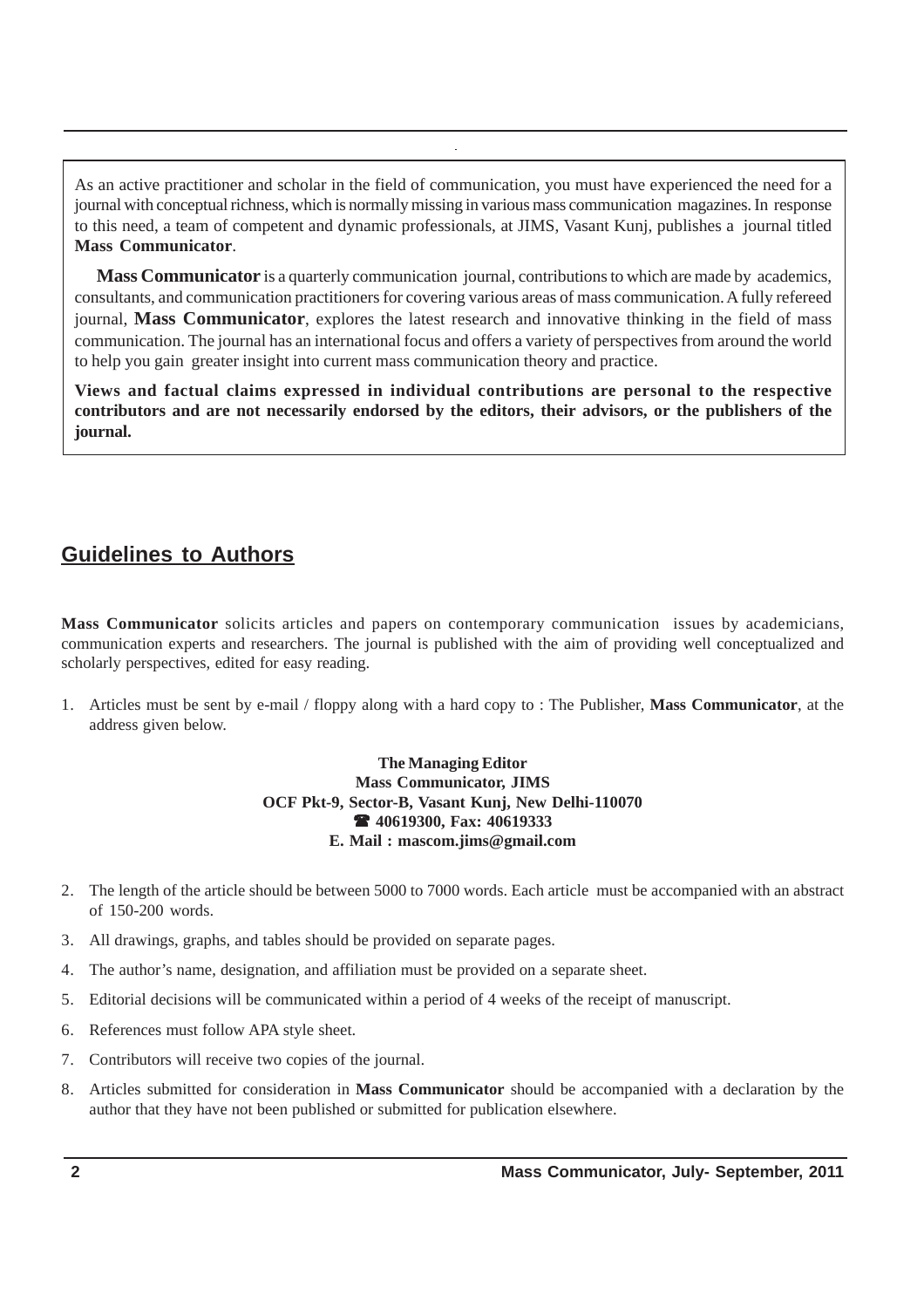As an active practitioner and scholar in the field of communication, you must have experienced the need for a journal with conceptual richness, which is normally missing in various mass communication magazines. In response to this need, a team of competent and dynamic professionals, at JIMS, Vasant Kunj, publishes a journal titled **Mass Communicator**.

**Mass Communicator** is a quarterly communication journal, contributions to which are made by academics, consultants, and communication practitioners for covering various areas of mass communication. A fully refereed journal, **Mass Communicator**, explores the latest research and innovative thinking in the field of mass communication. The journal has an international focus and offers a variety of perspectives from around the world to help you gain greater insight into current mass communication theory and practice.

**Views and factual claims expressed in individual contributions are personal to the respective contributors and are not necessarily endorsed by the editors, their advisors, or the publishers of the journal.**

## Guidelines to Authors

**Mass Communicator** solicits articles and papers on contemporary communication issues by academicians, communication experts and researchers. The journal is published with the aim of providing well conceptualized and scholarly perspectives, edited for easy reading.

1. Articles must be sent by e-mail / floppy along with a hard copy to : The Publisher, **Mass Communicator**, at the address given below.

**The Managing Editor**
**Mass Communicator, JIMS**
**OCF Pkt-9, Sector-B, Vasant Kunj, New Delhi-110070**
**☎ 40619300, Fax: 40619333**
**E. Mail : mascom.jims@gmail.com**

2. The length of the article should be between 5000 to 7000 words. Each article must be accompanied with an abstract of 150-200 words.
3. All drawings, graphs, and tables should be provided on separate pages.
4. The author's name, designation, and affiliation must be provided on a separate sheet.
5. Editorial decisions will be communicated within a period of 4 weeks of the receipt of manuscript.
6. References must follow APA style sheet.
7. Contributors will receive two copies of the journal.
8. Articles submitted for consideration in **Mass Communicator** should be accompanied with a declaration by the author that they have not been published or submitted for publication elsewhere.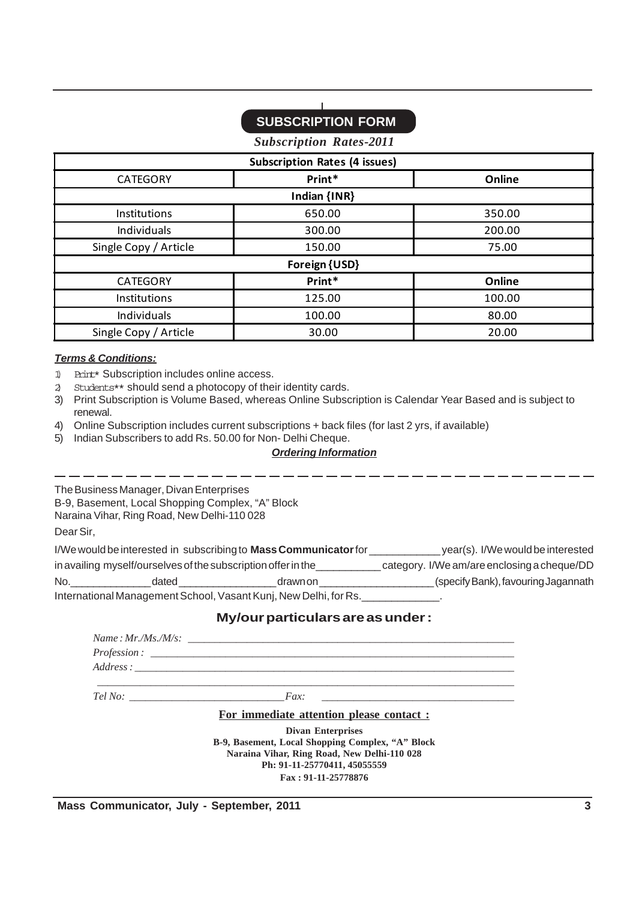# SUBSCRIPTION FORM

*Subscription Rates-2011*

| Subscription Rates (4 issues) | | |
|---|---|---|
| CATEGORY | **Print*** | **Online** |
| **Indian {INR}** | | |
| Institutions | 650.00 | 350.00 |
| Individuals | 300.00 | 200.00 |
| Single Copy / Article | 150.00 | 75.00 |
| **Foreign {USD}** | | |
| CATEGORY | **Print*** | **Online** |
| Institutions | 125.00 | 100.00 |
| Individuals | 100.00 | 80.00 |
| Single Copy / Article | 30.00 | 20.00 |

***Terms & Conditions:***

1) Print* Subscription includes online access.
2) Students** should send a photocopy of their identity cards.
3) Print Subscription is Volume Based, whereas Online Subscription is Calendar Year Based and is subject to renewal.
4) Online Subscription includes current subscriptions + back files (for last 2 yrs, if available)
5) Indian Subscribers to add Rs. 50.00 for Non- Delhi Cheque.

***Ordering Information***

---

The Business Manager, Divan Enterprises
B-9, Basement, Local Shopping Complex, "A" Block
Naraina Vihar, Ring Road, New Delhi-110 028

Dear Sir,

I/We would be interested in subscribing to **Mass Communicator** for ____________ year(s). I/We would be interested in availing myself/ourselves of the subscription offer in the___________ category. I/We am/are enclosing a cheque/DD No._____________ dated ________________ drawn on ___________________ (specify Bank), favouring Jagannath International Management School, Vasant Kunj, New Delhi, for Rs._____________.

## My/our particulars are as under :

*Name : Mr./Ms./M/s:* ____________________________________________________________

*Profession :* ____________________________________________________________

*Address :* ____________________________________________________________

____________________________________________________________

*Tel No:* ____________________________ *Fax:* ____________________________

**For immediate attention please contact :**

**Divan Enterprises**
**B-9, Basement, Local Shopping Complex, "A" Block**
**Naraina Vihar, Ring Road, New Delhi-110 028**
**Ph: 91-11-25770411, 45055559**
**Fax : 91-11-25778876**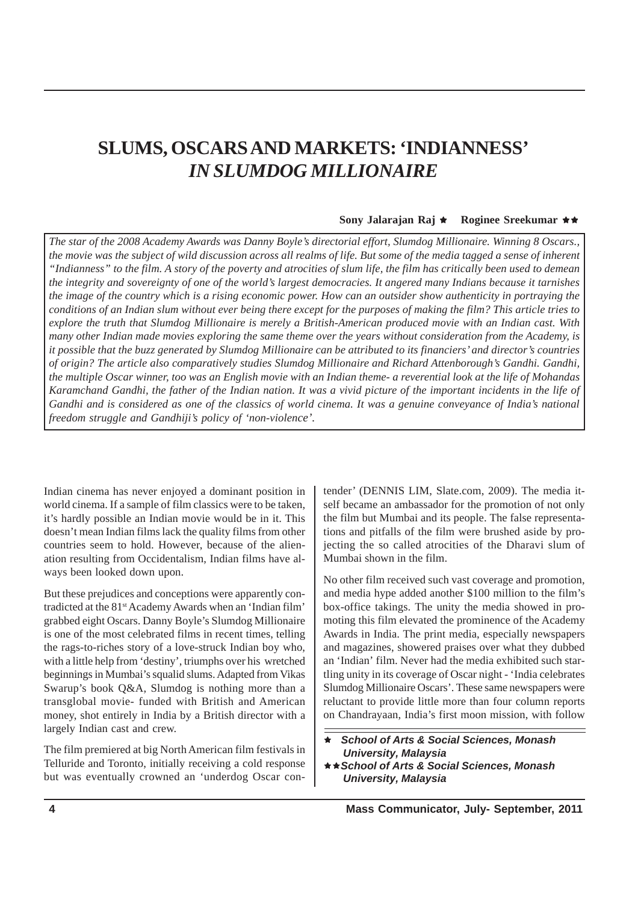# SLUMS, OSCARS AND MARKETS: 'INDIANNESS' *IN SLUMDOG MILLIONAIRE*

**Sony Jalarajan Raj** ★ **Roginee Sreekumar** ★★

*The star of the 2008 Academy Awards was Danny Boyle's directorial effort, Slumdog Millionaire. Winning 8 Oscars., the movie was the subject of wild discussion across all realms of life. But some of the media tagged a sense of inherent "Indianness" to the film. A story of the poverty and atrocities of slum life, the film has critically been used to demean the integrity and sovereignty of one of the world's largest democracies. It angered many Indians because it tarnishes the image of the country which is a rising economic power. How can an outsider show authenticity in portraying the conditions of an Indian slum without ever being there except for the purposes of making the film? This article tries to explore the truth that Slumdog Millionaire is merely a British-American produced movie with an Indian cast. With many other Indian made movies exploring the same theme over the years without consideration from the Academy, is it possible that the buzz generated by Slumdog Millionaire can be attributed to its financiers' and director's countries of origin? The article also comparatively studies Slumdog Millionaire and Richard Attenborough's Gandhi. Gandhi, the multiple Oscar winner, too was an English movie with an Indian theme- a reverential look at the life of Mohandas Karamchand Gandhi, the father of the Indian nation. It was a vivid picture of the important incidents in the life of Gandhi and is considered as one of the classics of world cinema. It was a genuine conveyance of India's national freedom struggle and Gandhiji's policy of 'non-violence'.*

Indian cinema has never enjoyed a dominant position in world cinema. If a sample of film classics were to be taken, it's hardly possible an Indian movie would be in it. This doesn't mean Indian films lack the quality films from other countries seem to hold. However, because of the alienation resulting from Occidentalism, Indian films have always been looked down upon.

But these prejudices and conceptions were apparently contradicted at the 81st Academy Awards when an 'Indian film' grabbed eight Oscars. Danny Boyle's Slumdog Millionaire is one of the most celebrated films in recent times, telling the rags-to-riches story of a love-struck Indian boy who, with a little help from 'destiny', triumphs over his wretched beginnings in Mumbai's squalid slums. Adapted from Vikas Swarup's book Q&A, Slumdog is nothing more than a transglobal movie- funded with British and American money, shot entirely in India by a British director with a largely Indian cast and crew.

The film premiered at big North American film festivals in Telluride and Toronto, initially receiving a cold response but was eventually crowned an 'underdog Oscar contender' (DENNIS LIM, Slate.com, 2009). The media itself became an ambassador for the promotion of not only the film but Mumbai and its people. The false representations and pitfalls of the film were brushed aside by projecting the so called atrocities of the Dharavi slum of Mumbai shown in the film.

No other film received such vast coverage and promotion, and media hype added another $100 million to the film's box-office takings. The unity the media showed in promoting this film elevated the prominence of the Academy Awards in India. The print media, especially newspapers and magazines, showered praises over what they dubbed an 'Indian' film. Never had the media exhibited such startling unity in its coverage of Oscar night - 'India celebrates Slumdog Millionaire Oscars'. These same newspapers were reluctant to provide little more than four column reports on Chandrayaan, India's first moon mission, with follow

★ *School of Arts & Social Sciences, Monash University, Malaysia*

★★ *School of Arts & Social Sciences, Monash University, Malaysia*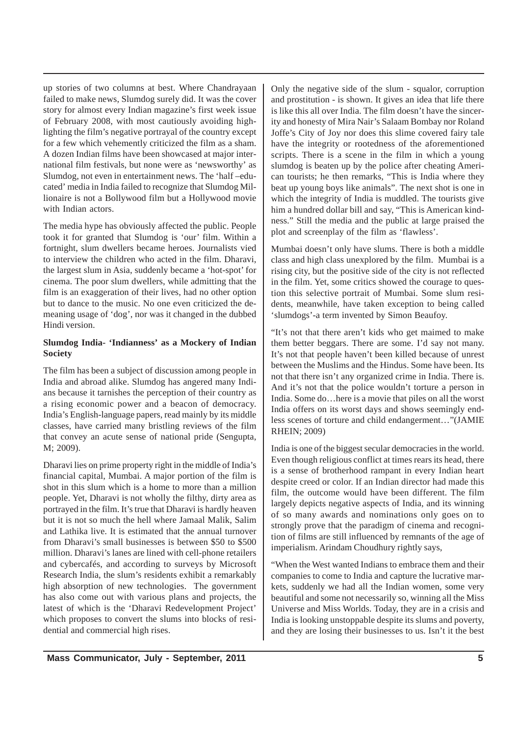up stories of two columns at best. Where Chandrayaan failed to make news, Slumdog surely did. It was the cover story for almost every Indian magazine's first week issue of February 2008, with most cautiously avoiding highlighting the film's negative portrayal of the country except for a few which vehemently criticized the film as a sham. A dozen Indian films have been showcased at major international film festivals, but none were as 'newsworthy' as Slumdog, not even in entertainment news. The 'half –educated' media in India failed to recognize that Slumdog Millionaire is not a Bollywood film but a Hollywood movie with Indian actors.

The media hype has obviously affected the public. People took it for granted that Slumdog is 'our' film. Within a fortnight, slum dwellers became heroes. Journalists vied to interview the children who acted in the film. Dharavi, the largest slum in Asia, suddenly became a 'hot-spot' for cinema. The poor slum dwellers, while admitting that the film is an exaggeration of their lives, had no other option but to dance to the music. No one even criticized the demeaning usage of 'dog', nor was it changed in the dubbed Hindi version.

**Slumdog India- 'Indianness' as a Mockery of Indian Society**

The film has been a subject of discussion among people in India and abroad alike. Slumdog has angered many Indians because it tarnishes the perception of their country as a rising economic power and a beacon of democracy. India's English-language papers, read mainly by its middle classes, have carried many bristling reviews of the film that convey an acute sense of national pride (Sengupta, M; 2009).

Dharavi lies on prime property right in the middle of India's financial capital, Mumbai. A major portion of the film is shot in this slum which is a home to more than a million people. Yet, Dharavi is not wholly the filthy, dirty area as portrayed in the film. It's true that Dharavi is hardly heaven but it is not so much the hell where Jamaal Malik, Salim and Lathika live. It is estimated that the annual turnover from Dharavi's small businesses is between \$50 to \$500 million. Dharavi's lanes are lined with cell-phone retailers and cybercafés, and according to surveys by Microsoft Research India, the slum's residents exhibit a remarkably high absorption of new technologies. The government has also come out with various plans and projects, the latest of which is the 'Dharavi Redevelopment Project' which proposes to convert the slums into blocks of residential and commercial high rises.

Only the negative side of the slum - squalor, corruption and prostitution - is shown. It gives an idea that life there is like this all over India. The film doesn't have the sincerity and honesty of Mira Nair's Salaam Bombay nor Roland Joffe's City of Joy nor does this slime covered fairy tale have the integrity or rootedness of the aforementioned scripts. There is a scene in the film in which a young slumdog is beaten up by the police after cheating American tourists; he then remarks, "This is India where they beat up young boys like animals". The next shot is one in which the integrity of India is muddled. The tourists give him a hundred dollar bill and say, "This is American kindness." Still the media and the public at large praised the plot and screenplay of the film as 'flawless'.

Mumbai doesn't only have slums. There is both a middle class and high class unexplored by the film. Mumbai is a rising city, but the positive side of the city is not reflected in the film. Yet, some critics showed the courage to question this selective portrait of Mumbai. Some slum residents, meanwhile, have taken exception to being called 'slumdogs'-a term invented by Simon Beaufoy.

"It's not that there aren't kids who get maimed to make them better beggars. There are some. I'd say not many. It's not that people haven't been killed because of unrest between the Muslims and the Hindus. Some have been. Its not that there isn't any organized crime in India. There is. And it's not that the police wouldn't torture a person in India. Some do…here is a movie that piles on all the worst India offers on its worst days and shows seemingly endless scenes of torture and child endangerment…"(JAMIE RHEIN; 2009)

India is one of the biggest secular democracies in the world. Even though religious conflict at times rears its head, there is a sense of brotherhood rampant in every Indian heart despite creed or color. If an Indian director had made this film, the outcome would have been different. The film largely depicts negative aspects of India, and its winning of so many awards and nominations only goes on to strongly prove that the paradigm of cinema and recognition of films are still influenced by remnants of the age of imperialism. Arindam Choudhury rightly says,

"When the West wanted Indians to embrace them and their companies to come to India and capture the lucrative markets, suddenly we had all the Indian women, some very beautiful and some not necessarily so, winning all the Miss Universe and Miss Worlds. Today, they are in a crisis and India is looking unstoppable despite its slums and poverty, and they are losing their businesses to us. Isn't it the best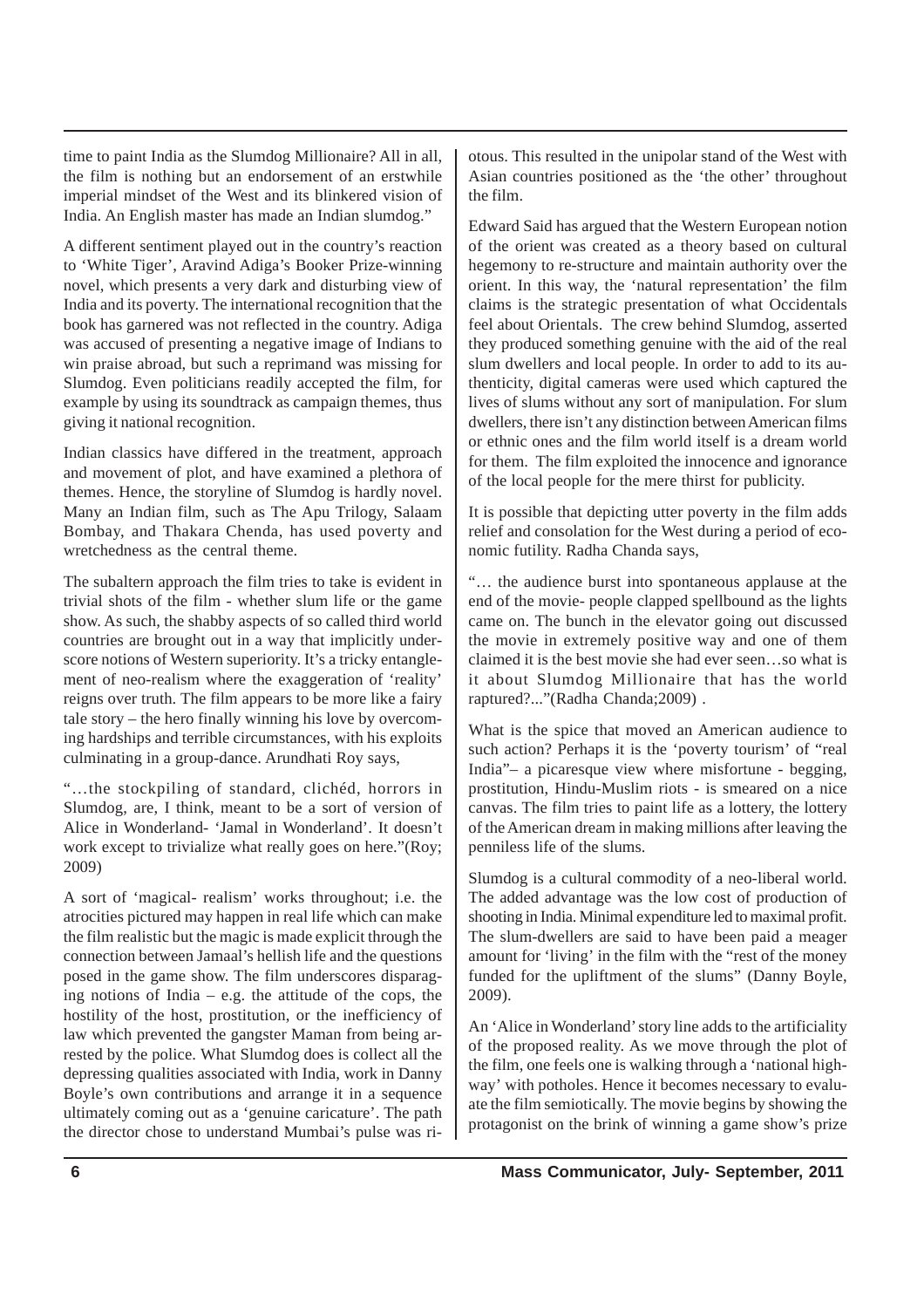time to paint India as the Slumdog Millionaire? All in all, the film is nothing but an endorsement of an erstwhile imperial mindset of the West and its blinkered vision of India. An English master has made an Indian slumdog."

A different sentiment played out in the country's reaction to 'White Tiger', Aravind Adiga's Booker Prize-winning novel, which presents a very dark and disturbing view of India and its poverty. The international recognition that the book has garnered was not reflected in the country. Adiga was accused of presenting a negative image of Indians to win praise abroad, but such a reprimand was missing for Slumdog. Even politicians readily accepted the film, for example by using its soundtrack as campaign themes, thus giving it national recognition.

Indian classics have differed in the treatment, approach and movement of plot, and have examined a plethora of themes. Hence, the storyline of Slumdog is hardly novel. Many an Indian film, such as The Apu Trilogy, Salaam Bombay, and Thakara Chenda, has used poverty and wretchedness as the central theme.

The subaltern approach the film tries to take is evident in trivial shots of the film - whether slum life or the game show. As such, the shabby aspects of so called third world countries are brought out in a way that implicitly underscore notions of Western superiority. It's a tricky entanglement of neo-realism where the exaggeration of 'reality' reigns over truth. The film appears to be more like a fairy tale story – the hero finally winning his love by overcoming hardships and terrible circumstances, with his exploits culminating in a group-dance. Arundhati Roy says,

"…the stockpiling of standard, clichéd, horrors in Slumdog, are, I think, meant to be a sort of version of Alice in Wonderland- 'Jamal in Wonderland'. It doesn't work except to trivialize what really goes on here."(Roy; 2009)

A sort of 'magical- realism' works throughout; i.e. the atrocities pictured may happen in real life which can make the film realistic but the magic is made explicit through the connection between Jamaal's hellish life and the questions posed in the game show. The film underscores disparaging notions of India – e.g. the attitude of the cops, the hostility of the host, prostitution, or the inefficiency of law which prevented the gangster Maman from being arrested by the police. What Slumdog does is collect all the depressing qualities associated with India, work in Danny Boyle's own contributions and arrange it in a sequence ultimately coming out as a 'genuine caricature'. The path the director chose to understand Mumbai's pulse was riotous. This resulted in the unipolar stand of the West with Asian countries positioned as the 'the other' throughout the film.

Edward Said has argued that the Western European notion of the orient was created as a theory based on cultural hegemony to re-structure and maintain authority over the orient. In this way, the 'natural representation' the film claims is the strategic presentation of what Occidentals feel about Orientals. The crew behind Slumdog, asserted they produced something genuine with the aid of the real slum dwellers and local people. In order to add to its authenticity, digital cameras were used which captured the lives of slums without any sort of manipulation. For slum dwellers, there isn't any distinction between American films or ethnic ones and the film world itself is a dream world for them. The film exploited the innocence and ignorance of the local people for the mere thirst for publicity.

It is possible that depicting utter poverty in the film adds relief and consolation for the West during a period of economic futility. Radha Chanda says,

"… the audience burst into spontaneous applause at the end of the movie- people clapped spellbound as the lights came on. The bunch in the elevator going out discussed the movie in extremely positive way and one of them claimed it is the best movie she had ever seen…so what is it about Slumdog Millionaire that has the world raptured?..."(Radha Chanda;2009) .

What is the spice that moved an American audience to such action? Perhaps it is the 'poverty tourism' of "real India"– a picaresque view where misfortune - begging, prostitution, Hindu-Muslim riots - is smeared on a nice canvas. The film tries to paint life as a lottery, the lottery of the American dream in making millions after leaving the penniless life of the slums.

Slumdog is a cultural commodity of a neo-liberal world. The added advantage was the low cost of production of shooting in India. Minimal expenditure led to maximal profit. The slum-dwellers are said to have been paid a meager amount for 'living' in the film with the "rest of the money funded for the upliftment of the slums" (Danny Boyle, 2009).

An 'Alice in Wonderland' story line adds to the artificiality of the proposed reality. As we move through the plot of the film, one feels one is walking through a 'national highway' with potholes. Hence it becomes necessary to evaluate the film semiotically. The movie begins by showing the protagonist on the brink of winning a game show's prize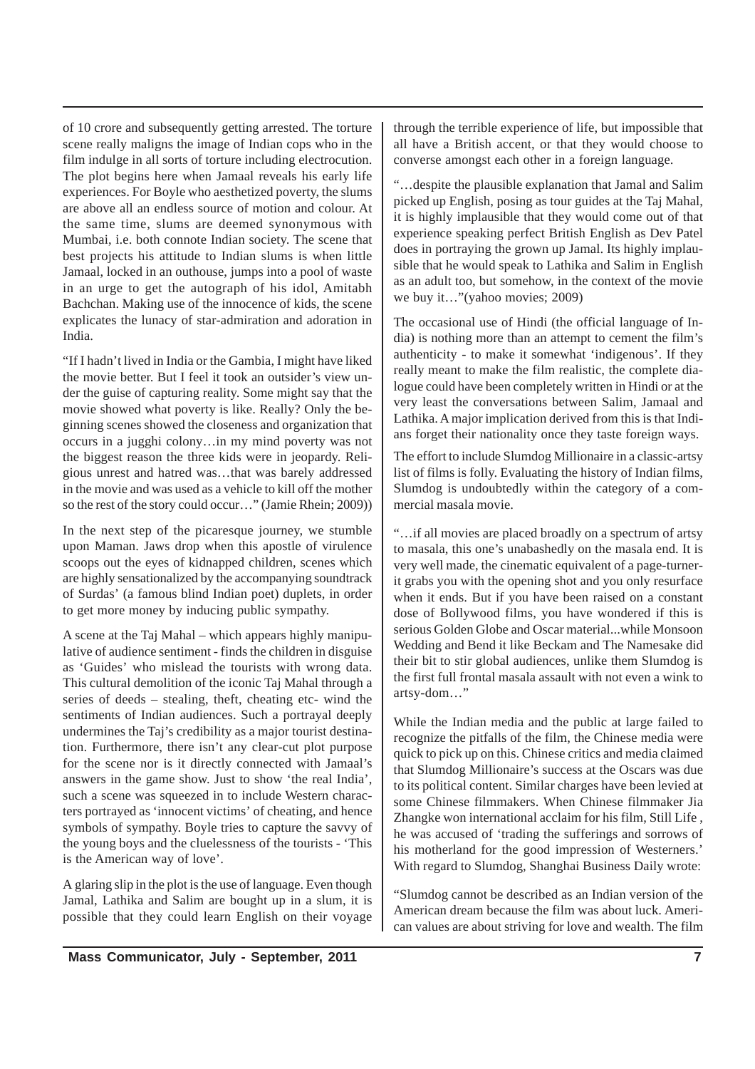of 10 crore and subsequently getting arrested. The torture scene really maligns the image of Indian cops who in the film indulge in all sorts of torture including electrocution. The plot begins here when Jamaal reveals his early life experiences. For Boyle who aesthetized poverty, the slums are above all an endless source of motion and colour. At the same time, slums are deemed synonymous with Mumbai, i.e. both connote Indian society. The scene that best projects his attitude to Indian slums is when little Jamaal, locked in an outhouse, jumps into a pool of waste in an urge to get the autograph of his idol, Amitabh Bachchan. Making use of the innocence of kids, the scene explicates the lunacy of star-admiration and adoration in India.

"If I hadn't lived in India or the Gambia, I might have liked the movie better. But I feel it took an outsider's view under the guise of capturing reality. Some might say that the movie showed what poverty is like. Really? Only the beginning scenes showed the closeness and organization that occurs in a jugghi colony…in my mind poverty was not the biggest reason the three kids were in jeopardy. Religious unrest and hatred was…that was barely addressed in the movie and was used as a vehicle to kill off the mother so the rest of the story could occur…" (Jamie Rhein; 2009))

In the next step of the picaresque journey, we stumble upon Maman. Jaws drop when this apostle of virulence scoops out the eyes of kidnapped children, scenes which are highly sensationalized by the accompanying soundtrack of Surdas' (a famous blind Indian poet) duplets, in order to get more money by inducing public sympathy.

A scene at the Taj Mahal – which appears highly manipulative of audience sentiment - finds the children in disguise as 'Guides' who mislead the tourists with wrong data. This cultural demolition of the iconic Taj Mahal through a series of deeds – stealing, theft, cheating etc- wind the sentiments of Indian audiences. Such a portrayal deeply undermines the Taj's credibility as a major tourist destination. Furthermore, there isn't any clear-cut plot purpose for the scene nor is it directly connected with Jamaal's answers in the game show. Just to show 'the real India', such a scene was squeezed in to include Western characters portrayed as 'innocent victims' of cheating, and hence symbols of sympathy. Boyle tries to capture the savvy of the young boys and the cluelessness of the tourists - 'This is the American way of love'.

A glaring slip in the plot is the use of language. Even though Jamal, Lathika and Salim are bought up in a slum, it is possible that they could learn English on their voyage through the terrible experience of life, but impossible that all have a British accent, or that they would choose to converse amongst each other in a foreign language.

"…despite the plausible explanation that Jamal and Salim picked up English, posing as tour guides at the Taj Mahal, it is highly implausible that they would come out of that experience speaking perfect British English as Dev Patel does in portraying the grown up Jamal. Its highly implausible that he would speak to Lathika and Salim in English as an adult too, but somehow, in the context of the movie we buy it…"(yahoo movies; 2009)

The occasional use of Hindi (the official language of India) is nothing more than an attempt to cement the film's authenticity - to make it somewhat 'indigenous'. If they really meant to make the film realistic, the complete dialogue could have been completely written in Hindi or at the very least the conversations between Salim, Jamaal and Lathika. A major implication derived from this is that Indians forget their nationality once they taste foreign ways.

The effort to include Slumdog Millionaire in a classic-artsy list of films is folly. Evaluating the history of Indian films, Slumdog is undoubtedly within the category of a commercial masala movie.

"…if all movies are placed broadly on a spectrum of artsy to masala, this one's unabashedly on the masala end. It is very well made, the cinematic equivalent of a page-turner-it grabs you with the opening shot and you only resurface when it ends. But if you have been raised on a constant dose of Bollywood films, you have wondered if this is serious Golden Globe and Oscar material...while Monsoon Wedding and Bend it like Beckam and The Namesake did their bit to stir global audiences, unlike them Slumdog is the first full frontal masala assault with not even a wink to artsy-dom…"

While the Indian media and the public at large failed to recognize the pitfalls of the film, the Chinese media were quick to pick up on this. Chinese critics and media claimed that Slumdog Millionaire's success at the Oscars was due to its political content. Similar charges have been levied at some Chinese filmmakers. When Chinese filmmaker Jia Zhangke won international acclaim for his film, Still Life , he was accused of 'trading the sufferings and sorrows of his motherland for the good impression of Westerners.' With regard to Slumdog, Shanghai Business Daily wrote:

"Slumdog cannot be described as an Indian version of the American dream because the film was about luck. American values are about striving for love and wealth. The film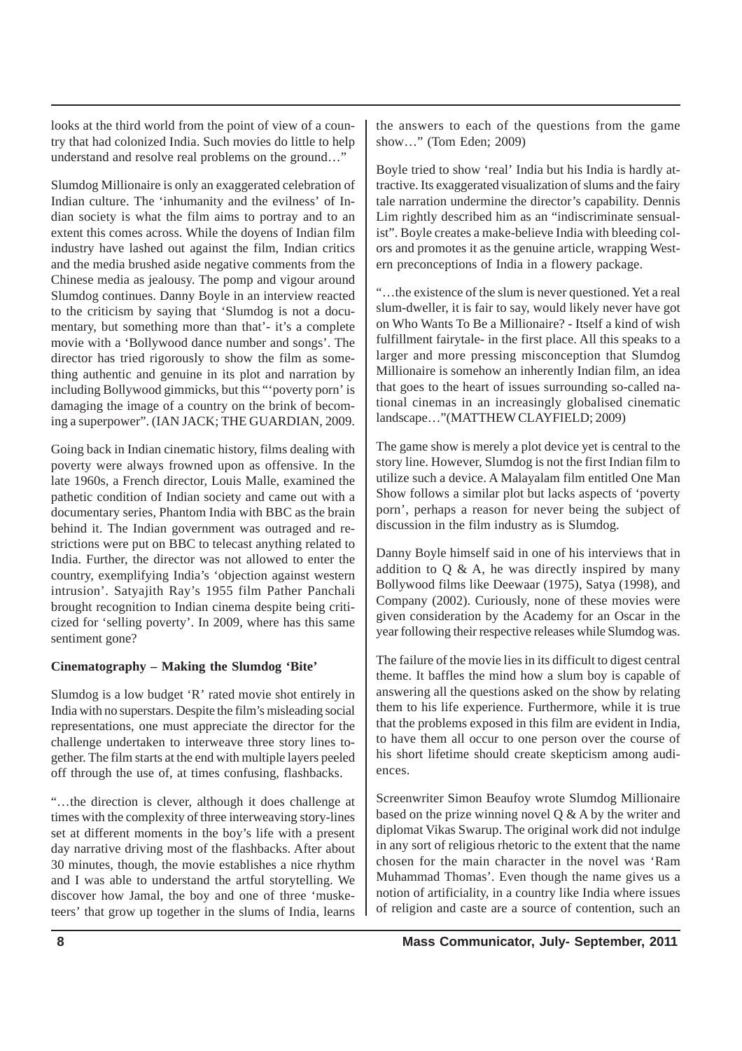looks at the third world from the point of view of a country that had colonized India. Such movies do little to help understand and resolve real problems on the ground…"

Slumdog Millionaire is only an exaggerated celebration of Indian culture. The 'inhumanity and the evilness' of Indian society is what the film aims to portray and to an extent this comes across. While the doyens of Indian film industry have lashed out against the film, Indian critics and the media brushed aside negative comments from the Chinese media as jealousy. The pomp and vigour around Slumdog continues. Danny Boyle in an interview reacted to the criticism by saying that 'Slumdog is not a documentary, but something more than that'- it's a complete movie with a 'Bollywood dance number and songs'. The director has tried rigorously to show the film as something authentic and genuine in its plot and narration by including Bollywood gimmicks, but this "'poverty porn' is damaging the image of a country on the brink of becoming a superpower". (IAN JACK; THE GUARDIAN, 2009.

Going back in Indian cinematic history, films dealing with poverty were always frowned upon as offensive. In the late 1960s, a French director, Louis Malle, examined the pathetic condition of Indian society and came out with a documentary series, Phantom India with BBC as the brain behind it. The Indian government was outraged and restrictions were put on BBC to telecast anything related to India. Further, the director was not allowed to enter the country, exemplifying India's 'objection against western intrusion'. Satyajith Ray's 1955 film Pather Panchali brought recognition to Indian cinema despite being criticized for 'selling poverty'. In 2009, where has this same sentiment gone?

**Cinematography – Making the Slumdog 'Bite'**

Slumdog is a low budget 'R' rated movie shot entirely in India with no superstars. Despite the film's misleading social representations, one must appreciate the director for the challenge undertaken to interweave three story lines together. The film starts at the end with multiple layers peeled off through the use of, at times confusing, flashbacks.

"…the direction is clever, although it does challenge at times with the complexity of three interweaving story-lines set at different moments in the boy's life with a present day narrative driving most of the flashbacks. After about 30 minutes, though, the movie establishes a nice rhythm and I was able to understand the artful storytelling. We discover how Jamal, the boy and one of three 'musketeers' that grow up together in the slums of India, learns the answers to each of the questions from the game show…" (Tom Eden; 2009)

Boyle tried to show 'real' India but his India is hardly attractive. Its exaggerated visualization of slums and the fairy tale narration undermine the director's capability. Dennis Lim rightly described him as an "indiscriminate sensualist". Boyle creates a make-believe India with bleeding colors and promotes it as the genuine article, wrapping Western preconceptions of India in a flowery package.

"…the existence of the slum is never questioned. Yet a real slum-dweller, it is fair to say, would likely never have got on Who Wants To Be a Millionaire? - Itself a kind of wish fulfillment fairytale- in the first place. All this speaks to a larger and more pressing misconception that Slumdog Millionaire is somehow an inherently Indian film, an idea that goes to the heart of issues surrounding so-called national cinemas in an increasingly globalised cinematic landscape…"(MATTHEW CLAYFIELD; 2009)

The game show is merely a plot device yet is central to the story line. However, Slumdog is not the first Indian film to utilize such a device. A Malayalam film entitled One Man Show follows a similar plot but lacks aspects of 'poverty porn', perhaps a reason for never being the subject of discussion in the film industry as is Slumdog.

Danny Boyle himself said in one of his interviews that in addition to Q & A, he was directly inspired by many Bollywood films like Deewaar (1975), Satya (1998), and Company (2002). Curiously, none of these movies were given consideration by the Academy for an Oscar in the year following their respective releases while Slumdog was.

The failure of the movie lies in its difficult to digest central theme. It baffles the mind how a slum boy is capable of answering all the questions asked on the show by relating them to his life experience. Furthermore, while it is true that the problems exposed in this film are evident in India, to have them all occur to one person over the course of his short lifetime should create skepticism among audiences.

Screenwriter Simon Beaufoy wrote Slumdog Millionaire based on the prize winning novel Q & A by the writer and diplomat Vikas Swarup. The original work did not indulge in any sort of religious rhetoric to the extent that the name chosen for the main character in the novel was 'Ram Muhammad Thomas'. Even though the name gives us a notion of artificiality, in a country like India where issues of religion and caste are a source of contention, such an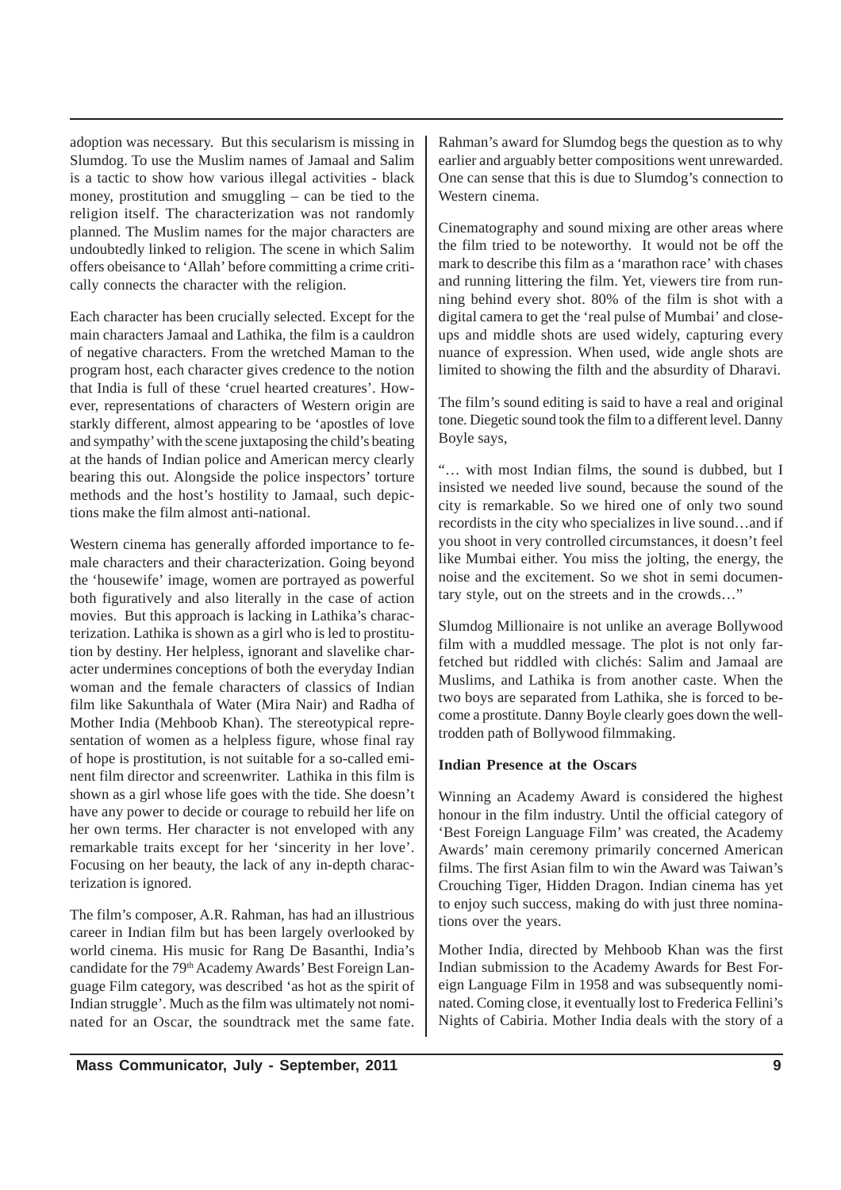adoption was necessary. But this secularism is missing in Slumdog. To use the Muslim names of Jamaal and Salim is a tactic to show how various illegal activities - black money, prostitution and smuggling – can be tied to the religion itself. The characterization was not randomly planned. The Muslim names for the major characters are undoubtedly linked to religion. The scene in which Salim offers obeisance to 'Allah' before committing a crime critically connects the character with the religion.

Each character has been crucially selected. Except for the main characters Jamaal and Lathika, the film is a cauldron of negative characters. From the wretched Maman to the program host, each character gives credence to the notion that India is full of these 'cruel hearted creatures'. However, representations of characters of Western origin are starkly different, almost appearing to be 'apostles of love and sympathy' with the scene juxtaposing the child's beating at the hands of Indian police and American mercy clearly bearing this out. Alongside the police inspectors' torture methods and the host's hostility to Jamaal, such depictions make the film almost anti-national.

Western cinema has generally afforded importance to female characters and their characterization. Going beyond the 'housewife' image, women are portrayed as powerful both figuratively and also literally in the case of action movies. But this approach is lacking in Lathika's characterization. Lathika is shown as a girl who is led to prostitution by destiny. Her helpless, ignorant and slavelike character undermines conceptions of both the everyday Indian woman and the female characters of classics of Indian film like Sakunthala of Water (Mira Nair) and Radha of Mother India (Mehboob Khan). The stereotypical representation of women as a helpless figure, whose final ray of hope is prostitution, is not suitable for a so-called eminent film director and screenwriter. Lathika in this film is shown as a girl whose life goes with the tide. She doesn't have any power to decide or courage to rebuild her life on her own terms. Her character is not enveloped with any remarkable traits except for her 'sincerity in her love'. Focusing on her beauty, the lack of any in-depth characterization is ignored.

The film's composer, A.R. Rahman, has had an illustrious career in Indian film but has been largely overlooked by world cinema. His music for Rang De Basanthi, India's candidate for the 79th Academy Awards' Best Foreign Language Film category, was described 'as hot as the spirit of Indian struggle'. Much as the film was ultimately not nominated for an Oscar, the soundtrack met the same fate. Rahman's award for Slumdog begs the question as to why earlier and arguably better compositions went unrewarded. One can sense that this is due to Slumdog's connection to Western cinema.

Cinematography and sound mixing are other areas where the film tried to be noteworthy. It would not be off the mark to describe this film as a 'marathon race' with chases and running littering the film. Yet, viewers tire from running behind every shot. 80% of the film is shot with a digital camera to get the 'real pulse of Mumbai' and close-ups and middle shots are used widely, capturing every nuance of expression. When used, wide angle shots are limited to showing the filth and the absurdity of Dharavi.

The film's sound editing is said to have a real and original tone. Diegetic sound took the film to a different level. Danny Boyle says,

"… with most Indian films, the sound is dubbed, but I insisted we needed live sound, because the sound of the city is remarkable. So we hired one of only two sound recordists in the city who specializes in live sound…and if you shoot in very controlled circumstances, it doesn't feel like Mumbai either. You miss the jolting, the energy, the noise and the excitement. So we shot in semi documentary style, out on the streets and in the crowds…"

Slumdog Millionaire is not unlike an average Bollywood film with a muddled message. The plot is not only far-fetched but riddled with clichés: Salim and Jamaal are Muslims, and Lathika is from another caste. When the two boys are separated from Lathika, she is forced to become a prostitute. Danny Boyle clearly goes down the well-trodden path of Bollywood filmmaking.

**Indian Presence at the Oscars**

Winning an Academy Award is considered the highest honour in the film industry. Until the official category of 'Best Foreign Language Film' was created, the Academy Awards' main ceremony primarily concerned American films. The first Asian film to win the Award was Taiwan's Crouching Tiger, Hidden Dragon. Indian cinema has yet to enjoy such success, making do with just three nominations over the years.

Mother India, directed by Mehboob Khan was the first Indian submission to the Academy Awards for Best Foreign Language Film in 1958 and was subsequently nominated. Coming close, it eventually lost to Frederica Fellini's Nights of Cabiria. Mother India deals with the story of a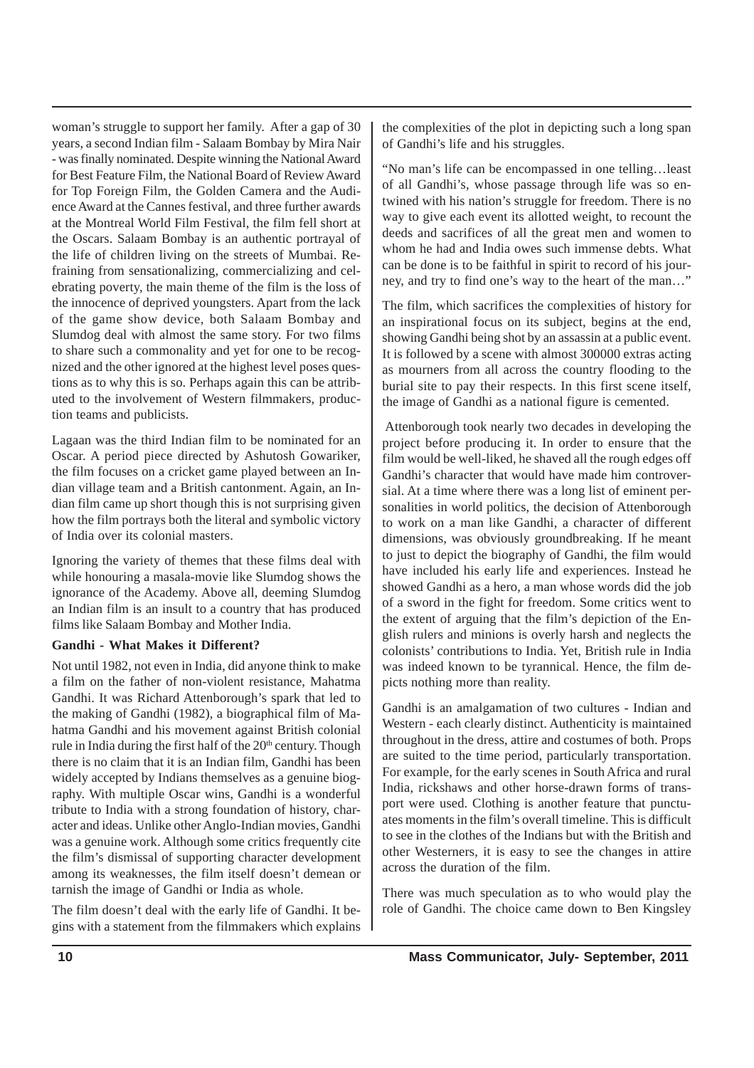woman's struggle to support her family. After a gap of 30 years, a second Indian film - Salaam Bombay by Mira Nair - was finally nominated. Despite winning the National Award for Best Feature Film, the National Board of Review Award for Top Foreign Film, the Golden Camera and the Audience Award at the Cannes festival, and three further awards at the Montreal World Film Festival, the film fell short at the Oscars. Salaam Bombay is an authentic portrayal of the life of children living on the streets of Mumbai. Refraining from sensationalizing, commercializing and celebrating poverty, the main theme of the film is the loss of the innocence of deprived youngsters. Apart from the lack of the game show device, both Salaam Bombay and Slumdog deal with almost the same story. For two films to share such a commonality and yet for one to be recognized and the other ignored at the highest level poses questions as to why this is so. Perhaps again this can be attributed to the involvement of Western filmmakers, production teams and publicists.

Lagaan was the third Indian film to be nominated for an Oscar. A period piece directed by Ashutosh Gowariker, the film focuses on a cricket game played between an Indian village team and a British cantonment. Again, an Indian film came up short though this is not surprising given how the film portrays both the literal and symbolic victory of India over its colonial masters.

Ignoring the variety of themes that these films deal with while honouring a masala-movie like Slumdog shows the ignorance of the Academy. Above all, deeming Slumdog an Indian film is an insult to a country that has produced films like Salaam Bombay and Mother India.

**Gandhi - What Makes it Different?**

Not until 1982, not even in India, did anyone think to make a film on the father of non-violent resistance, Mahatma Gandhi. It was Richard Attenborough's spark that led to the making of Gandhi (1982), a biographical film of Mahatma Gandhi and his movement against British colonial rule in India during the first half of the 20th century. Though there is no claim that it is an Indian film, Gandhi has been widely accepted by Indians themselves as a genuine biography. With multiple Oscar wins, Gandhi is a wonderful tribute to India with a strong foundation of history, character and ideas. Unlike other Anglo-Indian movies, Gandhi was a genuine work. Although some critics frequently cite the film's dismissal of supporting character development among its weaknesses, the film itself doesn't demean or tarnish the image of Gandhi or India as whole.

The film doesn't deal with the early life of Gandhi. It begins with a statement from the filmmakers which explains the complexities of the plot in depicting such a long span of Gandhi's life and his struggles.

"No man's life can be encompassed in one telling…least of all Gandhi's, whose passage through life was so entwined with his nation's struggle for freedom. There is no way to give each event its allotted weight, to recount the deeds and sacrifices of all the great men and women to whom he had and India owes such immense debts. What can be done is to be faithful in spirit to record of his journey, and try to find one's way to the heart of the man…"

The film, which sacrifices the complexities of history for an inspirational focus on its subject, begins at the end, showing Gandhi being shot by an assassin at a public event. It is followed by a scene with almost 300000 extras acting as mourners from all across the country flooding to the burial site to pay their respects. In this first scene itself, the image of Gandhi as a national figure is cemented.

Attenborough took nearly two decades in developing the project before producing it. In order to ensure that the film would be well-liked, he shaved all the rough edges off Gandhi's character that would have made him controversial. At a time where there was a long list of eminent personalities in world politics, the decision of Attenborough to work on a man like Gandhi, a character of different dimensions, was obviously groundbreaking. If he meant to just to depict the biography of Gandhi, the film would have included his early life and experiences. Instead he showed Gandhi as a hero, a man whose words did the job of a sword in the fight for freedom. Some critics went to the extent of arguing that the film's depiction of the English rulers and minions is overly harsh and neglects the colonists' contributions to India. Yet, British rule in India was indeed known to be tyrannical. Hence, the film depicts nothing more than reality.

Gandhi is an amalgamation of two cultures - Indian and Western - each clearly distinct. Authenticity is maintained throughout in the dress, attire and costumes of both. Props are suited to the time period, particularly transportation. For example, for the early scenes in South Africa and rural India, rickshaws and other horse-drawn forms of transport were used. Clothing is another feature that punctuates moments in the film's overall timeline. This is difficult to see in the clothes of the Indians but with the British and other Westerners, it is easy to see the changes in attire across the duration of the film.

There was much speculation as to who would play the role of Gandhi. The choice came down to Ben Kingsley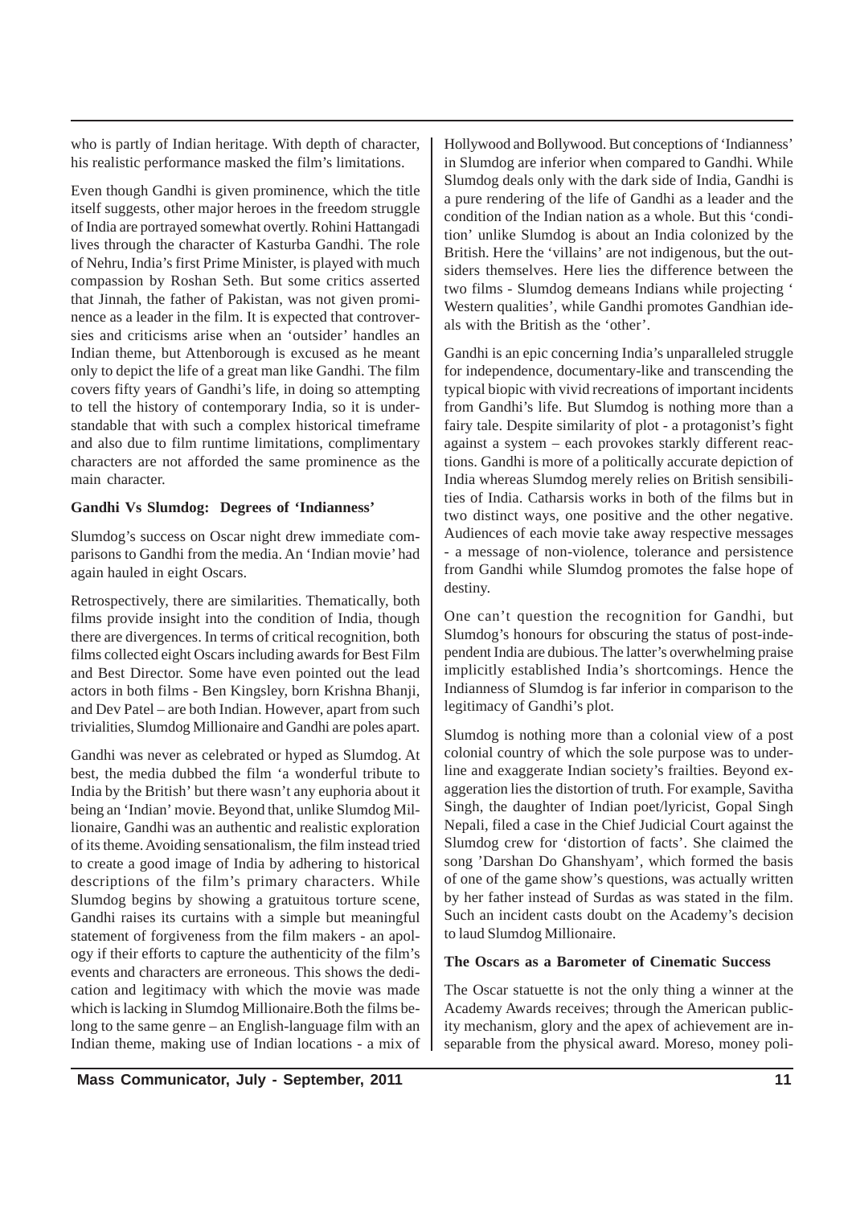who is partly of Indian heritage. With depth of character, his realistic performance masked the film's limitations.

Even though Gandhi is given prominence, which the title itself suggests, other major heroes in the freedom struggle of India are portrayed somewhat overtly. Rohini Hattangadi lives through the character of Kasturba Gandhi. The role of Nehru, India's first Prime Minister, is played with much compassion by Roshan Seth. But some critics asserted that Jinnah, the father of Pakistan, was not given prominence as a leader in the film. It is expected that controversies and criticisms arise when an 'outsider' handles an Indian theme, but Attenborough is excused as he meant only to depict the life of a great man like Gandhi. The film covers fifty years of Gandhi's life, in doing so attempting to tell the history of contemporary India, so it is understandable that with such a complex historical timeframe and also due to film runtime limitations, complimentary characters are not afforded the same prominence as the main character.

**Gandhi Vs Slumdog: Degrees of 'Indianness'**

Slumdog's success on Oscar night drew immediate comparisons to Gandhi from the media. An 'Indian movie' had again hauled in eight Oscars.

Retrospectively, there are similarities. Thematically, both films provide insight into the condition of India, though there are divergences. In terms of critical recognition, both films collected eight Oscars including awards for Best Film and Best Director. Some have even pointed out the lead actors in both films - Ben Kingsley, born Krishna Bhanji, and Dev Patel – are both Indian. However, apart from such trivialities, Slumdog Millionaire and Gandhi are poles apart.

Gandhi was never as celebrated or hyped as Slumdog. At best, the media dubbed the film 'a wonderful tribute to India by the British' but there wasn't any euphoria about it being an 'Indian' movie. Beyond that, unlike Slumdog Millionaire, Gandhi was an authentic and realistic exploration of its theme. Avoiding sensationalism, the film instead tried to create a good image of India by adhering to historical descriptions of the film's primary characters. While Slumdog begins by showing a gratuitous torture scene, Gandhi raises its curtains with a simple but meaningful statement of forgiveness from the film makers - an apology if their efforts to capture the authenticity of the film's events and characters are erroneous. This shows the dedication and legitimacy with which the movie was made which is lacking in Slumdog Millionaire.Both the films belong to the same genre – an English-language film with an Indian theme, making use of Indian locations - a mix of Hollywood and Bollywood. But conceptions of 'Indianness' in Slumdog are inferior when compared to Gandhi. While Slumdog deals only with the dark side of India, Gandhi is a pure rendering of the life of Gandhi as a leader and the condition of the Indian nation as a whole. But this 'condition' unlike Slumdog is about an India colonized by the British. Here the 'villains' are not indigenous, but the outsiders themselves. Here lies the difference between the two films - Slumdog demeans Indians while projecting ' Western qualities', while Gandhi promotes Gandhian ideals with the British as the 'other'.

Gandhi is an epic concerning India's unparalleled struggle for independence, documentary-like and transcending the typical biopic with vivid recreations of important incidents from Gandhi's life. But Slumdog is nothing more than a fairy tale. Despite similarity of plot - a protagonist's fight against a system – each provokes starkly different reactions. Gandhi is more of a politically accurate depiction of India whereas Slumdog merely relies on British sensibilities of India. Catharsis works in both of the films but in two distinct ways, one positive and the other negative. Audiences of each movie take away respective messages - a message of non-violence, tolerance and persistence from Gandhi while Slumdog promotes the false hope of destiny.

One can't question the recognition for Gandhi, but Slumdog's honours for obscuring the status of post-independent India are dubious. The latter's overwhelming praise implicitly established India's shortcomings. Hence the Indianness of Slumdog is far inferior in comparison to the legitimacy of Gandhi's plot.

Slumdog is nothing more than a colonial view of a post colonial country of which the sole purpose was to underline and exaggerate Indian society's frailties. Beyond exaggeration lies the distortion of truth. For example, Savitha Singh, the daughter of Indian poet/lyricist, Gopal Singh Nepali, filed a case in the Chief Judicial Court against the Slumdog crew for 'distortion of facts'. She claimed the song 'Darshan Do Ghanshyam', which formed the basis of one of the game show's questions, was actually written by her father instead of Surdas as was stated in the film. Such an incident casts doubt on the Academy's decision to laud Slumdog Millionaire.

**The Oscars as a Barometer of Cinematic Success**

The Oscar statuette is not the only thing a winner at the Academy Awards receives; through the American publicity mechanism, glory and the apex of achievement are inseparable from the physical award. Moreso, money poli-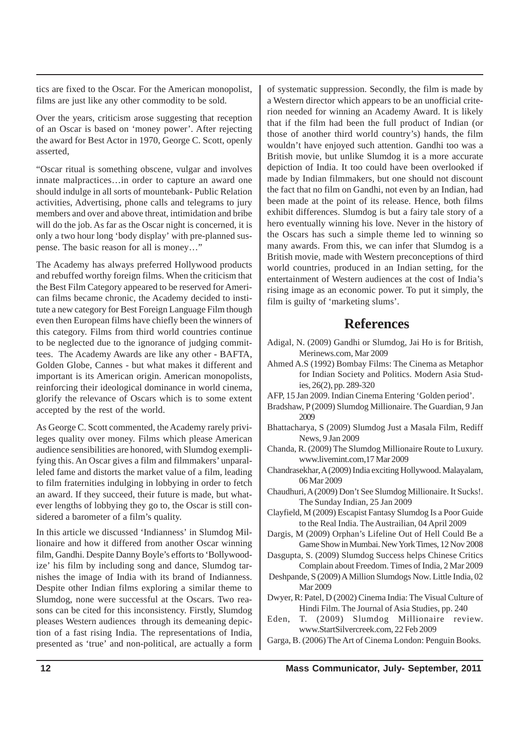tics are fixed to the Oscar. For the American monopolist, films are just like any other commodity to be sold.

Over the years, criticism arose suggesting that reception of an Oscar is based on 'money power'. After rejecting the award for Best Actor in 1970, George C. Scott, openly asserted,

"Oscar ritual is something obscene, vulgar and involves innate malpractices…in order to capture an award one should indulge in all sorts of mountebank- Public Relation activities, Advertising, phone calls and telegrams to jury members and over and above threat, intimidation and bribe will do the job. As far as the Oscar night is concerned, it is only a two hour long 'body display' with pre-planned suspense. The basic reason for all is money…"

The Academy has always preferred Hollywood products and rebuffed worthy foreign films. When the criticism that the Best Film Category appeared to be reserved for American films became chronic, the Academy decided to institute a new category for Best Foreign Language Film though even then European films have chiefly been the winners of this category. Films from third world countries continue to be neglected due to the ignorance of judging committees. The Academy Awards are like any other - BAFTA, Golden Globe, Cannes - but what makes it different and important is its American origin. American monopolists, reinforcing their ideological dominance in world cinema, glorify the relevance of Oscars which is to some extent accepted by the rest of the world.

As George C. Scott commented, the Academy rarely privileges quality over money. Films which please American audience sensibilities are honored, with Slumdog exemplifying this. An Oscar gives a film and filmmakers' unparalleled fame and distorts the market value of a film, leading to film fraternities indulging in lobbying in order to fetch an award. If they succeed, their future is made, but whatever lengths of lobbying they go to, the Oscar is still considered a barometer of a film's quality.

In this article we discussed 'Indianness' in Slumdog Millionaire and how it differed from another Oscar winning film, Gandhi. Despite Danny Boyle's efforts to 'Bollywoodize' his film by including song and dance, Slumdog tarnishes the image of India with its brand of Indianness. Despite other Indian films exploring a similar theme to Slumdog, none were successful at the Oscars. Two reasons can be cited for this inconsistency. Firstly, Slumdog pleases Western audiences through its demeaning depiction of a fast rising India. The representations of India, presented as 'true' and non-political, are actually a form of systematic suppression. Secondly, the film is made by a Western director which appears to be an unofficial criterion needed for winning an Academy Award. It is likely that if the film had been the full product of Indian (or those of another third world country's) hands, the film wouldn't have enjoyed such attention. Gandhi too was a British movie, but unlike Slumdog it is a more accurate depiction of India. It too could have been overlooked if made by Indian filmmakers, but one should not discount the fact that no film on Gandhi, not even by an Indian, had been made at the point of its release. Hence, both films exhibit differences. Slumdog is but a fairy tale story of a hero eventually winning his love. Never in the history of the Oscars has such a simple theme led to winning so many awards. From this, we can infer that Slumdog is a British movie, made with Western preconceptions of third world countries, produced in an Indian setting, for the entertainment of Western audiences at the cost of India's rising image as an economic power. To put it simply, the film is guilty of 'marketing slums'.

## References

Adigal, N. (2009) Gandhi or Slumdog, Jai Ho is for British, Merinews.com, Mar 2009

Ahmed A.S (1992) Bombay Films: The Cinema as Metaphor for Indian Society and Politics. Modern Asia Studies, 26(2), pp. 289-320

AFP, 15 Jan 2009. Indian Cinema Entering 'Golden period'.

Bradshaw, P (2009) Slumdog Millionaire. The Guardian, 9 Jan 2009

Bhattacharya, S (2009) Slumdog Just a Masala Film, Rediff News, 9 Jan 2009

Chanda, R. (2009) The Slumdog Millionaire Route to Luxury. www.livemint.com,17 Mar 2009

Chandrasekhar, A (2009) India exciting Hollywood. Malayalam, 06 Mar 2009

Chaudhuri, A (2009) Don't See Slumdog Millionaire. It Sucks!. The Sunday Indian, 25 Jan 2009

Clayfield, M (2009) Escapist Fantasy Slumdog Is a Poor Guide to the Real India. The Austrailian, 04 April 2009

Dargis, M (2009) Orphan's Lifeline Out of Hell Could Be a Game Show in Mumbai. New York Times, 12 Nov 2008

Dasgupta, S. (2009) Slumdog Success helps Chinese Critics Complain about Freedom. Times of India, 2 Mar 2009

Deshpande, S (2009) A Million Slumdogs Now. Little India, 02 Mar 2009

Dwyer, R: Patel, D (2002) Cinema India: The Visual Culture of Hindi Film. The Journal of Asia Studies, pp. 240

Eden, T. (2009) Slumdog Millionaire review. www.StartSilvercreek.com, 22 Feb 2009

Garga, B. (2006) The Art of Cinema London: Penguin Books.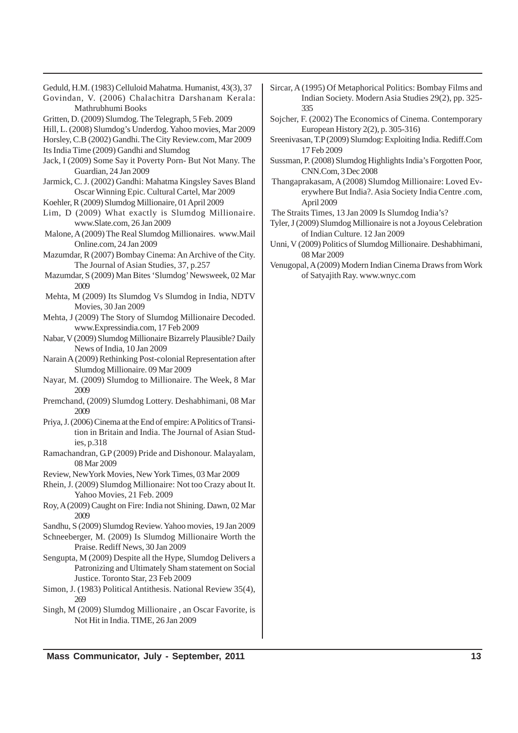Geduld, H.M. (1983) Celluloid Mahatma. Humanist, 43(3), 37

Govindan, V. (2006) Chalachitra Darshanam Kerala: Mathrubhumi Books

Gritten, D. (2009) Slumdog. The Telegraph, 5 Feb. 2009

Hill, L. (2008) Slumdog's Underdog. Yahoo movies, Mar 2009

Horsley, C.B (2002) Gandhi. The City Review.com, Mar 2009

Its India Time (2009) Gandhi and Slumdog

Jack, I (2009) Some Say it Poverty Porn- But Not Many. The Guardian, 24 Jan 2009

Jarmick, C. J. (2002) Gandhi: Mahatma Kingsley Saves Bland Oscar Winning Epic. Cultural Cartel, Mar 2009

Koehler, R (2009) Slumdog Millionaire, 01 April 2009

Lim, D (2009) What exactly is Slumdog Millionaire. www.Slate.com, 26 Jan 2009

Malone, A (2009) The Real Slumdog Millionaires. www.Mail Online.com, 24 Jan 2009

Mazumdar, R (2007) Bombay Cinema: An Archive of the City. The Journal of Asian Studies, 37, p.257

Mazumdar, S (2009) Man Bites 'Slumdog' Newsweek, 02 Mar 2009

Mehta, M (2009) Its Slumdog Vs Slumdog in India, NDTV Movies, 30 Jan 2009

Mehta, J (2009) The Story of Slumdog Millionaire Decoded. www.Expressindia.com, 17 Feb 2009

Nabar, V (2009) Slumdog Millionaire Bizarrely Plausible? Daily News of India, 10 Jan 2009

Narain A (2009) Rethinking Post-colonial Representation after Slumdog Millionaire. 09 Mar 2009

Nayar, M. (2009) Slumdog to Millionaire. The Week, 8 Mar 2009

Premchand, (2009) Slumdog Lottery. Deshabhimani, 08 Mar 2009

Priya, J. (2006) Cinema at the End of empire: A Politics of Transition in Britain and India. The Journal of Asian Studies, p.318

Ramachandran, G.P (2009) Pride and Dishonour. Malayalam, 08 Mar 2009

Review, NewYork Movies, New York Times, 03 Mar 2009

Rhein, J. (2009) Slumdog Millionaire: Not too Crazy about It. Yahoo Movies, 21 Feb. 2009

Roy, A (2009) Caught on Fire: India not Shining. Dawn, 02 Mar 2009

Sandhu, S (2009) Slumdog Review. Yahoo movies, 19 Jan 2009

Schneeberger, M. (2009) Is Slumdog Millionaire Worth the Praise. Rediff News, 30 Jan 2009

Sengupta, M (2009) Despite all the Hype, Slumdog Delivers a Patronizing and Ultimately Sham statement on Social Justice. Toronto Star, 23 Feb 2009

Simon, J. (1983) Political Antithesis. National Review 35(4), 269

Singh, M (2009) Slumdog Millionaire , an Oscar Favorite, is Not Hit in India. TIME, 26 Jan 2009

Sircar, A (1995) Of Metaphorical Politics: Bombay Films and Indian Society. Modern Asia Studies 29(2), pp. 325-335

Sojcher, F. (2002) The Economics of Cinema. Contemporary European History 2(2), p. 305-316)

Sreenivasan, T.P (2009) Slumdog: Exploiting India. Rediff.Com 17 Feb 2009

Sussman, P. (2008) Slumdog Highlights India's Forgotten Poor, CNN.Com, 3 Dec 2008

Thangaprakasam, A (2008) Slumdog Millionaire: Loved Everywhere But India?. Asia Society India Centre .com, April 2009

The Straits Times, 13 Jan 2009 Is Slumdog India's?

Tyler, J (2009) Slumdog Millionaire is not a Joyous Celebration of Indian Culture. 12 Jan 2009

Unni, V (2009) Politics of Slumdog Millionaire. Deshabhimani, 08 Mar 2009

Venugopal, A (2009) Modern Indian Cinema Draws from Work of Satyajith Ray. www.wnyc.com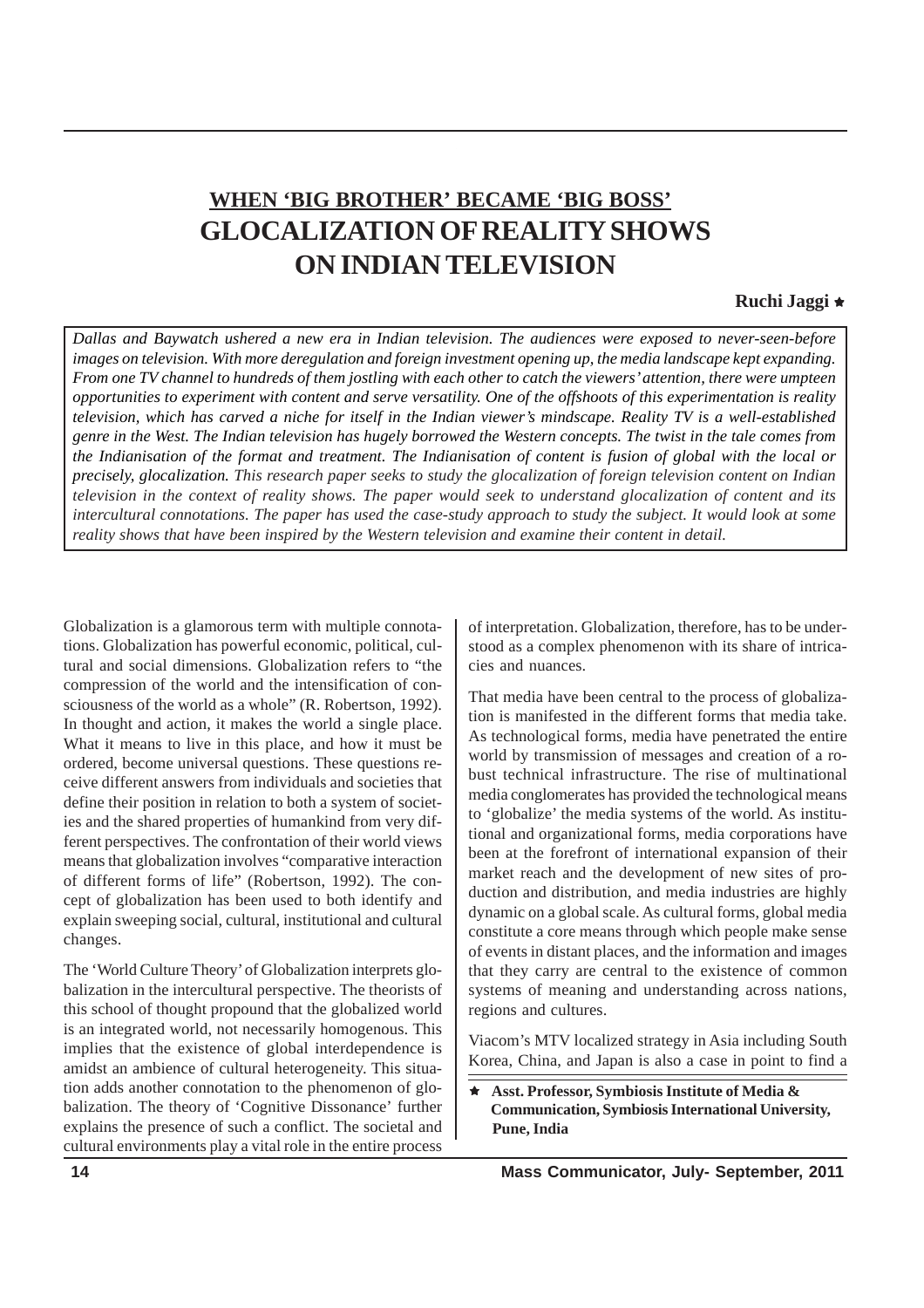## WHEN 'BIG BROTHER' BECAME 'BIG BOSS'

# GLOCALIZATION OF REALITY SHOWS ON INDIAN TELEVISION

**Ruchi Jaggi** ★

*Dallas and Baywatch ushered a new era in Indian television. The audiences were exposed to never-seen-before images on television. With more deregulation and foreign investment opening up, the media landscape kept expanding. From one TV channel to hundreds of them jostling with each other to catch the viewers' attention, there were umpteen opportunities to experiment with content and serve versatility. One of the offshoots of this experimentation is reality television, which has carved a niche for itself in the Indian viewer's mindscape. Reality TV is a well-established genre in the West. The Indian television has hugely borrowed the Western concepts. The twist in the tale comes from the Indianisation of the format and treatment. The Indianisation of content is fusion of global with the local or precisely, glocalization. This research paper seeks to study the glocalization of foreign television content on Indian television in the context of reality shows. The paper would seek to understand glocalization of content and its intercultural connotations. The paper has used the case-study approach to study the subject. It would look at some reality shows that have been inspired by the Western television and examine their content in detail.*

Globalization is a glamorous term with multiple connotations. Globalization has powerful economic, political, cultural and social dimensions. Globalization refers to "the compression of the world and the intensification of consciousness of the world as a whole" (R. Robertson, 1992). In thought and action, it makes the world a single place. What it means to live in this place, and how it must be ordered, become universal questions. These questions receive different answers from individuals and societies that define their position in relation to both a system of societies and the shared properties of humankind from very different perspectives. The confrontation of their world views means that globalization involves "comparative interaction of different forms of life" (Robertson, 1992). The concept of globalization has been used to both identify and explain sweeping social, cultural, institutional and cultural changes.

The 'World Culture Theory' of Globalization interprets globalization in the intercultural perspective. The theorists of this school of thought propound that the globalized world is an integrated world, not necessarily homogenous. This implies that the existence of global interdependence is amidst an ambience of cultural heterogeneity. This situation adds another connotation to the phenomenon of globalization. The theory of 'Cognitive Dissonance' further explains the presence of such a conflict. The societal and cultural environments play a vital role in the entire process of interpretation. Globalization, therefore, has to be understood as a complex phenomenon with its share of intricacies and nuances.

That media have been central to the process of globalization is manifested in the different forms that media take. As technological forms, media have penetrated the entire world by transmission of messages and creation of a robust technical infrastructure. The rise of multinational media conglomerates has provided the technological means to 'globalize' the media systems of the world. As institutional and organizational forms, media corporations have been at the forefront of international expansion of their market reach and the development of new sites of production and distribution, and media industries are highly dynamic on a global scale. As cultural forms, global media constitute a core means through which people make sense of events in distant places, and the information and images that they carry are central to the existence of common systems of meaning and understanding across nations, regions and cultures.

Viacom's MTV localized strategy in Asia including South Korea, China, and Japan is also a case in point to find a

★ **Asst. Professor, Symbiosis Institute of Media & Communication, Symbiosis International University, Pune, India**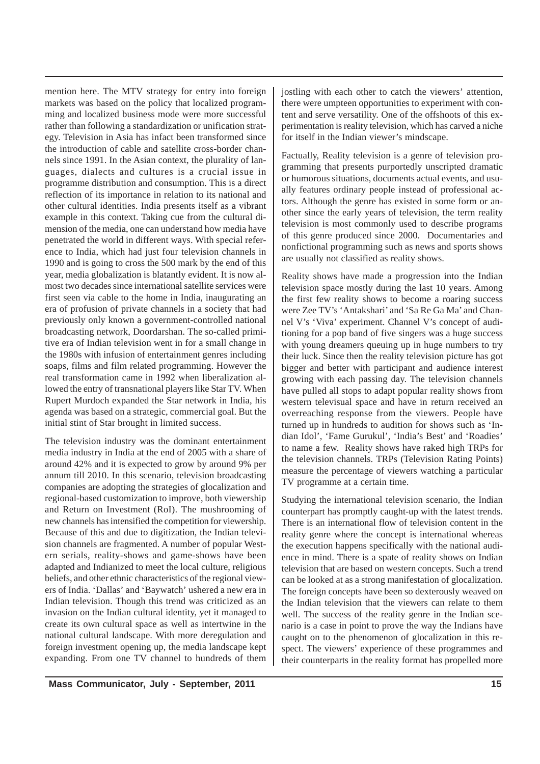mention here. The MTV strategy for entry into foreign markets was based on the policy that localized programming and localized business mode were more successful rather than following a standardization or unification strategy. Television in Asia has infact been transformed since the introduction of cable and satellite cross-border channels since 1991. In the Asian context, the plurality of languages, dialects and cultures is a crucial issue in programme distribution and consumption. This is a direct reflection of its importance in relation to its national and other cultural identities. India presents itself as a vibrant example in this context. Taking cue from the cultural dimension of the media, one can understand how media have penetrated the world in different ways. With special reference to India, which had just four television channels in 1990 and is going to cross the 500 mark by the end of this year, media globalization is blatantly evident. It is now almost two decades since international satellite services were first seen via cable to the home in India, inaugurating an era of profusion of private channels in a society that had previously only known a government-controlled national broadcasting network, Doordarshan. The so-called primitive era of Indian television went in for a small change in the 1980s with infusion of entertainment genres including soaps, films and film related programming. However the real transformation came in 1992 when liberalization allowed the entry of transnational players like Star TV. When Rupert Murdoch expanded the Star network in India, his agenda was based on a strategic, commercial goal. But the initial stint of Star brought in limited success.

The television industry was the dominant entertainment media industry in India at the end of 2005 with a share of around 42% and it is expected to grow by around 9% per annum till 2010. In this scenario, television broadcasting companies are adopting the strategies of glocalization and regional-based customization to improve, both viewership and Return on Investment (RoI). The mushrooming of new channels has intensified the competition for viewership. Because of this and due to digitization, the Indian television channels are fragmented. A number of popular Western serials, reality-shows and game-shows have been adapted and Indianized to meet the local culture, religious beliefs, and other ethnic characteristics of the regional viewers of India. 'Dallas' and 'Baywatch' ushered a new era in Indian television. Though this trend was criticized as an invasion on the Indian cultural identity, yet it managed to create its own cultural space as well as intertwine in the national cultural landscape. With more deregulation and foreign investment opening up, the media landscape kept expanding. From one TV channel to hundreds of them jostling with each other to catch the viewers' attention, there were umpteen opportunities to experiment with content and serve versatility. One of the offshoots of this experimentation is reality television, which has carved a niche for itself in the Indian viewer's mindscape.

Factually, Reality television is a genre of television programming that presents purportedly unscripted dramatic or humorous situations, documents actual events, and usually features ordinary people instead of professional actors. Although the genre has existed in some form or another since the early years of television, the term reality television is most commonly used to describe programs of this genre produced since 2000. Documentaries and nonfictional programming such as news and sports shows are usually not classified as reality shows.

Reality shows have made a progression into the Indian television space mostly during the last 10 years. Among the first few reality shows to become a roaring success were Zee TV's 'Antakshari' and 'Sa Re Ga Ma' and Channel V's 'Viva' experiment. Channel V's concept of auditioning for a pop band of five singers was a huge success with young dreamers queuing up in huge numbers to try their luck. Since then the reality television picture has got bigger and better with participant and audience interest growing with each passing day. The television channels have pulled all stops to adapt popular reality shows from western televisual space and have in return received an overreaching response from the viewers. People have turned up in hundreds to audition for shows such as 'Indian Idol', 'Fame Gurukul', 'India's Best' and 'Roadies' to name a few. Reality shows have raked high TRPs for the television channels. TRPs (Television Rating Points) measure the percentage of viewers watching a particular TV programme at a certain time.

Studying the international television scenario, the Indian counterpart has promptly caught-up with the latest trends. There is an international flow of television content in the reality genre where the concept is international whereas the execution happens specifically with the national audience in mind. There is a spate of reality shows on Indian television that are based on western concepts. Such a trend can be looked at as a strong manifestation of glocalization. The foreign concepts have been so dexterously weaved on the Indian television that the viewers can relate to them well. The success of the reality genre in the Indian scenario is a case in point to prove the way the Indians have caught on to the phenomenon of glocalization in this respect. The viewers' experience of these programmes and their counterparts in the reality format has propelled more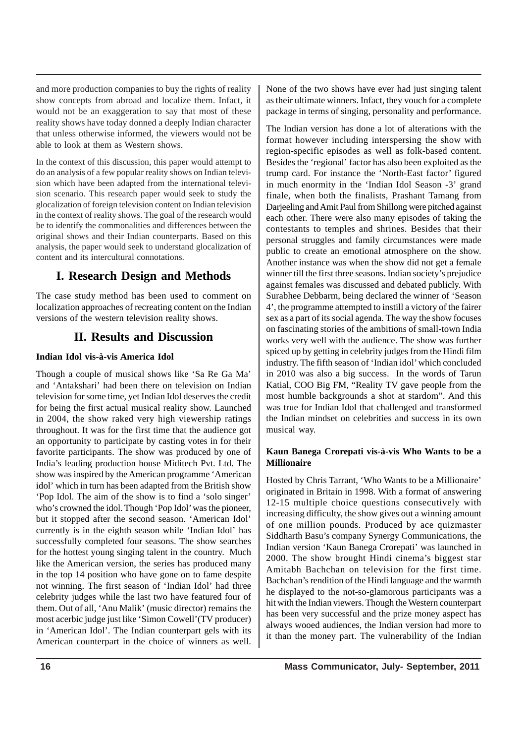and more production companies to buy the rights of reality show concepts from abroad and localize them. Infact, it would not be an exaggeration to say that most of these reality shows have today donned a deeply Indian character that unless otherwise informed, the viewers would not be able to look at them as Western shows.

In the context of this discussion, this paper would attempt to do an analysis of a few popular reality shows on Indian television which have been adapted from the international television scenario. This research paper would seek to study the glocalization of foreign television content on Indian television in the context of reality shows. The goal of the research would be to identify the commonalities and differences between the original shows and their Indian counterparts. Based on this analysis, the paper would seek to understand glocalization of content and its intercultural connotations.

## I. Research Design and Methods

The case study method has been used to comment on localization approaches of recreating content on the Indian versions of the western television reality shows.

## II. Results and Discussion

### Indian Idol vis-à-vis America Idol

Though a couple of musical shows like 'Sa Re Ga Ma' and 'Antakshari' had been there on television on Indian television for some time, yet Indian Idol deserves the credit for being the first actual musical reality show. Launched in 2004, the show raked very high viewership ratings throughout. It was for the first time that the audience got an opportunity to participate by casting votes in for their favorite participants. The show was produced by one of India's leading production house Miditech Pvt. Ltd. The show was inspired by the American programme 'American idol' which in turn has been adapted from the British show 'Pop Idol. The aim of the show is to find a 'solo singer' who's crowned the idol. Though 'Pop Idol' was the pioneer, but it stopped after the second season. 'American Idol' currently is in the eighth season while 'Indian Idol' has successfully completed four seasons. The show searches for the hottest young singing talent in the country. Much like the American version, the series has produced many in the top 14 position who have gone on to fame despite not winning. The first season of 'Indian Idol' had three celebrity judges while the last two have featured four of them. Out of all, 'Anu Malik' (music director) remains the most acerbic judge just like 'Simon Cowell'(TV producer) in 'American Idol'. The Indian counterpart gels with its American counterpart in the choice of winners as well. None of the two shows have ever had just singing talent as their ultimate winners. Infact, they vouch for a complete package in terms of singing, personality and performance.

The Indian version has done a lot of alterations with the format however including interspersing the show with region-specific episodes as well as folk-based content. Besides the 'regional' factor has also been exploited as the trump card. For instance the 'North-East factor' figured in much enormity in the 'Indian Idol Season -3' grand finale, when both the finalists, Prashant Tamang from Darjeeling and Amit Paul from Shillong were pitched against each other. There were also many episodes of taking the contestants to temples and shrines. Besides that their personal struggles and family circumstances were made public to create an emotional atmosphere on the show. Another instance was when the show did not get a female winner till the first three seasons. Indian society's prejudice against females was discussed and debated publicly. With Surabhee Debbarm, being declared the winner of 'Season 4', the programme attempted to instill a victory of the fairer sex as a part of its social agenda. The way the show focuses on fascinating stories of the ambitions of small-town India works very well with the audience. The show was further spiced up by getting in celebrity judges from the Hindi film industry. The fifth season of 'Indian idol' which concluded in 2010 was also a big success. In the words of Tarun Katial, COO Big FM, "Reality TV gave people from the most humble backgrounds a shot at stardom". And this was true for Indian Idol that challenged and transformed the Indian mindset on celebrities and success in its own musical way.

### Kaun Banega Crorepati vis-à-vis Who Wants to be a Millionaire

Hosted by Chris Tarrant, 'Who Wants to be a Millionaire' originated in Britain in 1998. With a format of answering 12-15 multiple choice questions consecutively with increasing difficulty, the show gives out a winning amount of one million pounds. Produced by ace quizmaster Siddharth Basu's company Synergy Communications, the Indian version 'Kaun Banega Crorepati' was launched in 2000. The show brought Hindi cinema's biggest star Amitabh Bachchan on television for the first time. Bachchan's rendition of the Hindi language and the warmth he displayed to the not-so-glamorous participants was a hit with the Indian viewers. Though the Western counterpart has been very successful and the prize money aspect has always wooed audiences, the Indian version had more to it than the money part. The vulnerability of the Indian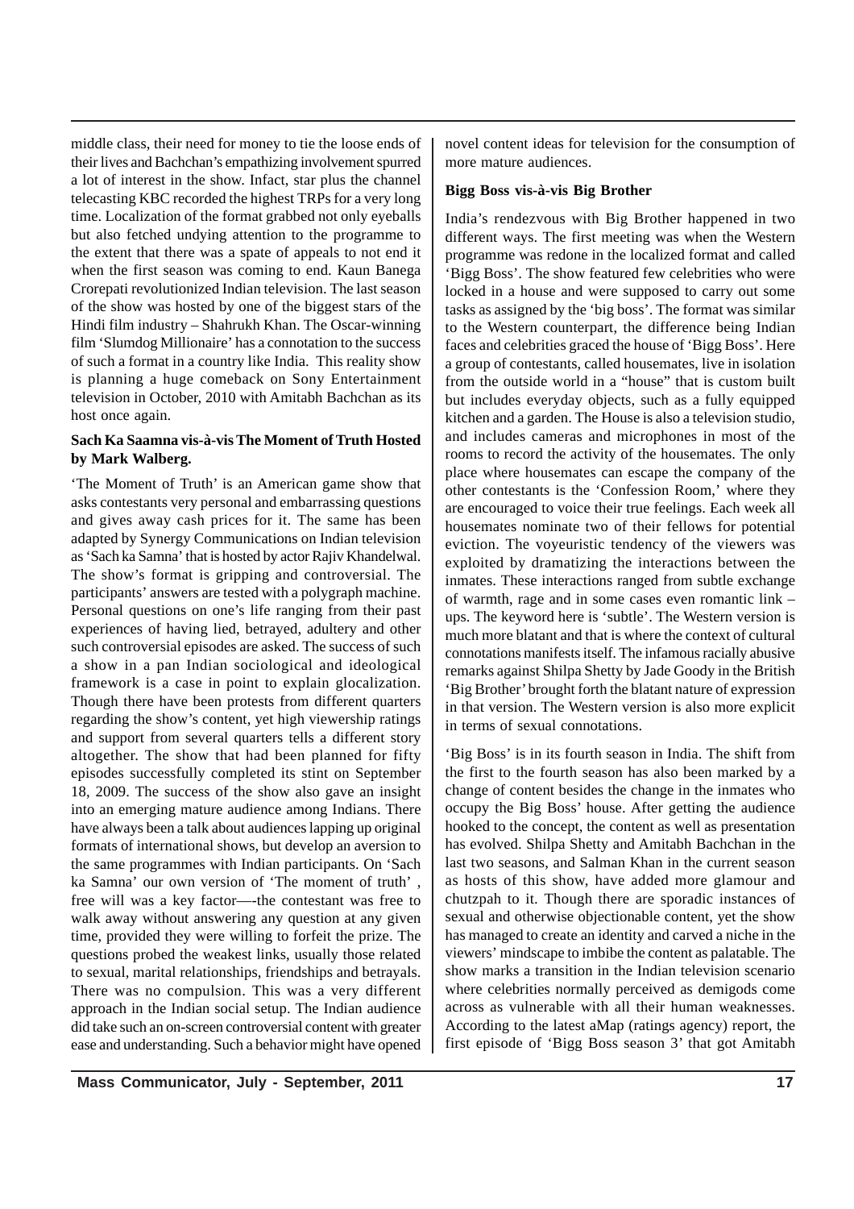middle class, their need for money to tie the loose ends of their lives and Bachchan's empathizing involvement spurred a lot of interest in the show. Infact, star plus the channel telecasting KBC recorded the highest TRPs for a very long time. Localization of the format grabbed not only eyeballs but also fetched undying attention to the programme to the extent that there was a spate of appeals to not end it when the first season was coming to end. Kaun Banega Crorepati revolutionized Indian television. The last season of the show was hosted by one of the biggest stars of the Hindi film industry – Shahrukh Khan. The Oscar-winning film 'Slumdog Millionaire' has a connotation to the success of such a format in a country like India. This reality show is planning a huge comeback on Sony Entertainment television in October, 2010 with Amitabh Bachchan as its host once again.

**Sach Ka Saamna vis-à-vis The Moment of Truth Hosted by Mark Walberg.**

'The Moment of Truth' is an American game show that asks contestants very personal and embarrassing questions and gives away cash prices for it. The same has been adapted by Synergy Communications on Indian television as 'Sach ka Samna' that is hosted by actor Rajiv Khandelwal. The show's format is gripping and controversial. The participants' answers are tested with a polygraph machine. Personal questions on one's life ranging from their past experiences of having lied, betrayed, adultery and other such controversial episodes are asked. The success of such a show in a pan Indian sociological and ideological framework is a case in point to explain glocalization. Though there have been protests from different quarters regarding the show's content, yet high viewership ratings and support from several quarters tells a different story altogether. The show that had been planned for fifty episodes successfully completed its stint on September 18, 2009. The success of the show also gave an insight into an emerging mature audience among Indians. There have always been a talk about audiences lapping up original formats of international shows, but develop an aversion to the same programmes with Indian participants. On 'Sach ka Samna' our own version of 'The moment of truth' , free will was a key factor—-the contestant was free to walk away without answering any question at any given time, provided they were willing to forfeit the prize. The questions probed the weakest links, usually those related to sexual, marital relationships, friendships and betrayals. There was no compulsion. This was a very different approach in the Indian social setup. The Indian audience did take such an on-screen controversial content with greater ease and understanding. Such a behavior might have opened novel content ideas for television for the consumption of more mature audiences.

**Bigg Boss vis-à-vis Big Brother**

India's rendezvous with Big Brother happened in two different ways. The first meeting was when the Western programme was redone in the localized format and called 'Bigg Boss'. The show featured few celebrities who were locked in a house and were supposed to carry out some tasks as assigned by the 'big boss'. The format was similar to the Western counterpart, the difference being Indian faces and celebrities graced the house of 'Bigg Boss'. Here a group of contestants, called housemates, live in isolation from the outside world in a "house" that is custom built but includes everyday objects, such as a fully equipped kitchen and a garden. The House is also a television studio, and includes cameras and microphones in most of the rooms to record the activity of the housemates. The only place where housemates can escape the company of the other contestants is the 'Confession Room,' where they are encouraged to voice their true feelings. Each week all housemates nominate two of their fellows for potential eviction. The voyeuristic tendency of the viewers was exploited by dramatizing the interactions between the inmates. These interactions ranged from subtle exchange of warmth, rage and in some cases even romantic link – ups. The keyword here is 'subtle'. The Western version is much more blatant and that is where the context of cultural connotations manifests itself. The infamous racially abusive remarks against Shilpa Shetty by Jade Goody in the British 'Big Brother' brought forth the blatant nature of expression in that version. The Western version is also more explicit in terms of sexual connotations.

'Big Boss' is in its fourth season in India. The shift from the first to the fourth season has also been marked by a change of content besides the change in the inmates who occupy the Big Boss' house. After getting the audience hooked to the concept, the content as well as presentation has evolved. Shilpa Shetty and Amitabh Bachchan in the last two seasons, and Salman Khan in the current season as hosts of this show, have added more glamour and chutzpah to it. Though there are sporadic instances of sexual and otherwise objectionable content, yet the show has managed to create an identity and carved a niche in the viewers' mindscape to imbibe the content as palatable. The show marks a transition in the Indian television scenario where celebrities normally perceived as demigods come across as vulnerable with all their human weaknesses. According to the latest aMap (ratings agency) report, the first episode of 'Bigg Boss season 3' that got Amitabh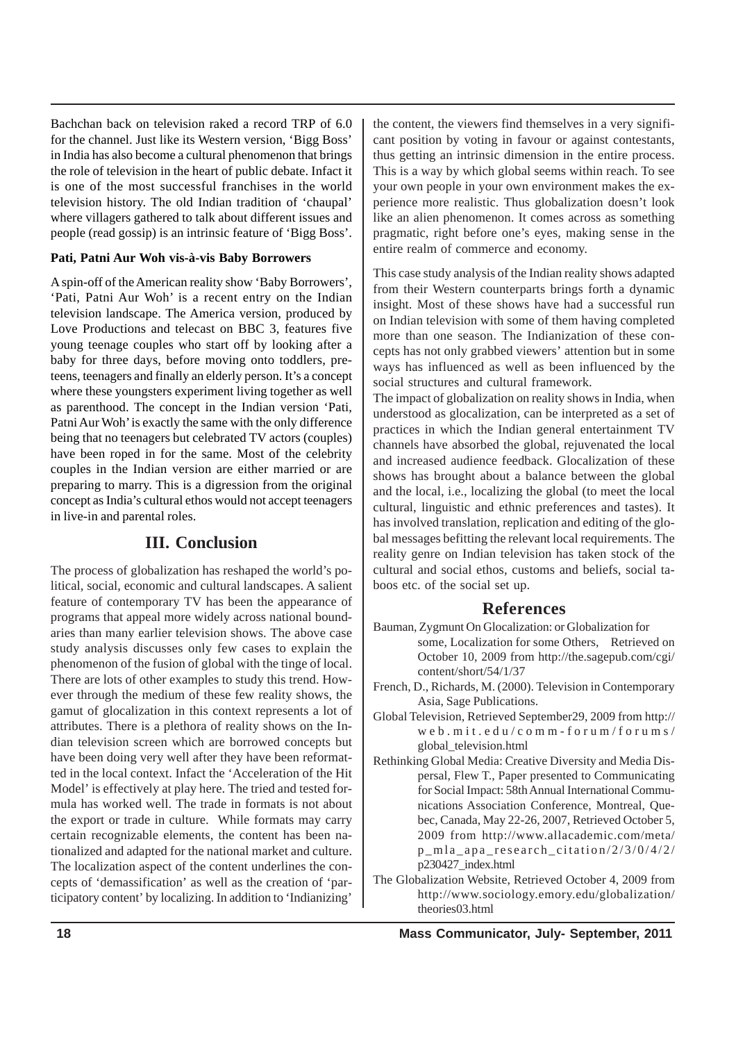Bachchan back on television raked a record TRP of 6.0 for the channel. Just like its Western version, 'Bigg Boss' in India has also become a cultural phenomenon that brings the role of television in the heart of public debate. Infact it is one of the most successful franchises in the world television history. The old Indian tradition of 'chaupal' where villagers gathered to talk about different issues and people (read gossip) is an intrinsic feature of 'Bigg Boss'.

**Pati, Patni Aur Woh vis-à-vis Baby Borrowers**

A spin-off of the American reality show 'Baby Borrowers', 'Pati, Patni Aur Woh' is a recent entry on the Indian television landscape. The America version, produced by Love Productions and telecast on BBC 3, features five young teenage couples who start off by looking after a baby for three days, before moving onto toddlers, pre-teens, teenagers and finally an elderly person. It's a concept where these youngsters experiment living together as well as parenthood. The concept in the Indian version 'Pati, Patni Aur Woh' is exactly the same with the only difference being that no teenagers but celebrated TV actors (couples) have been roped in for the same. Most of the celebrity couples in the Indian version are either married or are preparing to marry. This is a digression from the original concept as India's cultural ethos would not accept teenagers in live-in and parental roles.

## III. Conclusion

The process of globalization has reshaped the world's political, social, economic and cultural landscapes. A salient feature of contemporary TV has been the appearance of programs that appeal more widely across national boundaries than many earlier television shows. The above case study analysis discusses only few cases to explain the phenomenon of the fusion of global with the tinge of local. There are lots of other examples to study this trend. However through the medium of these few reality shows, the gamut of glocalization in this context represents a lot of attributes. There is a plethora of reality shows on the Indian television screen which are borrowed concepts but have been doing very well after they have been reformatted in the local context. Infact the 'Acceleration of the Hit Model' is effectively at play here. The tried and tested formula has worked well. The trade in formats is not about the export or trade in culture. While formats may carry certain recognizable elements, the content has been nationalized and adapted for the national market and culture. The localization aspect of the content underlines the concepts of 'demassification' as well as the creation of 'participatory content' by localizing. In addition to 'Indianizing' the content, the viewers find themselves in a very significant position by voting in favour or against contestants, thus getting an intrinsic dimension in the entire process. This is a way by which global seems within reach. To see your own people in your own environment makes the experience more realistic. Thus globalization doesn't look like an alien phenomenon. It comes across as something pragmatic, right before one's eyes, making sense in the entire realm of commerce and economy.

This case study analysis of the Indian reality shows adapted from their Western counterparts brings forth a dynamic insight. Most of these shows have had a successful run on Indian television with some of them having completed more than one season. The Indianization of these concepts has not only grabbed viewers' attention but in some ways has influenced as well as been influenced by the social structures and cultural framework.

The impact of globalization on reality shows in India, when understood as glocalization, can be interpreted as a set of practices in which the Indian general entertainment TV channels have absorbed the global, rejuvenated the local and increased audience feedback. Glocalization of these shows has brought about a balance between the global and the local, i.e., localizing the global (to meet the local cultural, linguistic and ethnic preferences and tastes). It has involved translation, replication and editing of the global messages befitting the relevant local requirements. The reality genre on Indian television has taken stock of the cultural and social ethos, customs and beliefs, social taboos etc. of the social set up.

## References

Bauman, Zygmunt On Glocalization: or Globalization for some, Localization for some Others, Retrieved on October 10, 2009 from http://the.sagepub.com/cgi/content/short/54/1/37

French, D., Richards, M. (2000). Television in Contemporary Asia, Sage Publications.

Global Television, Retrieved September29, 2009 from http://web.mit.edu/comm-forum/forums/global_television.html

Rethinking Global Media: Creative Diversity and Media Dispersal, Flew T., Paper presented to Communicating for Social Impact: 58th Annual International Communications Association Conference, Montreal, Quebec, Canada, May 22-26, 2007, Retrieved October 5, 2009 from http://www.allacademic.com/meta/p_mla_apa_research_citation/2/3/0/4/2/p230427_index.html

The Globalization Website, Retrieved October 4, 2009 from http://www.sociology.emory.edu/globalization/theories03.html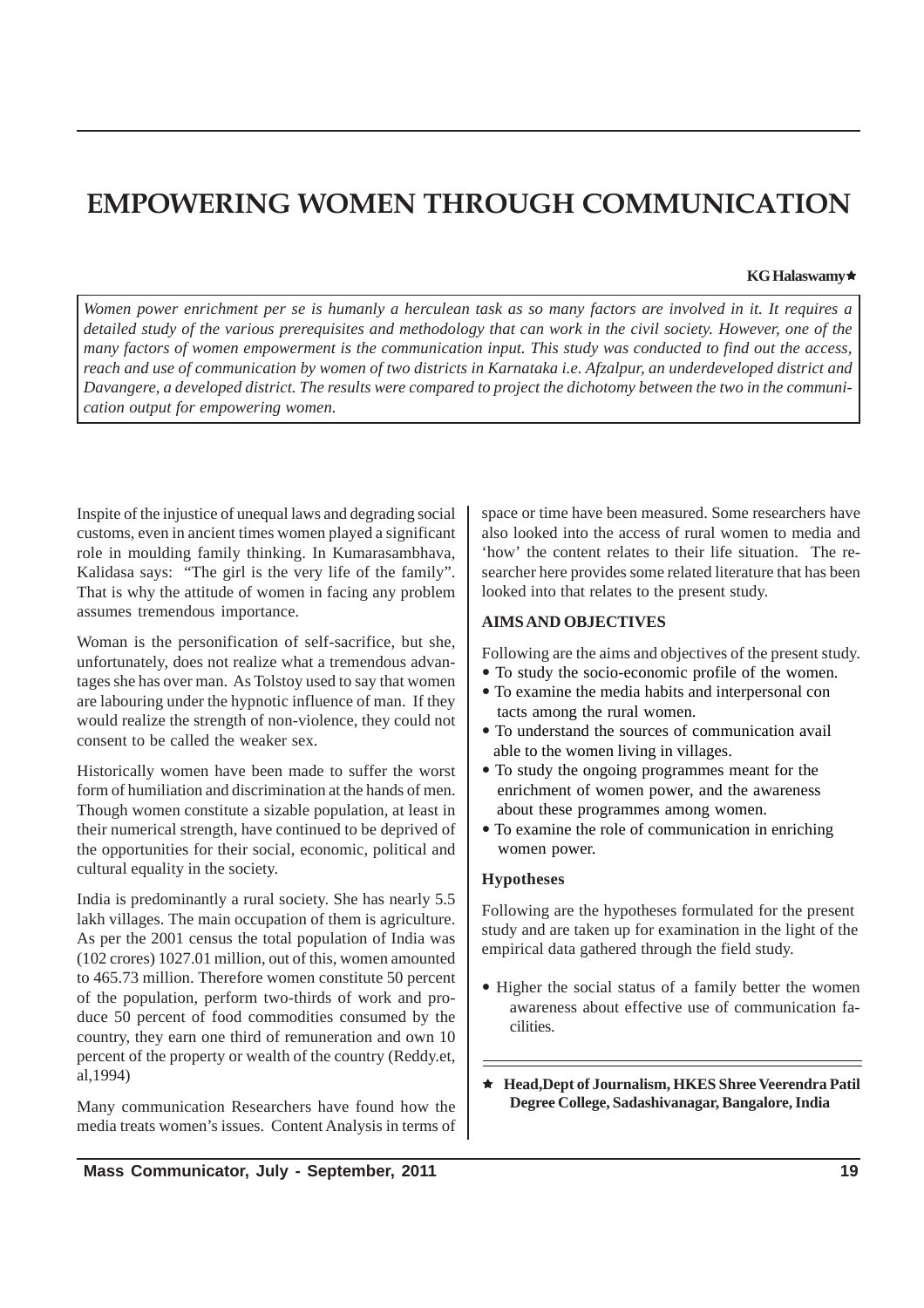# EMPOWERING WOMEN THROUGH COMMUNICATION

**KG Halaswamy★**

*Women power enrichment per se is humanly a herculean task as so many factors are involved in it. It requires a detailed study of the various prerequisites and methodology that can work in the civil society. However, one of the many factors of women empowerment is the communication input. This study was conducted to find out the access, reach and use of communication by women of two districts in Karnataka i.e. Afzalpur, an underdeveloped district and Davangere, a developed district. The results were compared to project the dichotomy between the two in the communication output for empowering women.*

Inspite of the injustice of unequal laws and degrading social customs, even in ancient times women played a significant role in moulding family thinking. In Kumarasambhava, Kalidasa says: "The girl is the very life of the family". That is why the attitude of women in facing any problem assumes tremendous importance.

Woman is the personification of self-sacrifice, but she, unfortunately, does not realize what a tremendous advantages she has over man. As Tolstoy used to say that women are labouring under the hypnotic influence of man. If they would realize the strength of non-violence, they could not consent to be called the weaker sex.

Historically women have been made to suffer the worst form of humiliation and discrimination at the hands of men. Though women constitute a sizable population, at least in their numerical strength, have continued to be deprived of the opportunities for their social, economic, political and cultural equality in the society.

India is predominantly a rural society. She has nearly 5.5 lakh villages. The main occupation of them is agriculture. As per the 2001 census the total population of India was (102 crores) 1027.01 million, out of this, women amounted to 465.73 million. Therefore women constitute 50 percent of the population, perform two-thirds of work and produce 50 percent of food commodities consumed by the country, they earn one third of remuneration and own 10 percent of the property or wealth of the country (Reddy.et, al,1994)

Many communication Researchers have found how the media treats women's issues. Content Analysis in terms of space or time have been measured. Some researchers have also looked into the access of rural women to media and 'how' the content relates to their life situation. The researcher here provides some related literature that has been looked into that relates to the present study.

**AIMS AND OBJECTIVES**

Following are the aims and objectives of the present study.

- To study the socio-economic profile of the women.
- To examine the media habits and interpersonal contacts among the rural women.
- To understand the sources of communication available to the women living in villages.
- To study the ongoing programmes meant for the enrichment of women power, and the awareness about these programmes among women.
- To examine the role of communication in enriching women power.

**Hypotheses**

Following are the hypotheses formulated for the present study and are taken up for examination in the light of the empirical data gathered through the field study.

- Higher the social status of a family better the women awareness about effective use of communication facilities.

---

★ **Head,Dept of Journalism, HKES Shree Veerendra Patil Degree College, Sadashivanagar, Bangalore, India**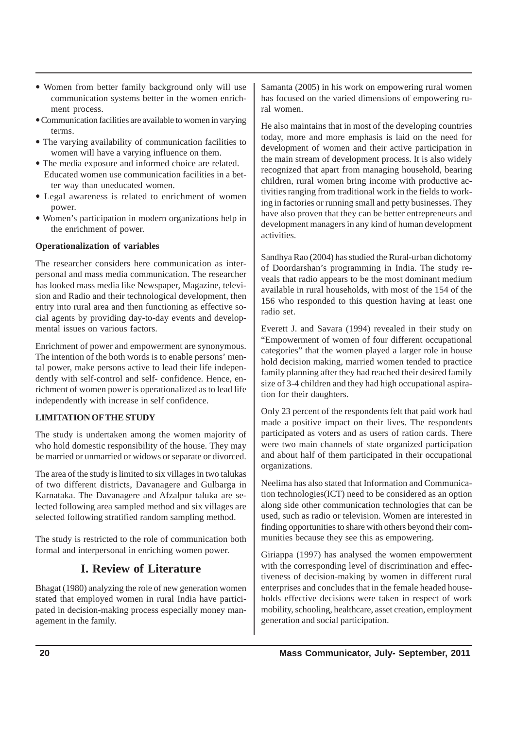- Women from better family background only will use communication systems better in the women enrichment process.
- Communication facilities are available to women in varying terms.
- The varying availability of communication facilities to women will have a varying influence on them.
- The media exposure and informed choice are related. Educated women use communication facilities in a better way than uneducated women.
- Legal awareness is related to enrichment of women power.
- Women's participation in modern organizations help in the enrichment of power.

**Operationalization of variables**

The researcher considers here communication as interpersonal and mass media communication. The researcher has looked mass media like Newspaper, Magazine, television and Radio and their technological development, then entry into rural area and then functioning as effective social agents by providing day-to-day events and developmental issues on various factors.

Enrichment of power and empowerment are synonymous. The intention of the both words is to enable persons' mental power, make persons active to lead their life independently with self-control and self- confidence. Hence, enrichment of women power is operationalized as to lead life independently with increase in self confidence.

**LIMITATION OF THE STUDY**

The study is undertaken among the women majority of who hold domestic responsibility of the house. They may be married or unmarried or widows or separate or divorced.

The area of the study is limited to six villages in two talukas of two different districts, Davanagere and Gulbarga in Karnataka. The Davanagere and Afzalpur taluka are selected following area sampled method and six villages are selected following stratified random sampling method.

The study is restricted to the role of communication both formal and interpersonal in enriching women power.

## I. Review of Literature

Bhagat (1980) analyzing the role of new generation women stated that employed women in rural India have participated in decision-making process especially money management in the family.

Samanta (2005) in his work on empowering rural women has focused on the varied dimensions of empowering rural women.

He also maintains that in most of the developing countries today, more and more emphasis is laid on the need for development of women and their active participation in the main stream of development process. It is also widely recognized that apart from managing household, bearing children, rural women bring income with productive activities ranging from traditional work in the fields to working in factories or running small and petty businesses. They have also proven that they can be better entrepreneurs and development managers in any kind of human development activities.

Sandhya Rao (2004) has studied the Rural-urban dichotomy of Doordarshan's programming in India. The study reveals that radio appears to be the most dominant medium available in rural households, with most of the 154 of the 156 who responded to this question having at least one radio set.

Everett J. and Savara (1994) revealed in their study on "Empowerment of women of four different occupational categories" that the women played a larger role in house hold decision making, married women tended to practice family planning after they had reached their desired family size of 3-4 children and they had high occupational aspiration for their daughters.

Only 23 percent of the respondents felt that paid work had made a positive impact on their lives. The respondents participated as voters and as users of ration cards. There were two main channels of state organized participation and about half of them participated in their occupational organizations.

Neelima has also stated that Information and Communication technologies(ICT) need to be considered as an option along side other communication technologies that can be used, such as radio or television. Women are interested in finding opportunities to share with others beyond their communities because they see this as empowering.

Giriappa (1997) has analysed the women empowerment with the corresponding level of discrimination and effectiveness of decision-making by women in different rural enterprises and concludes that in the female headed households effective decisions were taken in respect of work mobility, schooling, healthcare, asset creation, employment generation and social participation.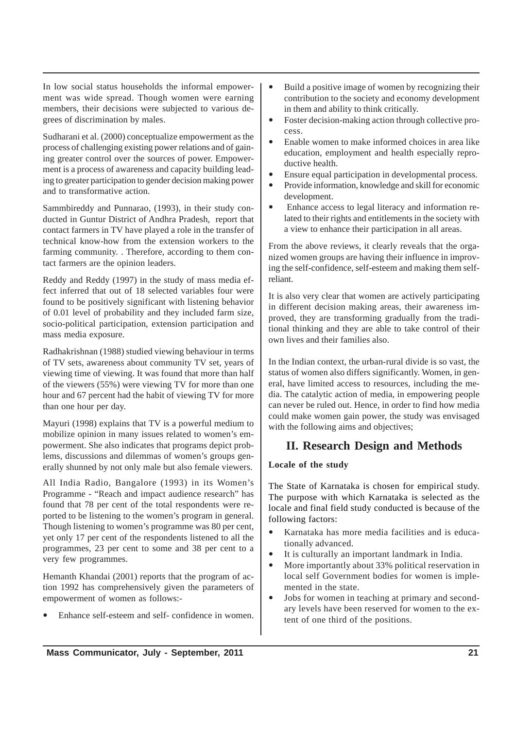In low social status households the informal empowerment was wide spread. Though women were earning members, their decisions were subjected to various degrees of discrimination by males.

Sudharani et al. (2000) conceptualize empowerment as the process of challenging existing power relations and of gaining greater control over the sources of power. Empowerment is a process of awareness and capacity building leading to greater participation to gender decision making power and to transformative action.

Sammbireddy and Punnarao, (1993), in their study conducted in Guntur District of Andhra Pradesh, report that contact farmers in TV have played a role in the transfer of technical know-how from the extension workers to the farming community. . Therefore, according to them contact farmers are the opinion leaders.

Reddy and Reddy (1997) in the study of mass media effect inferred that out of 18 selected variables four were found to be positively significant with listening behavior of 0.01 level of probability and they included farm size, socio-political participation, extension participation and mass media exposure.

Radhakrishnan (1988) studied viewing behaviour in terms of TV sets, awareness about community TV set, years of viewing time of viewing. It was found that more than half of the viewers (55%) were viewing TV for more than one hour and 67 percent had the habit of viewing TV for more than one hour per day.

Mayuri (1998) explains that TV is a powerful medium to mobilize opinion in many issues related to women's empowerment. She also indicates that programs depict problems, discussions and dilemmas of women's groups generally shunned by not only male but also female viewers.

All India Radio, Bangalore (1993) in its Women's Programme - "Reach and impact audience research" has found that 78 per cent of the total respondents were reported to be listening to the women's program in general. Though listening to women's programme was 80 per cent, yet only 17 per cent of the respondents listened to all the programmes, 23 per cent to some and 38 per cent to a very few programmes.

Hemanth Khandai (2001) reports that the program of action 1992 has comprehensively given the parameters of empowerment of women as follows:-

- Enhance self-esteem and self- confidence in women.
- Build a positive image of women by recognizing their contribution to the society and economy development in them and ability to think critically.
- Foster decision-making action through collective process.
- Enable women to make informed choices in area like education, employment and health especially reproductive health.
- Ensure equal participation in developmental process.
- Provide information, knowledge and skill for economic development.
- Enhance access to legal literacy and information related to their rights and entitlements in the society with a view to enhance their participation in all areas.

From the above reviews, it clearly reveals that the organized women groups are having their influence in improving the self-confidence, self-esteem and making them self-reliant.

It is also very clear that women are actively participating in different decision making areas, their awareness improved, they are transforming gradually from the traditional thinking and they are able to take control of their own lives and their families also.

In the Indian context, the urban-rural divide is so vast, the status of women also differs significantly. Women, in general, have limited access to resources, including the media. The catalytic action of media, in empowering people can never be ruled out. Hence, in order to find how media could make women gain power, the study was envisaged with the following aims and objectives;

## II. Research Design and Methods

**Locale of the study**

The State of Karnataka is chosen for empirical study. The purpose with which Karnataka is selected as the locale and final field study conducted is because of the following factors:

- Karnataka has more media facilities and is educationally advanced.
- It is culturally an important landmark in India.
- More importantly about 33% political reservation in local self Government bodies for women is implemented in the state.
- Jobs for women in teaching at primary and secondary levels have been reserved for women to the extent of one third of the positions.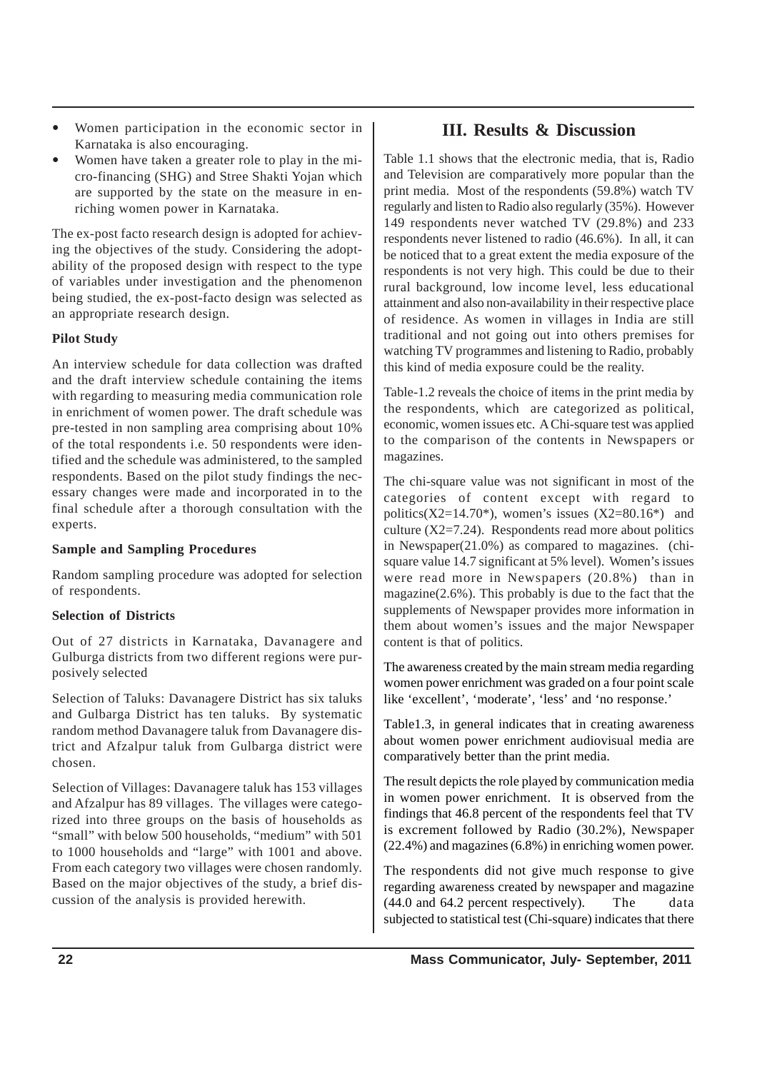- Women participation in the economic sector in Karnataka is also encouraging.
- Women have taken a greater role to play in the micro-financing (SHG) and Stree Shakti Yojan which are supported by the state on the measure in enriching women power in Karnataka.

The ex-post facto research design is adopted for achieving the objectives of the study. Considering the adoptability of the proposed design with respect to the type of variables under investigation and the phenomenon being studied, the ex-post-facto design was selected as an appropriate research design.

**Pilot Study**

An interview schedule for data collection was drafted and the draft interview schedule containing the items with regarding to measuring media communication role in enrichment of women power. The draft schedule was pre-tested in non sampling area comprising about 10% of the total respondents i.e. 50 respondents were identified and the schedule was administered, to the sampled respondents. Based on the pilot study findings the necessary changes were made and incorporated in to the final schedule after a thorough consultation with the experts.

**Sample and Sampling Procedures**

Random sampling procedure was adopted for selection of respondents.

**Selection of Districts**

Out of 27 districts in Karnataka, Davanagere and Gulburga districts from two different regions were purposively selected

Selection of Taluks: Davanagere District has six taluks and Gulbarga District has ten taluks. By systematic random method Davanagere taluk from Davanagere district and Afzalpur taluk from Gulbarga district were chosen.

Selection of Villages: Davanagere taluk has 153 villages and Afzalpur has 89 villages. The villages were categorized into three groups on the basis of households as "small" with below 500 households, "medium" with 501 to 1000 households and "large" with 1001 and above. From each category two villages were chosen randomly. Based on the major objectives of the study, a brief discussion of the analysis is provided herewith.

## III. Results & Discussion

Table 1.1 shows that the electronic media, that is, Radio and Television are comparatively more popular than the print media. Most of the respondents (59.8%) watch TV regularly and listen to Radio also regularly (35%). However 149 respondents never watched TV (29.8%) and 233 respondents never listened to radio (46.6%). In all, it can be noticed that to a great extent the media exposure of the respondents is not very high. This could be due to their rural background, low income level, less educational attainment and also non-availability in their respective place of residence. As women in villages in India are still traditional and not going out into others premises for watching TV programmes and listening to Radio, probably this kind of media exposure could be the reality.

Table-1.2 reveals the choice of items in the print media by the respondents, which are categorized as political, economic, women issues etc. A Chi-square test was applied to the comparison of the contents in Newspapers or magazines.

The chi-square value was not significant in most of the categories of content except with regard to politics($X2=14.70$*), women's issues ($X2=80.16$*) and culture ($X2=7.24$). Respondents read more about politics in Newspaper(21.0%) as compared to magazines. (chi-square value 14.7 significant at 5% level). Women's issues were read more in Newspapers (20.8%) than in magazine(2.6%). This probably is due to the fact that the supplements of Newspaper provides more information in them about women's issues and the major Newspaper content is that of politics.

The awareness created by the main stream media regarding women power enrichment was graded on a four point scale like 'excellent', 'moderate', 'less' and 'no response.'

Table1.3, in general indicates that in creating awareness about women power enrichment audiovisual media are comparatively better than the print media.

The result depicts the role played by communication media in women power enrichment. It is observed from the findings that 46.8 percent of the respondents feel that TV is excrement followed by Radio (30.2%), Newspaper (22.4%) and magazines (6.8%) in enriching women power.

The respondents did not give much response to give regarding awareness created by newspaper and magazine (44.0 and 64.2 percent respectively). The data subjected to statistical test (Chi-square) indicates that there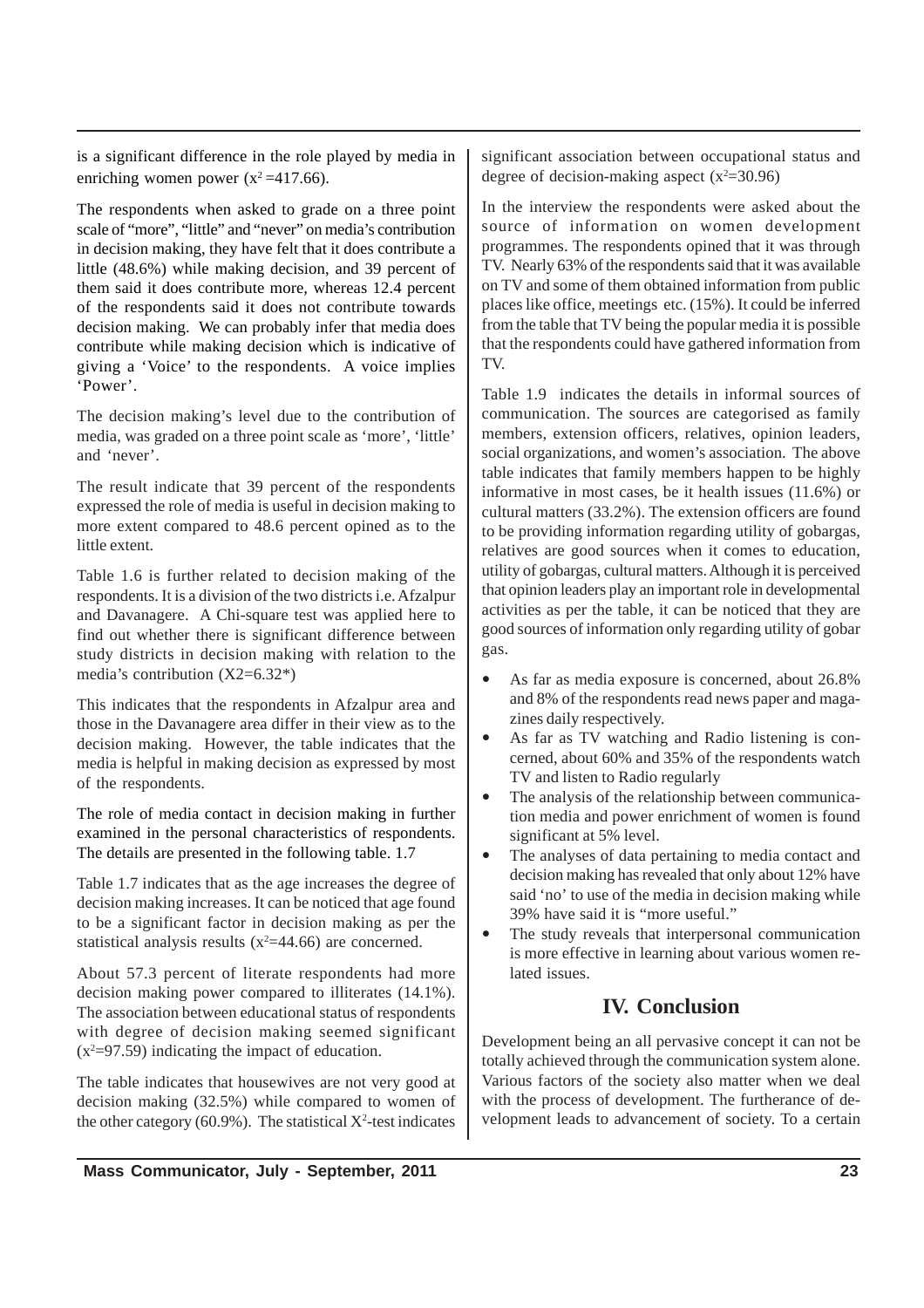is a significant difference in the role played by media in enriching women power ($x^2$ =417.66).

The respondents when asked to grade on a three point scale of "more", "little" and "never" on media's contribution in decision making, they have felt that it does contribute a little (48.6%) while making decision, and 39 percent of them said it does contribute more, whereas 12.4 percent of the respondents said it does not contribute towards decision making. We can probably infer that media does contribute while making decision which is indicative of giving a 'Voice' to the respondents. A voice implies 'Power'.

The decision making's level due to the contribution of media, was graded on a three point scale as 'more', 'little' and 'never'.

The result indicate that 39 percent of the respondents expressed the role of media is useful in decision making to more extent compared to 48.6 percent opined as to the little extent.

Table 1.6 is further related to decision making of the respondents. It is a division of the two districts i.e. Afzalpur and Davanagere. A Chi-square test was applied here to find out whether there is significant difference between study districts in decision making with relation to the media's contribution (X2=6.32*)

This indicates that the respondents in Afzalpur area and those in the Davanagere area differ in their view as to the decision making. However, the table indicates that the media is helpful in making decision as expressed by most of the respondents.

The role of media contact in decision making in further examined in the personal characteristics of respondents. The details are presented in the following table. 1.7

Table 1.7 indicates that as the age increases the degree of decision making increases. It can be noticed that age found to be a significant factor in decision making as per the statistical analysis results ($x^2$=44.66) are concerned.

About 57.3 percent of literate respondents had more decision making power compared to illiterates (14.1%). The association between educational status of respondents with degree of decision making seemed significant ($x^2$=97.59) indicating the impact of education.

The table indicates that housewives are not very good at decision making (32.5%) while compared to women of the other category (60.9%). The statistical $X^2$-test indicates significant association between occupational status and degree of decision-making aspect ($x^2$=30.96)

In the interview the respondents were asked about the source of information on women development programmes. The respondents opined that it was through TV. Nearly 63% of the respondents said that it was available on TV and some of them obtained information from public places like office, meetings etc. (15%). It could be inferred from the table that TV being the popular media it is possible that the respondents could have gathered information from TV.

Table 1.9 indicates the details in informal sources of communication. The sources are categorised as family members, extension officers, relatives, opinion leaders, social organizations, and women's association. The above table indicates that family members happen to be highly informative in most cases, be it health issues (11.6%) or cultural matters (33.2%). The extension officers are found to be providing information regarding utility of gobargas, relatives are good sources when it comes to education, utility of gobargas, cultural matters. Although it is perceived that opinion leaders play an important role in developmental activities as per the table, it can be noticed that they are good sources of information only regarding utility of gobar gas.

- As far as media exposure is concerned, about 26.8% and 8% of the respondents read news paper and magazines daily respectively.
- As far as TV watching and Radio listening is concerned, about 60% and 35% of the respondents watch TV and listen to Radio regularly
- The analysis of the relationship between communication media and power enrichment of women is found significant at 5% level.
- The analyses of data pertaining to media contact and decision making has revealed that only about 12% have said 'no' to use of the media in decision making while 39% have said it is "more useful."
- The study reveals that interpersonal communication is more effective in learning about various women related issues.

## IV. Conclusion

Development being an all pervasive concept it can not be totally achieved through the communication system alone. Various factors of the society also matter when we deal with the process of development. The furtherance of development leads to advancement of society. To a certain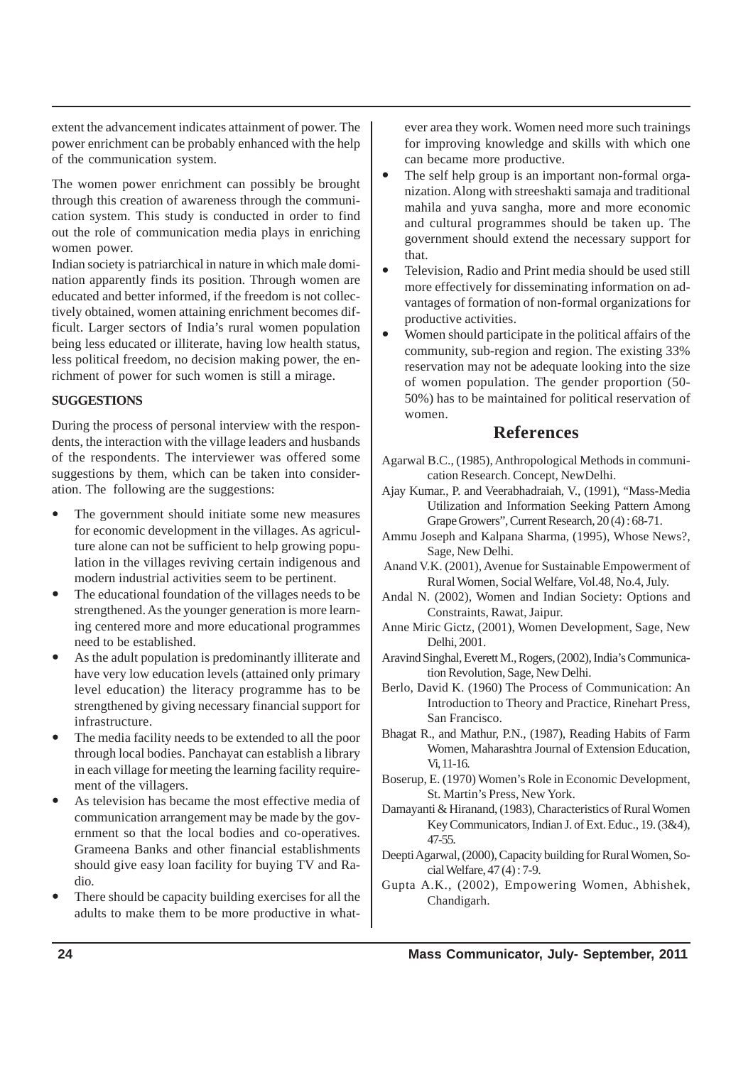extent the advancement indicates attainment of power. The power enrichment can be probably enhanced with the help of the communication system.

The women power enrichment can possibly be brought through this creation of awareness through the communication system. This study is conducted in order to find out the role of communication media plays in enriching women power.

Indian society is patriarchical in nature in which male domination apparently finds its position. Through women are educated and better informed, if the freedom is not collectively obtained, women attaining enrichment becomes difficult. Larger sectors of India's rural women population being less educated or illiterate, having low health status, less political freedom, no decision making power, the enrichment of power for such women is still a mirage.

**SUGGESTIONS**

During the process of personal interview with the respondents, the interaction with the village leaders and husbands of the respondents. The interviewer was offered some suggestions by them, which can be taken into consideration. The following are the suggestions:

- The government should initiate some new measures for economic development in the villages. As agriculture alone can not be sufficient to help growing population in the villages reviving certain indigenous and modern industrial activities seem to be pertinent.
- The educational foundation of the villages needs to be strengthened. As the younger generation is more learning centered more and more educational programmes need to be established.
- As the adult population is predominantly illiterate and have very low education levels (attained only primary level education) the literacy programme has to be strengthened by giving necessary financial support for infrastructure.
- The media facility needs to be extended to all the poor through local bodies. Panchayat can establish a library in each village for meeting the learning facility requirement of the villagers.
- As television has became the most effective media of communication arrangement may be made by the government so that the local bodies and co-operatives. Grameena Banks and other financial establishments should give easy loan facility for buying TV and Radio.
- There should be capacity building exercises for all the adults to make them to be more productive in whatever area they work. Women need more such trainings for improving knowledge and skills with which one can became more productive.
- The self help group is an important non-formal organization. Along with streeshakti samaja and traditional mahila and yuva sangha, more and more economic and cultural programmes should be taken up. The government should extend the necessary support for that.
- Television, Radio and Print media should be used still more effectively for disseminating information on advantages of formation of non-formal organizations for productive activities.
- Women should participate in the political affairs of the community, sub-region and region. The existing 33% reservation may not be adequate looking into the size of women population. The gender proportion (50-50%) has to be maintained for political reservation of women.

## References

Agarwal B.C., (1985), Anthropological Methods in communication Research. Concept, NewDelhi.

Ajay Kumar., P. and Veerabhadraiah, V., (1991), "Mass-Media Utilization and Information Seeking Pattern Among Grape Growers", Current Research, 20 (4) : 68-71.

Ammu Joseph and Kalpana Sharma, (1995), Whose News?, Sage, New Delhi.

Anand V.K. (2001), Avenue for Sustainable Empowerment of Rural Women, Social Welfare, Vol.48, No.4, July.

Andal N. (2002), Women and Indian Society: Options and Constraints, Rawat, Jaipur.

Anne Miric Gictz, (2001), Women Development, Sage, New Delhi, 2001.

Aravind Singhal, Everett M., Rogers, (2002), India's Communication Revolution, Sage, New Delhi.

Berlo, David K. (1960) The Process of Communication: An Introduction to Theory and Practice, Rinehart Press, San Francisco.

Bhagat R., and Mathur, P.N., (1987), Reading Habits of Farm Women, Maharashtra Journal of Extension Education, Vi, 11-16.

Boserup, E. (1970) Women's Role in Economic Development, St. Martin's Press, New York.

Damayanti & Hiranand, (1983), Characteristics of Rural Women Key Communicators, Indian J. of Ext. Educ., 19. (3&4), 47-55.

Deepti Agarwal, (2000), Capacity building for Rural Women, Social Welfare, 47 (4) : 7-9.

Gupta A.K., (2002), Empowering Women, Abhishek, Chandigarh.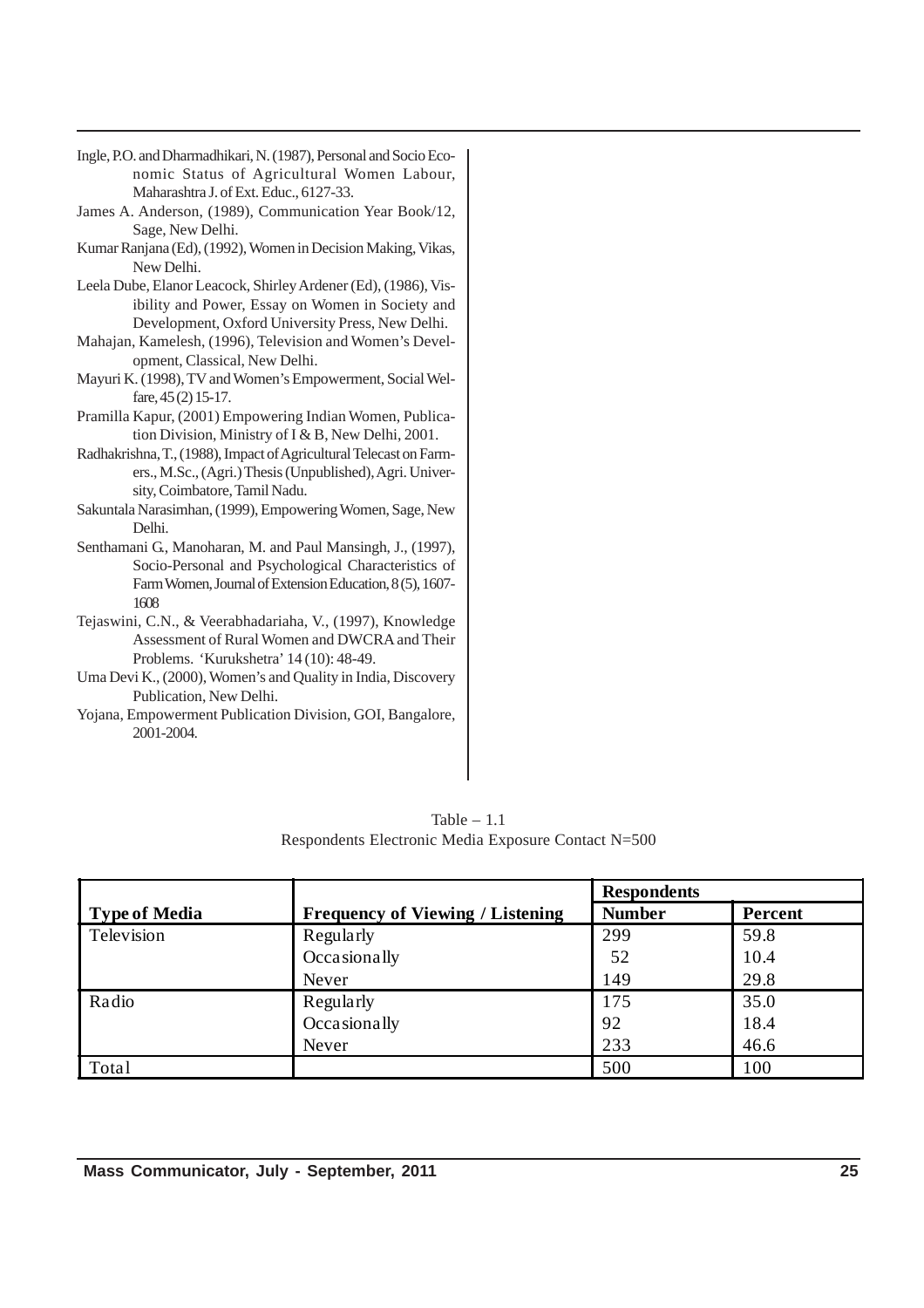Ingle, P.O. and Dharmadhikari, N. (1987), Personal and Socio Economic Status of Agricultural Women Labour, Maharashtra J. of Ext. Educ., 6127-33.

James A. Anderson, (1989), Communication Year Book/12, Sage, New Delhi.

Kumar Ranjana (Ed), (1992), Women in Decision Making, Vikas, New Delhi.

Leela Dube, Elanor Leacock, Shirley Ardener (Ed), (1986), Visibility and Power, Essay on Women in Society and Development, Oxford University Press, New Delhi.

Mahajan, Kamelesh, (1996), Television and Women's Development, Classical, New Delhi.

Mayuri K. (1998), TV and Women's Empowerment, Social Welfare, 45 (2) 15-17.

Pramilla Kapur, (2001) Empowering Indian Women, Publication Division, Ministry of I & B, New Delhi, 2001.

Radhakrishna, T., (1988), Impact of Agricultural Telecast on Farmers., M.Sc., (Agri.) Thesis (Unpublished), Agri. University, Coimbatore, Tamil Nadu.

Sakuntala Narasimhan, (1999), Empowering Women, Sage, New Delhi.

Senthamani G., Manoharan, M. and Paul Mansingh, J., (1997), Socio-Personal and Psychological Characteristics of Farm Women, Journal of Extension Education, 8 (5), 1607-1608

Tejaswini, C.N., & Veerabhadariaha, V., (1997), Knowledge Assessment of Rural Women and DWCRA and Their Problems. 'Kurukshetra' 14 (10): 48-49.

Uma Devi K., (2000), Women's and Quality in India, Discovery Publication, New Delhi.

Yojana, Empowerment Publication Division, GOI, Bangalore, 2001-2004.

Table – 1.1
Respondents Electronic Media Exposure Contact N=500

| Type of Media | Frequency of Viewing / Listening | Respondents | |
|---|---|---|---|
| | | **Number** | **Percent** |
| Television | Regularly | 299 | 59.8 |
| | Occasionally | 52 | 10.4 |
| | Never | 149 | 29.8 |
| Radio | Regularly | 175 | 35.0 |
| | Occasionally | 92 | 18.4 |
| | Never | 233 | 46.6 |
| Total | | 500 | 100 |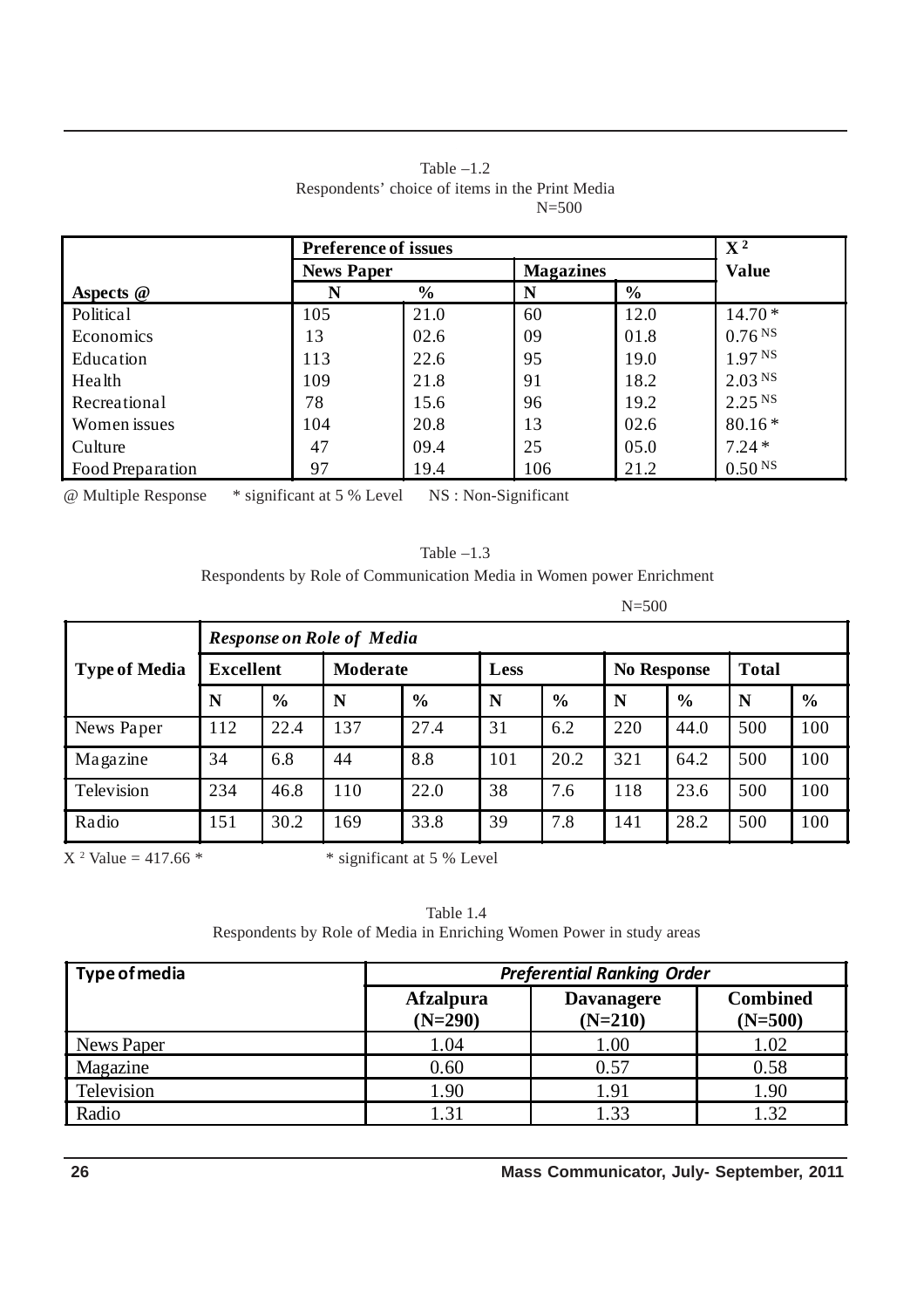Table –1.2
Respondents' choice of items in the Print Media
N=500

| | Preference of issues | | | | $X^2$ Value |
|---|---|---|---|---|---|
| | News Paper | | Magazines | | |
| Aspects @ | N | % | N | % | |
| Political | 105 | 21.0 | 60 | 12.0 | 14.70 * |
| Economics | 13 | 02.6 | 09 | 01.8 | 0.76 NS |
| Education | 113 | 22.6 | 95 | 19.0 | 1.97 NS |
| Health | 109 | 21.8 | 91 | 18.2 | 2.03 NS |
| Recreational | 78 | 15.6 | 96 | 19.2 | 2.25 NS |
| Women issues | 104 | 20.8 | 13 | 02.6 | 80.16 * |
| Culture | 47 | 09.4 | 25 | 05.0 | 7.24 * |
| Food Preparation | 97 | 19.4 | 106 | 21.2 | 0.50 NS |

@ Multiple Response * significant at 5 % Level NS : Non-Significant

Table –1.3
Respondents by Role of Communication Media in Women power Enrichment

N=500

| Type of Media | *Response on Role of Media* | | | | | | | | | |
|---|---|---|---|---|---|---|---|---|---|---|
| | Excellent | | Moderate | | Less | | No Response | | Total | |
| | N | % | N | % | N | % | N | % | N | % |
| News Paper | 112 | 22.4 | 137 | 27.4 | 31 | 6.2 | 220 | 44.0 | 500 | 100 |
| Magazine | 34 | 6.8 | 44 | 8.8 | 101 | 20.2 | 321 | 64.2 | 500 | 100 |
| Television | 234 | 46.8 | 110 | 22.0 | 38 | 7.6 | 118 | 23.6 | 500 | 100 |
| Radio | 151 | 30.2 | 169 | 33.8 | 39 | 7.8 | 141 | 28.2 | 500 | 100 |

$X^2$ Value = 417.66 * * significant at 5 % Level

Table 1.4
Respondents by Role of Media in Enriching Women Power in study areas

| Type of media | *Preferential Ranking Order* | | |
|---|---|---|---|
| | Afzalpura (N=290) | Davanagere (N=210) | Combined (N=500) |
| News Paper | 1.04 | 1.00 | 1.02 |
| Magazine | 0.60 | 0.57 | 0.58 |
| Television | 1.90 | 1.91 | 1.90 |
| Radio | 1.31 | 1.33 | 1.32 |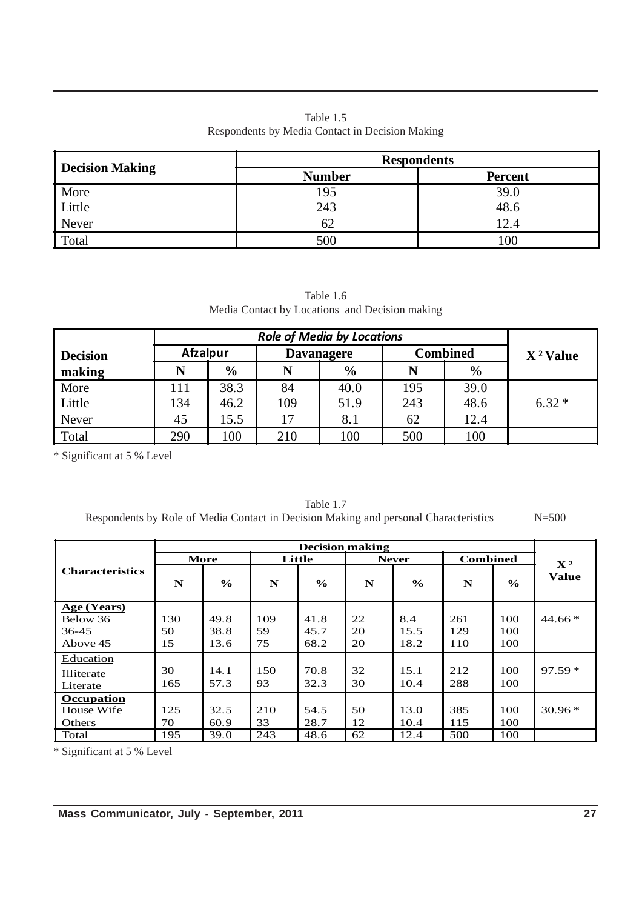Table 1.5
Respondents by Media Contact in Decision Making

| Decision Making | Respondents | |
|---|---|---|
| | Number | Percent |
| More | 195 | 39.0 |
| Little | 243 | 48.6 |
| Never | 62 | 12.4 |
| Total | 500 | 100 |

Table 1.6
Media Contact by Locations and Decision making

| Decision making | *Role of Media by Locations* | | | | | | $X^2$ Value |
|---|---|---|---|---|---|---|---|
| | Afzalpur | | Davanagere | | Combined | | |
| | N | % | N | % | N | % | |
| More | 111 | 38.3 | 84 | 40.0 | 195 | 39.0 | |
| Little | 134 | 46.2 | 109 | 51.9 | 243 | 48.6 | 6.32 * |
| Never | 45 | 15.5 | 17 | 8.1 | 62 | 12.4 | |
| Total | 290 | 100 | 210 | 100 | 500 | 100 | |

* Significant at 5 % Level

Table 1.7
Respondents by Role of Media Contact in Decision Making and personal Characteristics N=500

| Characteristics | Decision making | | | | | | | | $X^2$ Value |
|---|---|---|---|---|---|---|---|---|---|
| | More | | Little | | Never | | Combined | | |
| | N | % | N | % | N | % | N | % | |
| **Age (Years)** | | | | | | | | | |
| Below 36 | 130 | 49.8 | 109 | 41.8 | 22 | 8.4 | 261 | 100 | 44.66 * |
| 36-45 | 50 | 38.8 | 59 | 45.7 | 20 | 15.5 | 129 | 100 | |
| Above 45 | 15 | 13.6 | 75 | 68.2 | 20 | 18.2 | 110 | 100 | |
| Education | | | | | | | | | |
| Illiterate | 30 | 14.1 | 150 | 70.8 | 32 | 15.1 | 212 | 100 | 97.59 * |
| Literate | 165 | 57.3 | 93 | 32.3 | 30 | 10.4 | 288 | 100 | |
| **Occupation** | | | | | | | | | |
| House Wife | 125 | 32.5 | 210 | 54.5 | 50 | 13.0 | 385 | 100 | 30.96 * |
| Others | 70 | 60.9 | 33 | 28.7 | 12 | 10.4 | 115 | 100 | |
| Total | 195 | 39.0 | 243 | 48.6 | 62 | 12.4 | 500 | 100 | |

* Significant at 5 % Level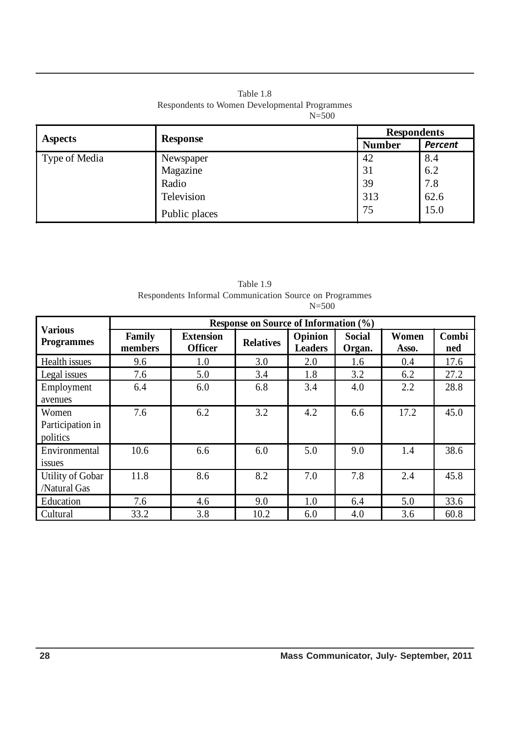Table 1.8
Respondents to Women Developmental Programmes
N=500

| Aspects | Response | Respondents | |
|---|---|---|---|
| | | Number | *Percent* |
| Type of Media | Newspaper | 42 | 8.4 |
| | Magazine | 31 | 6.2 |
| | Radio | 39 | 7.8 |
| | Television | 313 | 62.6 |
| | Public places | 75 | 15.0 |

Table 1.9
Respondents Informal Communication Source on Programmes
N=500

| Various Programmes | Response on Source of Information (%) | | | | | | |
|---|---|---|---|---|---|---|---|
| | Family members | Extension Officer | Relatives | Opinion Leaders | Social Organ. | Women Asso. | Combined |
| Health issues | 9.6 | 1.0 | 3.0 | 2.0 | 1.6 | 0.4 | 17.6 |
| Legal issues | 7.6 | 5.0 | 3.4 | 1.8 | 3.2 | 6.2 | 27.2 |
| Employment avenues | 6.4 | 6.0 | 6.8 | 3.4 | 4.0 | 2.2 | 28.8 |
| Women Participation in politics | 7.6 | 6.2 | 3.2 | 4.2 | 6.6 | 17.2 | 45.0 |
| Environmental issues | 10.6 | 6.6 | 6.0 | 5.0 | 9.0 | 1.4 | 38.6 |
| Utility of Gobar /Natural Gas | 11.8 | 8.6 | 8.2 | 7.0 | 7.8 | 2.4 | 45.8 |
| Education | 7.6 | 4.6 | 9.0 | 1.0 | 6.4 | 5.0 | 33.6 |
| Cultural | 33.2 | 3.8 | 10.2 | 6.0 | 4.0 | 3.6 | 60.8 |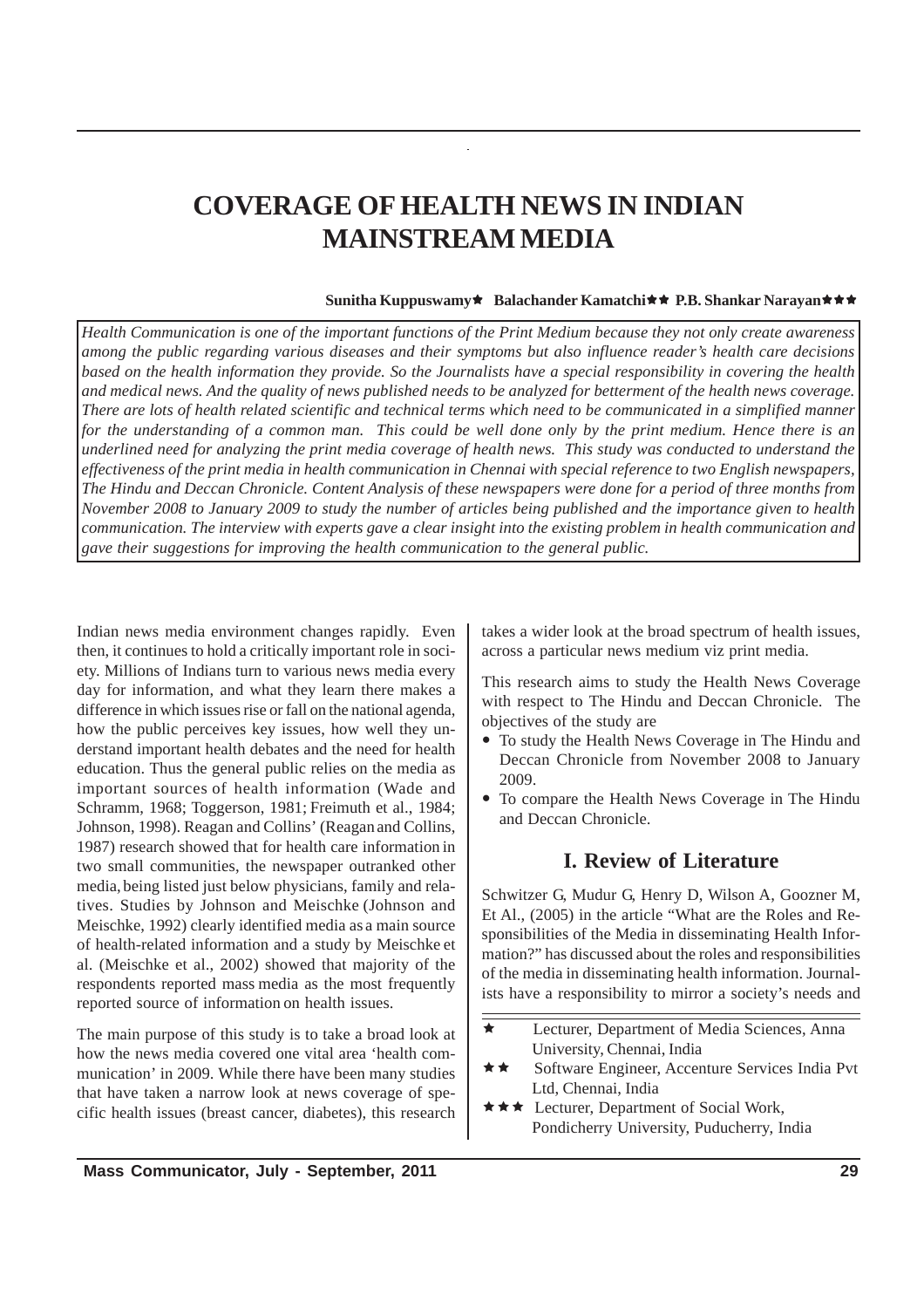# COVERAGE OF HEALTH NEWS IN INDIAN MAINSTREAM MEDIA

**Sunitha Kuppuswamy★ Balachander Kamatchi★★ P.B. Shankar Narayan★★★**

*Health Communication is one of the important functions of the Print Medium because they not only create awareness among the public regarding various diseases and their symptoms but also influence reader's health care decisions based on the health information they provide. So the Journalists have a special responsibility in covering the health and medical news. And the quality of news published needs to be analyzed for betterment of the health news coverage. There are lots of health related scientific and technical terms which need to be communicated in a simplified manner for the understanding of a common man. This could be well done only by the print medium. Hence there is an underlined need for analyzing the print media coverage of health news. This study was conducted to understand the effectiveness of the print media in health communication in Chennai with special reference to two English newspapers, The Hindu and Deccan Chronicle. Content Analysis of these newspapers were done for a period of three months from November 2008 to January 2009 to study the number of articles being published and the importance given to health communication. The interview with experts gave a clear insight into the existing problem in health communication and gave their suggestions for improving the health communication to the general public.*

Indian news media environment changes rapidly. Even then, it continues to hold a critically important role in society. Millions of Indians turn to various news media every day for information, and what they learn there makes a difference in which issues rise or fall on the national agenda, how the public perceives key issues, how well they understand important health debates and the need for health education. Thus the general public relies on the media as important sources of health information (Wade and Schramm, 1968; Toggerson, 1981; Freimuth et al., 1984; Johnson, 1998). Reagan and Collins' (Reagan and Collins, 1987) research showed that for health care information in two small communities, the newspaper outranked other media, being listed just below physicians, family and relatives. Studies by Johnson and Meischke (Johnson and Meischke, 1992) clearly identified media as a main source of health-related information and a study by Meischke et al. (Meischke et al., 2002) showed that majority of the respondents reported mass media as the most frequently reported source of information on health issues.

The main purpose of this study is to take a broad look at how the news media covered one vital area 'health communication' in 2009. While there have been many studies that have taken a narrow look at news coverage of specific health issues (breast cancer, diabetes), this research takes a wider look at the broad spectrum of health issues, across a particular news medium viz print media.

This research aims to study the Health News Coverage with respect to The Hindu and Deccan Chronicle. The objectives of the study are

- To study the Health News Coverage in The Hindu and Deccan Chronicle from November 2008 to January 2009.
- To compare the Health News Coverage in The Hindu and Deccan Chronicle.

## I. Review of Literature

Schwitzer G, Mudur G, Henry D, Wilson A, Goozner M, Et Al., (2005) in the article "What are the Roles and Responsibilities of the Media in disseminating Health Information?" has discussed about the roles and responsibilities of the media in disseminating health information. Journalists have a responsibility to mirror a society's needs and

---

★ Lecturer, Department of Media Sciences, Anna University, Chennai, India

★★ Software Engineer, Accenture Services India Pvt Ltd, Chennai, India

★★★ Lecturer, Department of Social Work, Pondicherry University, Puducherry, India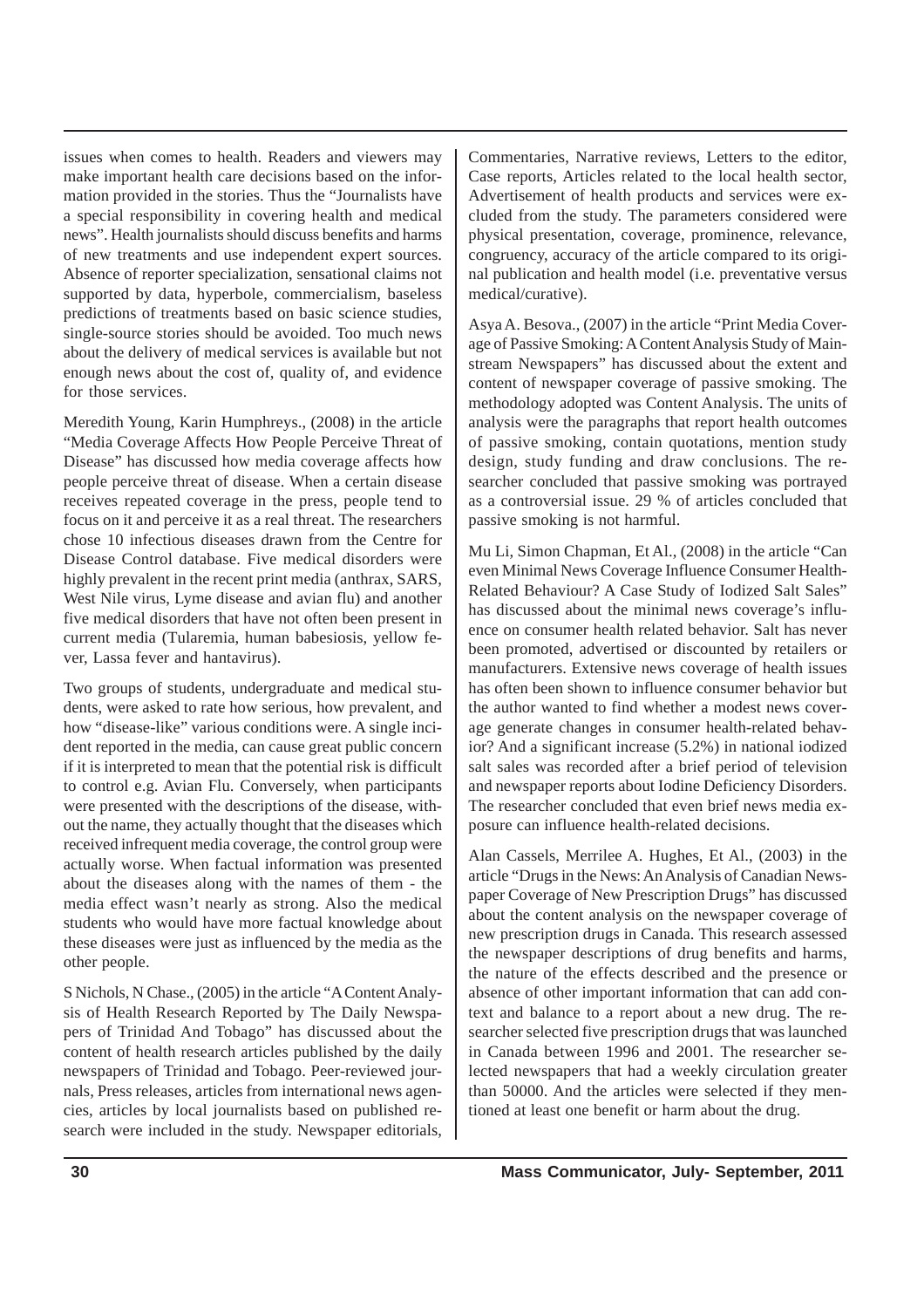issues when comes to health. Readers and viewers may make important health care decisions based on the information provided in the stories. Thus the "Journalists have a special responsibility in covering health and medical news". Health journalists should discuss benefits and harms of new treatments and use independent expert sources. Absence of reporter specialization, sensational claims not supported by data, hyperbole, commercialism, baseless predictions of treatments based on basic science studies, single-source stories should be avoided. Too much news about the delivery of medical services is available but not enough news about the cost of, quality of, and evidence for those services.

Meredith Young, Karin Humphreys., (2008) in the article "Media Coverage Affects How People Perceive Threat of Disease" has discussed how media coverage affects how people perceive threat of disease. When a certain disease receives repeated coverage in the press, people tend to focus on it and perceive it as a real threat. The researchers chose 10 infectious diseases drawn from the Centre for Disease Control database. Five medical disorders were highly prevalent in the recent print media (anthrax, SARS, West Nile virus, Lyme disease and avian flu) and another five medical disorders that have not often been present in current media (Tularemia, human babesiosis, yellow fever, Lassa fever and hantavirus).

Two groups of students, undergraduate and medical students, were asked to rate how serious, how prevalent, and how "disease-like" various conditions were. A single incident reported in the media, can cause great public concern if it is interpreted to mean that the potential risk is difficult to control e.g. Avian Flu. Conversely, when participants were presented with the descriptions of the disease, without the name, they actually thought that the diseases which received infrequent media coverage, the control group were actually worse. When factual information was presented about the diseases along with the names of them - the media effect wasn't nearly as strong. Also the medical students who would have more factual knowledge about these diseases were just as influenced by the media as the other people.

S Nichols, N Chase., (2005) in the article "A Content Analysis of Health Research Reported by The Daily Newspapers of Trinidad And Tobago" has discussed about the content of health research articles published by the daily newspapers of Trinidad and Tobago. Peer-reviewed journals, Press releases, articles from international news agencies, articles by local journalists based on published research were included in the study. Newspaper editorials, Commentaries, Narrative reviews, Letters to the editor, Case reports, Articles related to the local health sector, Advertisement of health products and services were excluded from the study. The parameters considered were physical presentation, coverage, prominence, relevance, congruency, accuracy of the article compared to its original publication and health model (i.e. preventative versus medical/curative).

Asya A. Besova., (2007) in the article "Print Media Coverage of Passive Smoking: A Content Analysis Study of Mainstream Newspapers" has discussed about the extent and content of newspaper coverage of passive smoking. The methodology adopted was Content Analysis. The units of analysis were the paragraphs that report health outcomes of passive smoking, contain quotations, mention study design, study funding and draw conclusions. The researcher concluded that passive smoking was portrayed as a controversial issue. 29 % of articles concluded that passive smoking is not harmful.

Mu Li, Simon Chapman, Et Al., (2008) in the article "Can even Minimal News Coverage Influence Consumer Health-Related Behaviour? A Case Study of Iodized Salt Sales" has discussed about the minimal news coverage's influence on consumer health related behavior. Salt has never been promoted, advertised or discounted by retailers or manufacturers. Extensive news coverage of health issues has often been shown to influence consumer behavior but the author wanted to find whether a modest news coverage generate changes in consumer health-related behavior? And a significant increase (5.2%) in national iodized salt sales was recorded after a brief period of television and newspaper reports about Iodine Deficiency Disorders. The researcher concluded that even brief news media exposure can influence health-related decisions.

Alan Cassels, Merrilee A. Hughes, Et Al., (2003) in the article "Drugs in the News: An Analysis of Canadian Newspaper Coverage of New Prescription Drugs" has discussed about the content analysis on the newspaper coverage of new prescription drugs in Canada. This research assessed the newspaper descriptions of drug benefits and harms, the nature of the effects described and the presence or absence of other important information that can add context and balance to a report about a new drug. The researcher selected five prescription drugs that was launched in Canada between 1996 and 2001. The researcher selected newspapers that had a weekly circulation greater than 50000. And the articles were selected if they mentioned at least one benefit or harm about the drug.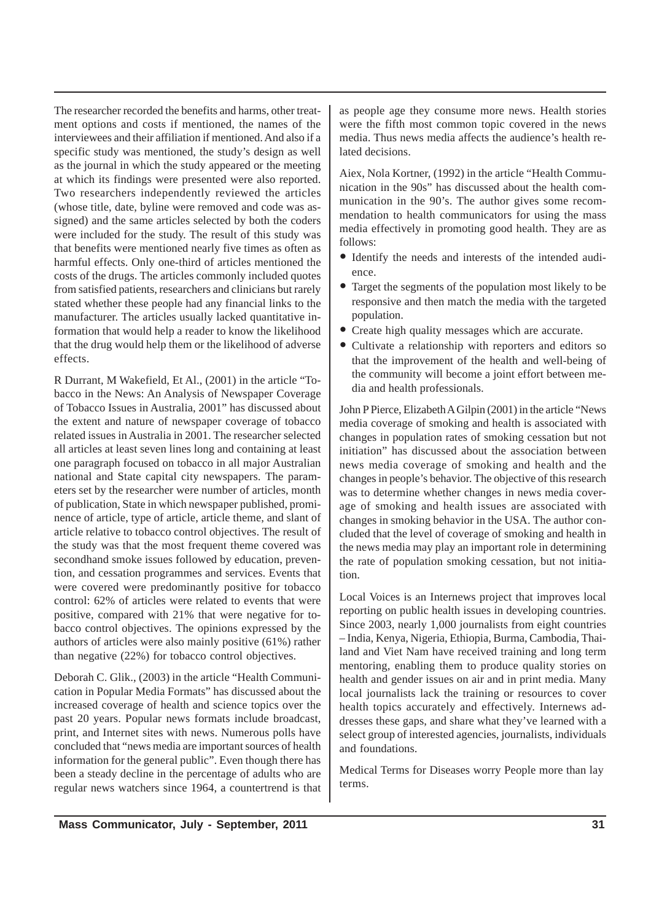The researcher recorded the benefits and harms, other treatment options and costs if mentioned, the names of the interviewees and their affiliation if mentioned. And also if a specific study was mentioned, the study's design as well as the journal in which the study appeared or the meeting at which its findings were presented were also reported. Two researchers independently reviewed the articles (whose title, date, byline were removed and code was assigned) and the same articles selected by both the coders were included for the study. The result of this study was that benefits were mentioned nearly five times as often as harmful effects. Only one-third of articles mentioned the costs of the drugs. The articles commonly included quotes from satisfied patients, researchers and clinicians but rarely stated whether these people had any financial links to the manufacturer. The articles usually lacked quantitative information that would help a reader to know the likelihood that the drug would help them or the likelihood of adverse effects.

R Durrant, M Wakefield, Et Al., (2001) in the article "Tobacco in the News: An Analysis of Newspaper Coverage of Tobacco Issues in Australia, 2001" has discussed about the extent and nature of newspaper coverage of tobacco related issues in Australia in 2001. The researcher selected all articles at least seven lines long and containing at least one paragraph focused on tobacco in all major Australian national and State capital city newspapers. The parameters set by the researcher were number of articles, month of publication, State in which newspaper published, prominence of article, type of article, article theme, and slant of article relative to tobacco control objectives. The result of the study was that the most frequent theme covered was secondhand smoke issues followed by education, prevention, and cessation programmes and services. Events that were covered were predominantly positive for tobacco control: 62% of articles were related to events that were positive, compared with 21% that were negative for tobacco control objectives. The opinions expressed by the authors of articles were also mainly positive (61%) rather than negative (22%) for tobacco control objectives.

Deborah C. Glik., (2003) in the article "Health Communication in Popular Media Formats" has discussed about the increased coverage of health and science topics over the past 20 years. Popular news formats include broadcast, print, and Internet sites with news. Numerous polls have concluded that "news media are important sources of health information for the general public". Even though there has been a steady decline in the percentage of adults who are regular news watchers since 1964, a countertrend is that as people age they consume more news. Health stories were the fifth most common topic covered in the news media. Thus news media affects the audience's health related decisions.

Aiex, Nola Kortner, (1992) in the article "Health Communication in the 90s" has discussed about the health communication in the 90's. The author gives some recommendation to health communicators for using the mass media effectively in promoting good health. They are as follows:

- Identify the needs and interests of the intended audience.
- Target the segments of the population most likely to be responsive and then match the media with the targeted population.
- Create high quality messages which are accurate.
- Cultivate a relationship with reporters and editors so that the improvement of the health and well-being of the community will become a joint effort between media and health professionals.

John P Pierce, Elizabeth A Gilpin (2001) in the article "News media coverage of smoking and health is associated with changes in population rates of smoking cessation but not initiation" has discussed about the association between news media coverage of smoking and health and the changes in people's behavior. The objective of this research was to determine whether changes in news media coverage of smoking and health issues are associated with changes in smoking behavior in the USA. The author concluded that the level of coverage of smoking and health in the news media may play an important role in determining the rate of population smoking cessation, but not initiation.

Local Voices is an Internews project that improves local reporting on public health issues in developing countries. Since 2003, nearly 1,000 journalists from eight countries – India, Kenya, Nigeria, Ethiopia, Burma, Cambodia, Thailand and Viet Nam have received training and long term mentoring, enabling them to produce quality stories on health and gender issues on air and in print media. Many local journalists lack the training or resources to cover health topics accurately and effectively. Internews addresses these gaps, and share what they've learned with a select group of interested agencies, journalists, individuals and foundations.

Medical Terms for Diseases worry People more than lay terms.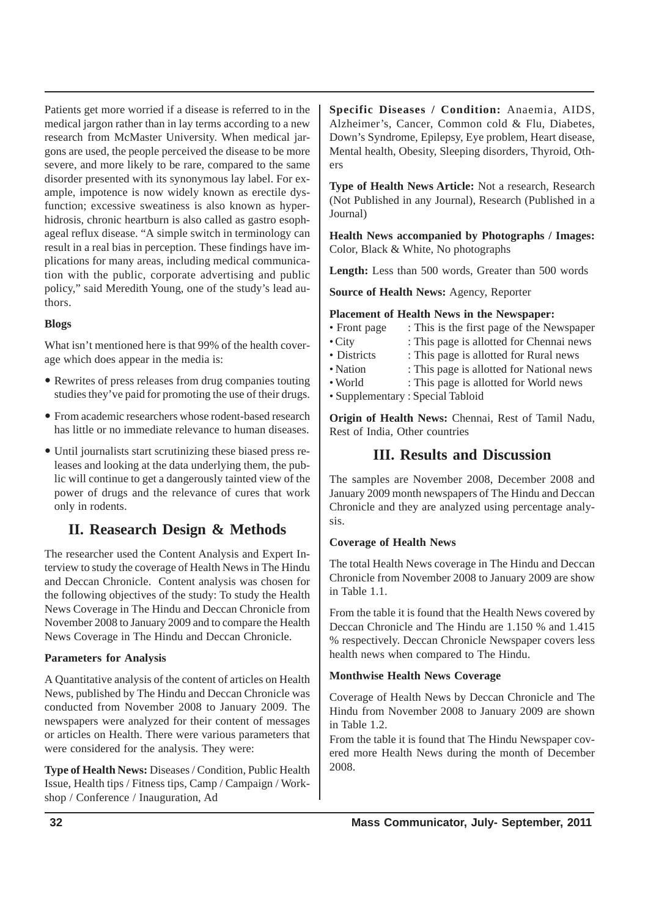Patients get more worried if a disease is referred to in the medical jargon rather than in lay terms according to a new research from McMaster University. When medical jargons are used, the people perceived the disease to be more severe, and more likely to be rare, compared to the same disorder presented with its synonymous lay label. For example, impotence is now widely known as erectile dysfunction; excessive sweatiness is also known as hyperhidrosis, chronic heartburn is also called as gastro esophageal reflux disease. "A simple switch in terminology can result in a real bias in perception. These findings have implications for many areas, including medical communication with the public, corporate advertising and public policy," said Meredith Young, one of the study's lead authors.

**Blogs**

What isn't mentioned here is that 99% of the health coverage which does appear in the media is:

- Rewrites of press releases from drug companies touting studies they've paid for promoting the use of their drugs.
- From academic researchers whose rodent-based research has little or no immediate relevance to human diseases.
- Until journalists start scrutinizing these biased press releases and looking at the data underlying them, the public will continue to get a dangerously tainted view of the power of drugs and the relevance of cures that work only in rodents.

## II. Reasearch Design & Methods

The researcher used the Content Analysis and Expert Interview to study the coverage of Health News in The Hindu and Deccan Chronicle. Content analysis was chosen for the following objectives of the study: To study the Health News Coverage in The Hindu and Deccan Chronicle from November 2008 to January 2009 and to compare the Health News Coverage in The Hindu and Deccan Chronicle.

**Parameters for Analysis**

A Quantitative analysis of the content of articles on Health News, published by The Hindu and Deccan Chronicle was conducted from November 2008 to January 2009. The newspapers were analyzed for their content of messages or articles on Health. There were various parameters that were considered for the analysis. They were:

**Type of Health News:** Diseases / Condition, Public Health Issue, Health tips / Fitness tips, Camp / Campaign / Workshop / Conference / Inauguration, Ad

**Specific Diseases / Condition:** Anaemia, AIDS, Alzheimer's, Cancer, Common cold & Flu, Diabetes, Down's Syndrome, Epilepsy, Eye problem, Heart disease, Mental health, Obesity, Sleeping disorders, Thyroid, Others

**Type of Health News Article:** Not a research, Research (Not Published in any Journal), Research (Published in a Journal)

**Health News accompanied by Photographs / Images:** Color, Black & White, No photographs

**Length:** Less than 500 words, Greater than 500 words

**Source of Health News:** Agency, Reporter

**Placement of Health News in the Newspaper:**

- Front page : This is the first page of the Newspaper
- City : This page is allotted for Chennai news
- Districts : This page is allotted for Rural news
- Nation : This page is allotted for National news
- World : This page is allotted for World news
- Supplementary : Special Tabloid

**Origin of Health News:** Chennai, Rest of Tamil Nadu, Rest of India, Other countries

## III. Results and Discussion

The samples are November 2008, December 2008 and January 2009 month newspapers of The Hindu and Deccan Chronicle and they are analyzed using percentage analysis.

**Coverage of Health News**

The total Health News coverage in The Hindu and Deccan Chronicle from November 2008 to January 2009 are show in Table 1.1.

From the table it is found that the Health News covered by Deccan Chronicle and The Hindu are 1.150 % and 1.415 % respectively. Deccan Chronicle Newspaper covers less health news when compared to The Hindu.

**Monthwise Health News Coverage**

Coverage of Health News by Deccan Chronicle and The Hindu from November 2008 to January 2009 are shown in Table 1.2.

From the table it is found that The Hindu Newspaper covered more Health News during the month of December 2008.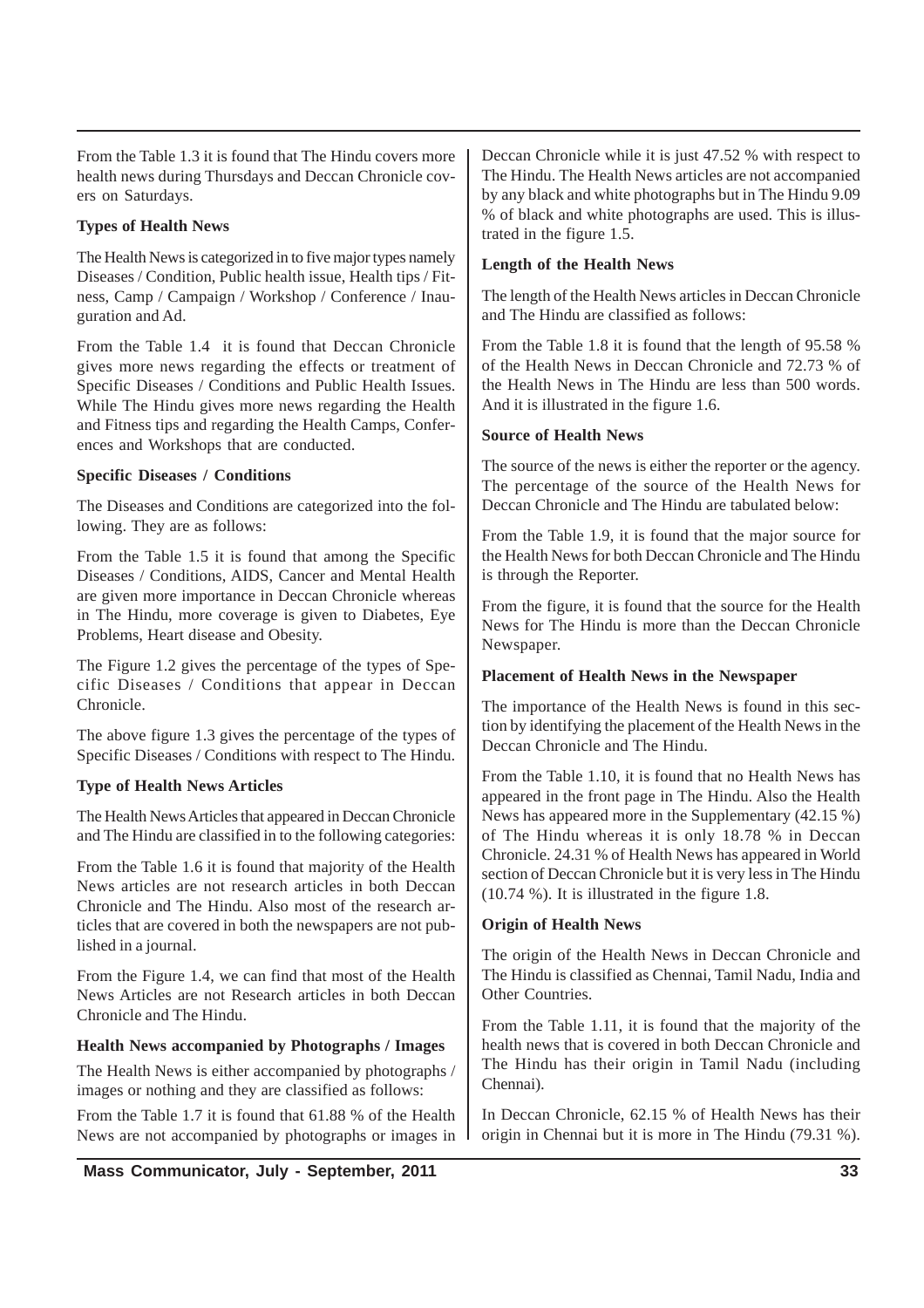From the Table 1.3 it is found that The Hindu covers more health news during Thursdays and Deccan Chronicle covers on Saturdays.

**Types of Health News**

The Health News is categorized in to five major types namely Diseases / Condition, Public health issue, Health tips / Fitness, Camp / Campaign / Workshop / Conference / Inauguration and Ad.

From the Table 1.4 it is found that Deccan Chronicle gives more news regarding the effects or treatment of Specific Diseases / Conditions and Public Health Issues. While The Hindu gives more news regarding the Health and Fitness tips and regarding the Health Camps, Conferences and Workshops that are conducted.

**Specific Diseases / Conditions**

The Diseases and Conditions are categorized into the following. They are as follows:

From the Table 1.5 it is found that among the Specific Diseases / Conditions, AIDS, Cancer and Mental Health are given more importance in Deccan Chronicle whereas in The Hindu, more coverage is given to Diabetes, Eye Problems, Heart disease and Obesity.

The Figure 1.2 gives the percentage of the types of Specific Diseases / Conditions that appear in Deccan Chronicle.

The above figure 1.3 gives the percentage of the types of Specific Diseases / Conditions with respect to The Hindu.

**Type of Health News Articles**

The Health News Articles that appeared in Deccan Chronicle and The Hindu are classified in to the following categories:

From the Table 1.6 it is found that majority of the Health News articles are not research articles in both Deccan Chronicle and The Hindu. Also most of the research articles that are covered in both the newspapers are not published in a journal.

From the Figure 1.4, we can find that most of the Health News Articles are not Research articles in both Deccan Chronicle and The Hindu.

**Health News accompanied by Photographs / Images**

The Health News is either accompanied by photographs / images or nothing and they are classified as follows:

From the Table 1.7 it is found that 61.88 % of the Health News are not accompanied by photographs or images in Deccan Chronicle while it is just 47.52 % with respect to The Hindu. The Health News articles are not accompanied by any black and white photographs but in The Hindu 9.09 % of black and white photographs are used. This is illustrated in the figure 1.5.

**Length of the Health News**

The length of the Health News articles in Deccan Chronicle and The Hindu are classified as follows:

From the Table 1.8 it is found that the length of 95.58 % of the Health News in Deccan Chronicle and 72.73 % of the Health News in The Hindu are less than 500 words. And it is illustrated in the figure 1.6.

**Source of Health News**

The source of the news is either the reporter or the agency. The percentage of the source of the Health News for Deccan Chronicle and The Hindu are tabulated below:

From the Table 1.9, it is found that the major source for the Health News for both Deccan Chronicle and The Hindu is through the Reporter.

From the figure, it is found that the source for the Health News for The Hindu is more than the Deccan Chronicle Newspaper.

**Placement of Health News in the Newspaper**

The importance of the Health News is found in this section by identifying the placement of the Health News in the Deccan Chronicle and The Hindu.

From the Table 1.10, it is found that no Health News has appeared in the front page in The Hindu. Also the Health News has appeared more in the Supplementary (42.15 %) of The Hindu whereas it is only 18.78 % in Deccan Chronicle. 24.31 % of Health News has appeared in World section of Deccan Chronicle but it is very less in The Hindu (10.74 %). It is illustrated in the figure 1.8.

**Origin of Health News**

The origin of the Health News in Deccan Chronicle and The Hindu is classified as Chennai, Tamil Nadu, India and Other Countries.

From the Table 1.11, it is found that the majority of the health news that is covered in both Deccan Chronicle and The Hindu has their origin in Tamil Nadu (including Chennai).

In Deccan Chronicle, 62.15 % of Health News has their origin in Chennai but it is more in The Hindu (79.31 %).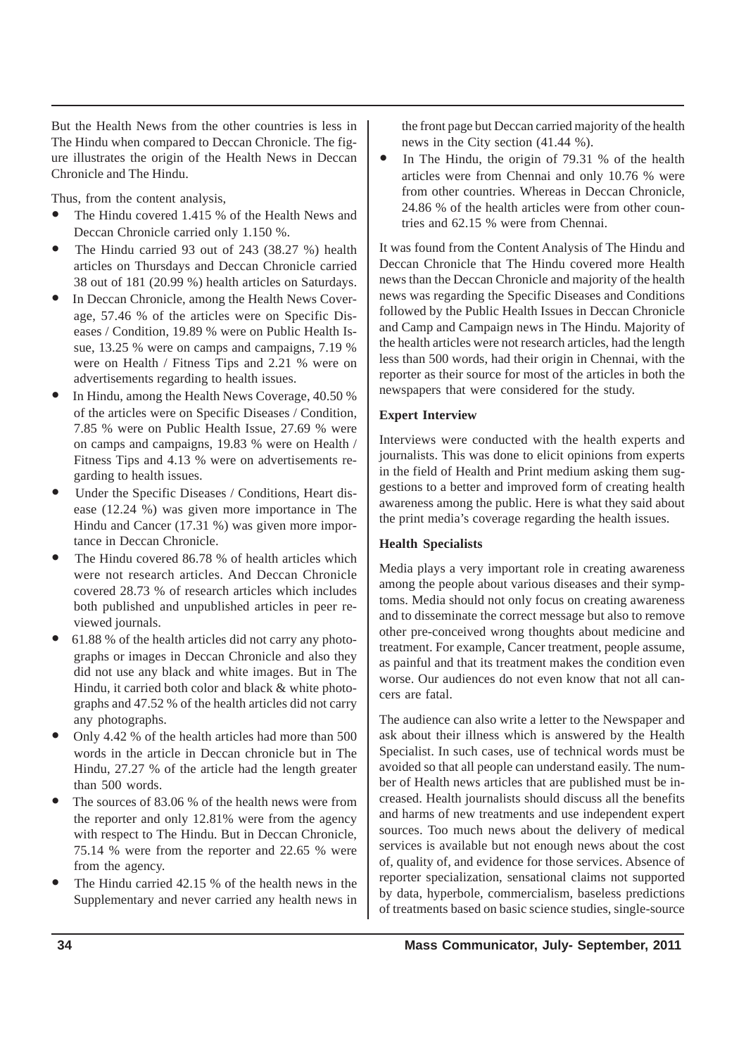But the Health News from the other countries is less in The Hindu when compared to Deccan Chronicle. The figure illustrates the origin of the Health News in Deccan Chronicle and The Hindu.

Thus, from the content analysis,

- The Hindu covered 1.415 % of the Health News and Deccan Chronicle carried only 1.150 %.
- The Hindu carried 93 out of 243 (38.27 %) health articles on Thursdays and Deccan Chronicle carried 38 out of 181 (20.99 %) health articles on Saturdays.
- In Deccan Chronicle, among the Health News Coverage, 57.46 % of the articles were on Specific Diseases / Condition, 19.89 % were on Public Health Issue, 13.25 % were on camps and campaigns, 7.19 % were on Health / Fitness Tips and 2.21 % were on advertisements regarding to health issues.
- In Hindu, among the Health News Coverage, 40.50 % of the articles were on Specific Diseases / Condition, 7.85 % were on Public Health Issue, 27.69 % were on camps and campaigns, 19.83 % were on Health / Fitness Tips and 4.13 % were on advertisements regarding to health issues.
- Under the Specific Diseases / Conditions, Heart disease (12.24 %) was given more importance in The Hindu and Cancer (17.31 %) was given more importance in Deccan Chronicle.
- The Hindu covered 86.78 % of health articles which were not research articles. And Deccan Chronicle covered 28.73 % of research articles which includes both published and unpublished articles in peer reviewed journals.
- 61.88 % of the health articles did not carry any photographs or images in Deccan Chronicle and also they did not use any black and white images. But in The Hindu, it carried both color and black & white photographs and 47.52 % of the health articles did not carry any photographs.
- Only 4.42 % of the health articles had more than 500 words in the article in Deccan chronicle but in The Hindu, 27.27 % of the article had the length greater than 500 words.
- The sources of 83.06 % of the health news were from the reporter and only 12.81% were from the agency with respect to The Hindu. But in Deccan Chronicle, 75.14 % were from the reporter and 22.65 % were from the agency.
- The Hindu carried 42.15 % of the health news in the Supplementary and never carried any health news in the front page but Deccan carried majority of the health news in the City section (41.44 %).
- In The Hindu, the origin of 79.31 % of the health articles were from Chennai and only 10.76 % were from other countries. Whereas in Deccan Chronicle, 24.86 % of the health articles were from other countries and 62.15 % were from Chennai.

It was found from the Content Analysis of The Hindu and Deccan Chronicle that The Hindu covered more Health news than the Deccan Chronicle and majority of the health news was regarding the Specific Diseases and Conditions followed by the Public Health Issues in Deccan Chronicle and Camp and Campaign news in The Hindu. Majority of the health articles were not research articles, had the length less than 500 words, had their origin in Chennai, with the reporter as their source for most of the articles in both the newspapers that were considered for the study.

**Expert Interview**

Interviews were conducted with the health experts and journalists. This was done to elicit opinions from experts in the field of Health and Print medium asking them suggestions to a better and improved form of creating health awareness among the public. Here is what they said about the print media's coverage regarding the health issues.

**Health Specialists**

Media plays a very important role in creating awareness among the people about various diseases and their symptoms. Media should not only focus on creating awareness and to disseminate the correct message but also to remove other pre-conceived wrong thoughts about medicine and treatment. For example, Cancer treatment, people assume, as painful and that its treatment makes the condition even worse. Our audiences do not even know that not all cancers are fatal.

The audience can also write a letter to the Newspaper and ask about their illness which is answered by the Health Specialist. In such cases, use of technical words must be avoided so that all people can understand easily. The number of Health news articles that are published must be increased. Health journalists should discuss all the benefits and harms of new treatments and use independent expert sources. Too much news about the delivery of medical services is available but not enough news about the cost of, quality of, and evidence for those services. Absence of reporter specialization, sensational claims not supported by data, hyperbole, commercialism, baseless predictions of treatments based on basic science studies, single-source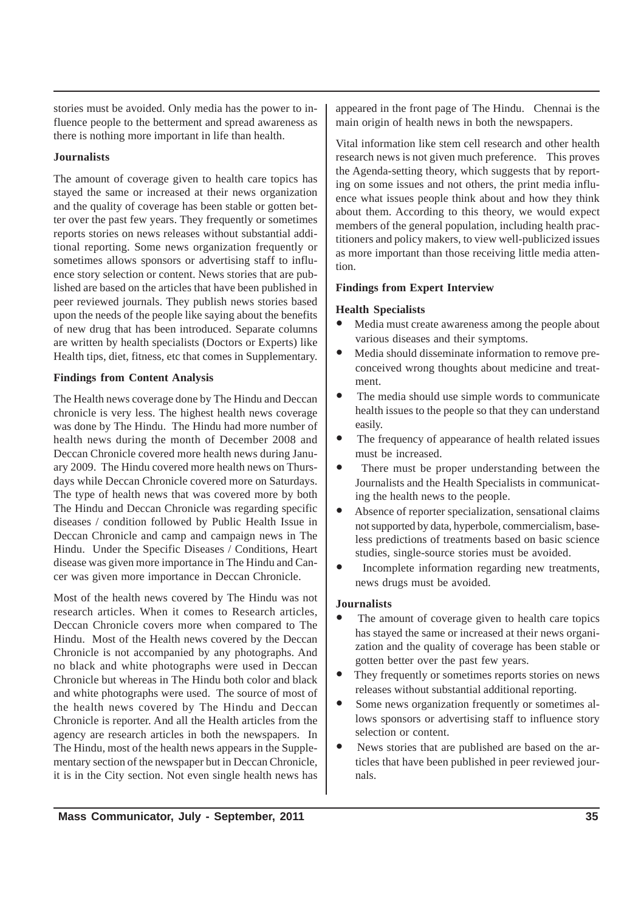stories must be avoided. Only media has the power to influence people to the betterment and spread awareness as there is nothing more important in life than health.

**Journalists**

The amount of coverage given to health care topics has stayed the same or increased at their news organization and the quality of coverage has been stable or gotten better over the past few years. They frequently or sometimes reports stories on news releases without substantial additional reporting. Some news organization frequently or sometimes allows sponsors or advertising staff to influence story selection or content. News stories that are published are based on the articles that have been published in peer reviewed journals. They publish news stories based upon the needs of the people like saying about the benefits of new drug that has been introduced. Separate columns are written by health specialists (Doctors or Experts) like Health tips, diet, fitness, etc that comes in Supplementary.

**Findings from Content Analysis**

The Health news coverage done by The Hindu and Deccan chronicle is very less. The highest health news coverage was done by The Hindu. The Hindu had more number of health news during the month of December 2008 and Deccan Chronicle covered more health news during January 2009. The Hindu covered more health news on Thursdays while Deccan Chronicle covered more on Saturdays. The type of health news that was covered more by both The Hindu and Deccan Chronicle was regarding specific diseases / condition followed by Public Health Issue in Deccan Chronicle and camp and campaign news in The Hindu. Under the Specific Diseases / Conditions, Heart disease was given more importance in The Hindu and Cancer was given more importance in Deccan Chronicle.

Most of the health news covered by The Hindu was not research articles. When it comes to Research articles, Deccan Chronicle covers more when compared to The Hindu. Most of the Health news covered by the Deccan Chronicle is not accompanied by any photographs. And no black and white photographs were used in Deccan Chronicle but whereas in The Hindu both color and black and white photographs were used. The source of most of the health news covered by The Hindu and Deccan Chronicle is reporter. And all the Health articles from the agency are research articles in both the newspapers. In The Hindu, most of the health news appears in the Supplementary section of the newspaper but in Deccan Chronicle, it is in the City section. Not even single health news has appeared in the front page of The Hindu. Chennai is the main origin of health news in both the newspapers.

Vital information like stem cell research and other health research news is not given much preference. This proves the Agenda-setting theory, which suggests that by reporting on some issues and not others, the print media influence what issues people think about and how they think about them. According to this theory, we would expect members of the general population, including health practitioners and policy makers, to view well-publicized issues as more important than those receiving little media attention.

**Findings from Expert Interview**

**Health Specialists**

- Media must create awareness among the people about various diseases and their symptoms.
- Media should disseminate information to remove preconceived wrong thoughts about medicine and treatment.
- The media should use simple words to communicate health issues to the people so that they can understand easily.
- The frequency of appearance of health related issues must be increased.
- There must be proper understanding between the Journalists and the Health Specialists in communicating the health news to the people.
- Absence of reporter specialization, sensational claims not supported by data, hyperbole, commercialism, baseless predictions of treatments based on basic science studies, single-source stories must be avoided.
- Incomplete information regarding new treatments, news drugs must be avoided.

**Journalists**

- The amount of coverage given to health care topics has stayed the same or increased at their news organization and the quality of coverage has been stable or gotten better over the past few years.
- They frequently or sometimes reports stories on news releases without substantial additional reporting.
- Some news organization frequently or sometimes allows sponsors or advertising staff to influence story selection or content.
- News stories that are published are based on the articles that have been published in peer reviewed journals.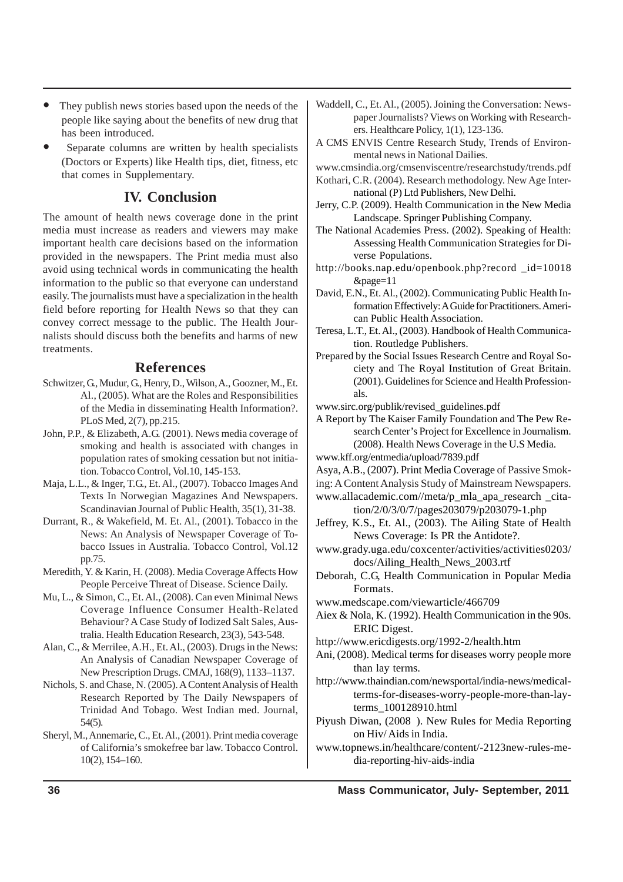- They publish news stories based upon the needs of the people like saying about the benefits of new drug that has been introduced.
- Separate columns are written by health specialists (Doctors or Experts) like Health tips, diet, fitness, etc that comes in Supplementary.

## IV. Conclusion

The amount of health news coverage done in the print media must increase as readers and viewers may make important health care decisions based on the information provided in the newspapers. The Print media must also avoid using technical words in communicating the health information to the public so that everyone can understand easily. The journalists must have a specialization in the health field before reporting for Health News so that they can convey correct message to the public. The Health Journalists should discuss both the benefits and harms of new treatments.

## References

Schwitzer, G., Mudur, G., Henry, D., Wilson, A., Goozner, M., Et. Al., (2005). What are the Roles and Responsibilities of the Media in disseminating Health Information?. PLoS Med, 2(7), pp.215.

John, P.P., & Elizabeth, A.G. (2001). News media coverage of smoking and health is associated with changes in population rates of smoking cessation but not initiation. Tobacco Control, Vol.10, 145-153.

Maja, L.L., & Inger, T.G., Et. Al., (2007). Tobacco Images And Texts In Norwegian Magazines And Newspapers. Scandinavian Journal of Public Health, 35(1), 31-38.

Durrant, R., & Wakefield, M. Et. Al., (2001). Tobacco in the News: An Analysis of Newspaper Coverage of Tobacco Issues in Australia. Tobacco Control, Vol.12 pp.75.

Meredith, Y. & Karin, H. (2008). Media Coverage Affects How People Perceive Threat of Disease. Science Daily.

Mu, L., & Simon, C., Et. Al., (2008). Can even Minimal News Coverage Influence Consumer Health-Related Behaviour? A Case Study of Iodized Salt Sales, Australia. Health Education Research, 23(3), 543-548.

Alan, C., & Merrilee, A.H., Et. Al., (2003). Drugs in the News: An Analysis of Canadian Newspaper Coverage of New Prescription Drugs. CMAJ, 168(9), 1133–1137.

Nichols, S. and Chase, N. (2005). A Content Analysis of Health Research Reported by The Daily Newspapers of Trinidad And Tobago. West Indian med. Journal, 54(5).

Sheryl, M., Annemarie, C., Et. Al., (2001). Print media coverage of California's smokefree bar law. Tobacco Control. 10(2), 154–160.

Waddell, C., Et. Al., (2005). Joining the Conversation: Newspaper Journalists? Views on Working with Researchers. Healthcare Policy, 1(1), 123-136.

A CMS ENVIS Centre Research Study, Trends of Environmental news in National Dailies.

www.cmsindia.org/cmsenviscentre/researchstudy/trends.pdf

Kothari, C.R. (2004). Research methodology. New Age International (P) Ltd Publishers, New Delhi.

Jerry, C.P. (2009). Health Communication in the New Media Landscape. Springer Publishing Company.

The National Academies Press. (2002). Speaking of Health: Assessing Health Communication Strategies for Diverse Populations.

http://books.nap.edu/openbook.php?record _id=10018 &page=11

David, E.N., Et. Al., (2002). Communicating Public Health Information Effectively: A Guide for Practitioners. American Public Health Association.

Teresa, L.T., Et. Al., (2003). Handbook of Health Communication. Routledge Publishers.

Prepared by the Social Issues Research Centre and Royal Society and The Royal Institution of Great Britain. (2001). Guidelines for Science and Health Professionals.

www.sirc.org/publik/revised_guidelines.pdf

A Report by The Kaiser Family Foundation and The Pew Research Center's Project for Excellence in Journalism. (2008). Health News Coverage in the U.S Media.

www.kff.org/entmedia/upload/7839.pdf

Asya, A.B., (2007). Print Media Coverage of Passive Smoking: A Content Analysis Study of Mainstream Newspapers.

www.allacademic.com//meta/p_mla_apa_research _citation/2/0/3/0/7/pages203079/p203079-1.php

Jeffrey, K.S., Et. Al., (2003). The Ailing State of Health News Coverage: Is PR the Antidote?.

www.grady.uga.edu/coxcenter/activities/activities0203/docs/Ailing_Health_News_2003.rtf

Deborah, C.G, Health Communication in Popular Media Formats.

www.medscape.com/viewarticle/466709

Aiex & Nola, K. (1992). Health Communication in the 90s. ERIC Digest.

http://www.ericdigests.org/1992-2/health.htm

Ani, (2008). Medical terms for diseases worry people more than lay terms.

http://www.thaindian.com/newsportal/india-news/medical-terms-for-diseases-worry-people-more-than-lay-terms_100128910.html

Piyush Diwan, (2008 ). New Rules for Media Reporting on Hiv/ Aids in India.

www.topnews.in/healthcare/content/-2123new-rules-media-reporting-hiv-aids-india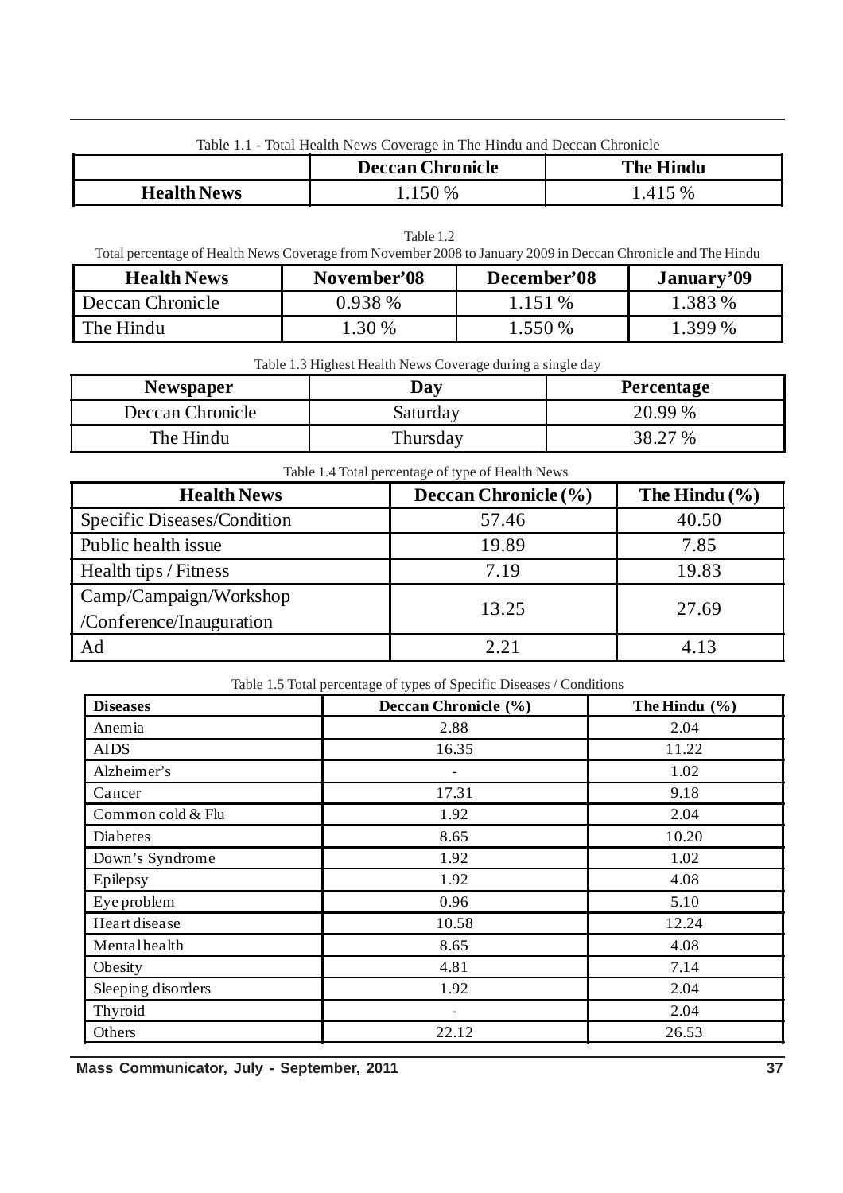Table 1.1 - Total Health News Coverage in The Hindu and Deccan Chronicle

| | Deccan Chronicle | The Hindu |
|---|---|---|
| **Health News** | 1.150 % | 1.415 % |

Table 1.2
Total percentage of Health News Coverage from November 2008 to January 2009 in Deccan Chronicle and The Hindu

| Health News | November'08 | December'08 | January'09 |
|---|---|---|---|
| Deccan Chronicle | 0.938 % | 1.151 % | 1.383 % |
| The Hindu | 1.30 % | 1.550 % | 1.399 % |

Table 1.3 Highest Health News Coverage during a single day

| Newspaper | Day | Percentage |
|---|---|---|
| Deccan Chronicle | Saturday | 20.99 % |
| The Hindu | Thursday | 38.27 % |

Table 1.4 Total percentage of type of Health News

| Health News | Deccan Chronicle (%) | The Hindu (%) |
|---|---|---|
| Specific Diseases/Condition | 57.46 | 40.50 |
| Public health issue | 19.89 | 7.85 |
| Health tips / Fitness | 7.19 | 19.83 |
| Camp/Campaign/Workshop /Conference/Inauguration | 13.25 | 27.69 |
| Ad | 2.21 | 4.13 |

Table 1.5 Total percentage of types of Specific Diseases / Conditions

| Diseases | Deccan Chronicle (%) | The Hindu (%) |
|---|---|---|
| Anemia | 2.88 | 2.04 |
| AIDS | 16.35 | 11.22 |
| Alzheimer's | - | 1.02 |
| Cancer | 17.31 | 9.18 |
| Common cold & Flu | 1.92 | 2.04 |
| Diabetes | 8.65 | 10.20 |
| Down's Syndrome | 1.92 | 1.02 |
| Epilepsy | 1.92 | 4.08 |
| Eye problem | 0.96 | 5.10 |
| Heart disease | 10.58 | 12.24 |
| Mental health | 8.65 | 4.08 |
| Obesity | 4.81 | 7.14 |
| Sleeping disorders | 1.92 | 2.04 |
| Thyroid | - | 2.04 |
| Others | 22.12 | 26.53 |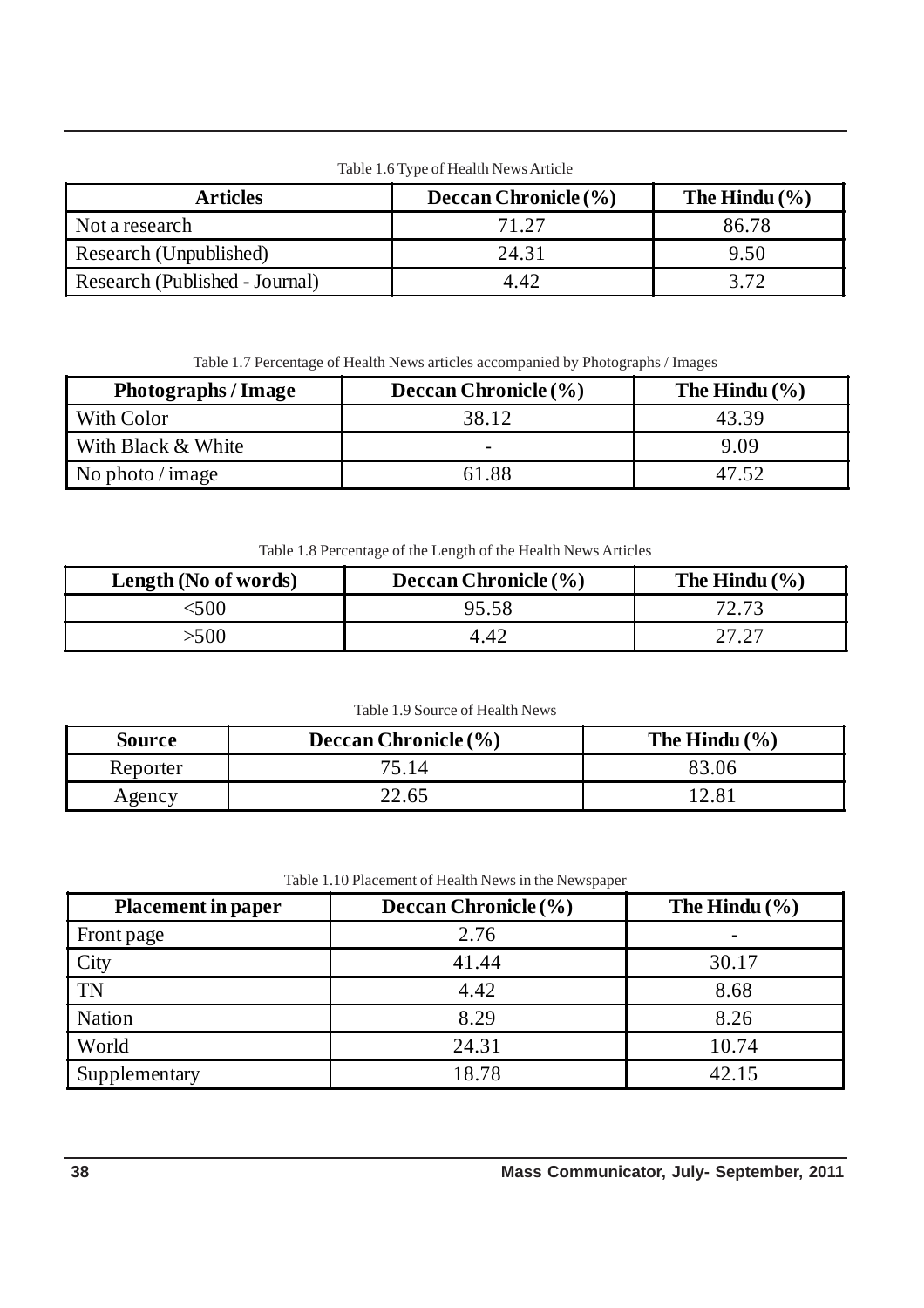Table 1.6 Type of Health News Article

| Articles | Deccan Chronicle (%) | The Hindu (%) |
|---|---|---|
| Not a research | 71.27 | 86.78 |
| Research (Unpublished) | 24.31 | 9.50 |
| Research (Published - Journal) | 4.42 | 3.72 |

Table 1.7 Percentage of Health News articles accompanied by Photographs / Images

| Photographs / Image | Deccan Chronicle (%) | The Hindu (%) |
|---|---|---|
| With Color | 38.12 | 43.39 |
| With Black & White | - | 9.09 |
| No photo / image | 61.88 | 47.52 |

Table 1.8 Percentage of the Length of the Health News Articles

| Length (No of words) | Deccan Chronicle (%) | The Hindu (%) |
|---|---|---|
| <500 | 95.58 | 72.73 |
| >500 | 4.42 | 27.27 |

Table 1.9 Source of Health News

| Source | Deccan Chronicle (%) | The Hindu (%) |
|---|---|---|
| Reporter | 75.14 | 83.06 |
| Agency | 22.65 | 12.81 |

Table 1.10 Placement of Health News in the Newspaper

| Placement in paper | Deccan Chronicle (%) | The Hindu (%) |
|---|---|---|
| Front page | 2.76 | - |
| City | 41.44 | 30.17 |
| TN | 4.42 | 8.68 |
| Nation | 8.29 | 8.26 |
| World | 24.31 | 10.74 |
| Supplementary | 18.78 | 42.15 |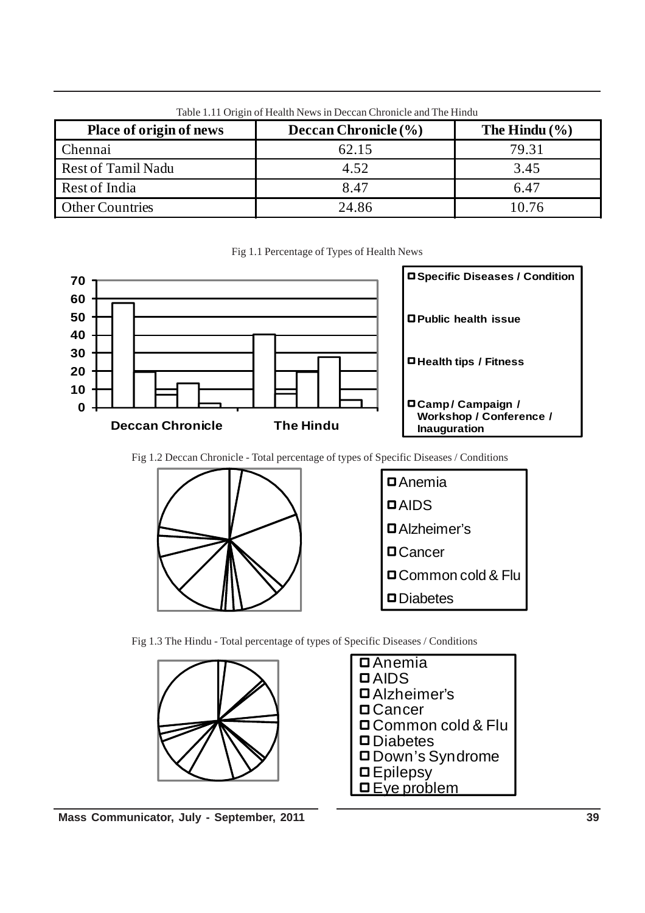Table 1.11 Origin of Health News in Deccan Chronicle and The Hindu

| Place of origin of news | Deccan Chronicle (%) | The Hindu (%) |
|---|---|---|
| Chennai | 62.15 | 79.31 |
| Rest of Tamil Nadu | 4.52 | 3.45 |
| Rest of India | 8.47 | 6.47 |
| Other Countries | 24.86 | 10.76 |

Fig 1.1 Percentage of Types of Health News

Fig 1.2 Deccan Chronicle - Total percentage of types of Specific Diseases / Conditions

Fig 1.3 The Hindu - Total percentage of types of Specific Diseases / Conditions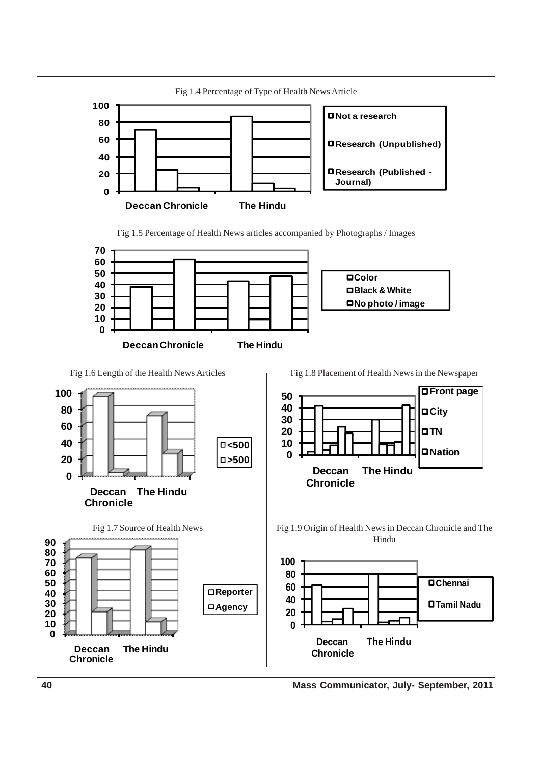Fig 1.4 Percentage of Type of Health News Article

100
80
60
40
20
0

Deccan Chronicle
The Hindu

Not a research
Research (Unpublished)
Research (Published - Journal)

Fig 1.5 Percentage of Health News articles accompanied by Photographs / Images

70
60
50
40
30
20
10
0

Deccan Chronicle
The Hindu

Color
Black & White
No photo / image

Fig 1.6 Length of the Health News Articles

100
80
60
40
20
0

Deccan Chronicle
The Hindu

<500
>500

Fig 1.7 Source of Health News

90
80
70
60
50
40
30
20
10
0

Deccan Chronicle
The Hindu

Reporter
Agency

Fig 1.8 Placement of Health News in the Newspaper

50
40
30
20
10
0

Deccan Chronicle
The Hindu

Front page
City
TN
Nation

Fig 1.9 Origin of Health News in Deccan Chronicle and The Hindu

100
80
60
40
20
0

Deccan Chronicle
The Hindu

Chennai
Tamil Nadu